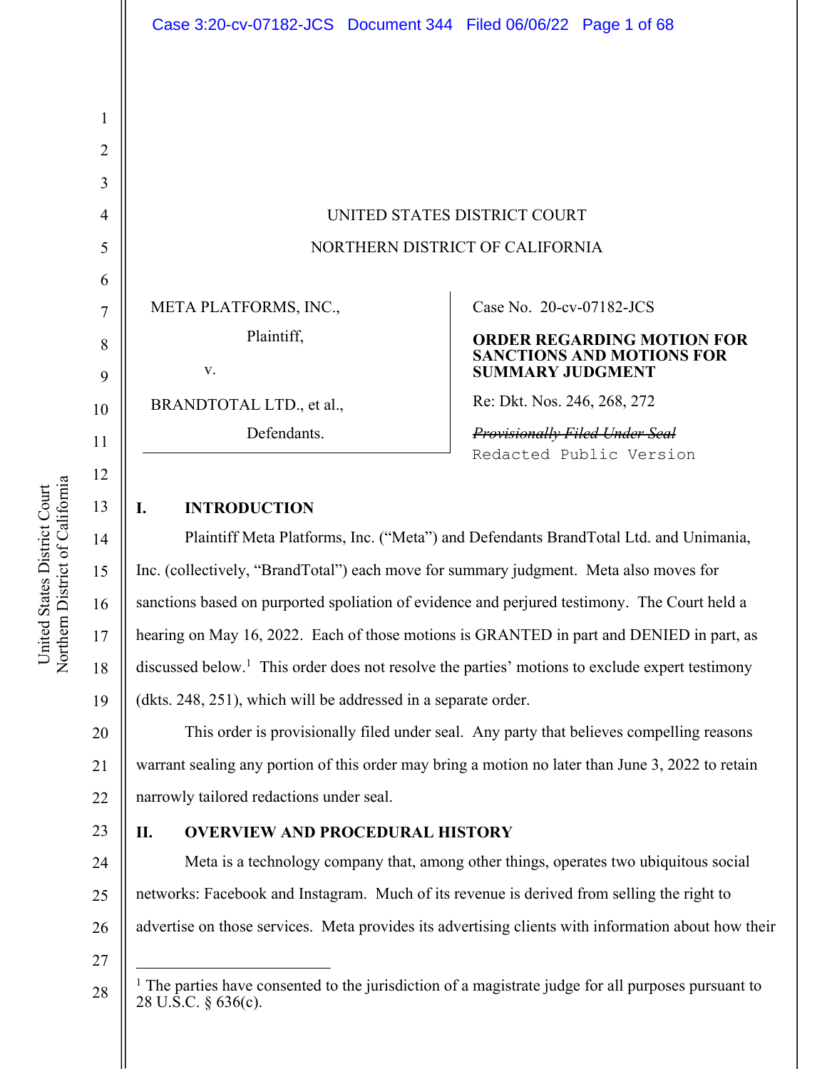UNITED STATES DISTRICT COURT

NORTHERN DISTRICT OF CALIFORNIA

| | |
|---|---|
| META PLATFORMS, INC.,<br>Plaintiff,<br>v.<br>BRANDTOTAL LTD., et al.,<br>Defendants. | Case No. 20-cv-07182-JCS<br>**ORDER REGARDING MOTION FOR SANCTIONS AND MOTIONS FOR SUMMARY JUDGMENT**<br>Re: Dkt. Nos. 246, 268, 272<br>~~*Provisionally Filed Under Seal*~~<br>Redacted Public Version |

## I. INTRODUCTION

Plaintiff Meta Platforms, Inc. ("Meta") and Defendants BrandTotal Ltd. and Unimania, Inc. (collectively, "BrandTotal") each move for summary judgment. Meta also moves for sanctions based on purported spoliation of evidence and perjured testimony. The Court held a hearing on May 16, 2022. Each of those motions is GRANTED in part and DENIED in part, as discussed below.[1] This order does not resolve the parties' motions to exclude expert testimony (dkts. 248, 251), which will be addressed in a separate order.

This order is provisionally filed under seal. Any party that believes compelling reasons warrant sealing any portion of this order may bring a motion no later than June 3, 2022 to retain narrowly tailored redactions under seal.

## II. OVERVIEW AND PROCEDURAL HISTORY

Meta is a technology company that, among other things, operates two ubiquitous social networks: Facebook and Instagram. Much of its revenue is derived from selling the right to advertise on those services. Meta provides its advertising clients with information about how their

[1] The parties have consented to the jurisdiction of a magistrate judge for all purposes pursuant to 28 U.S.C. § 636(c).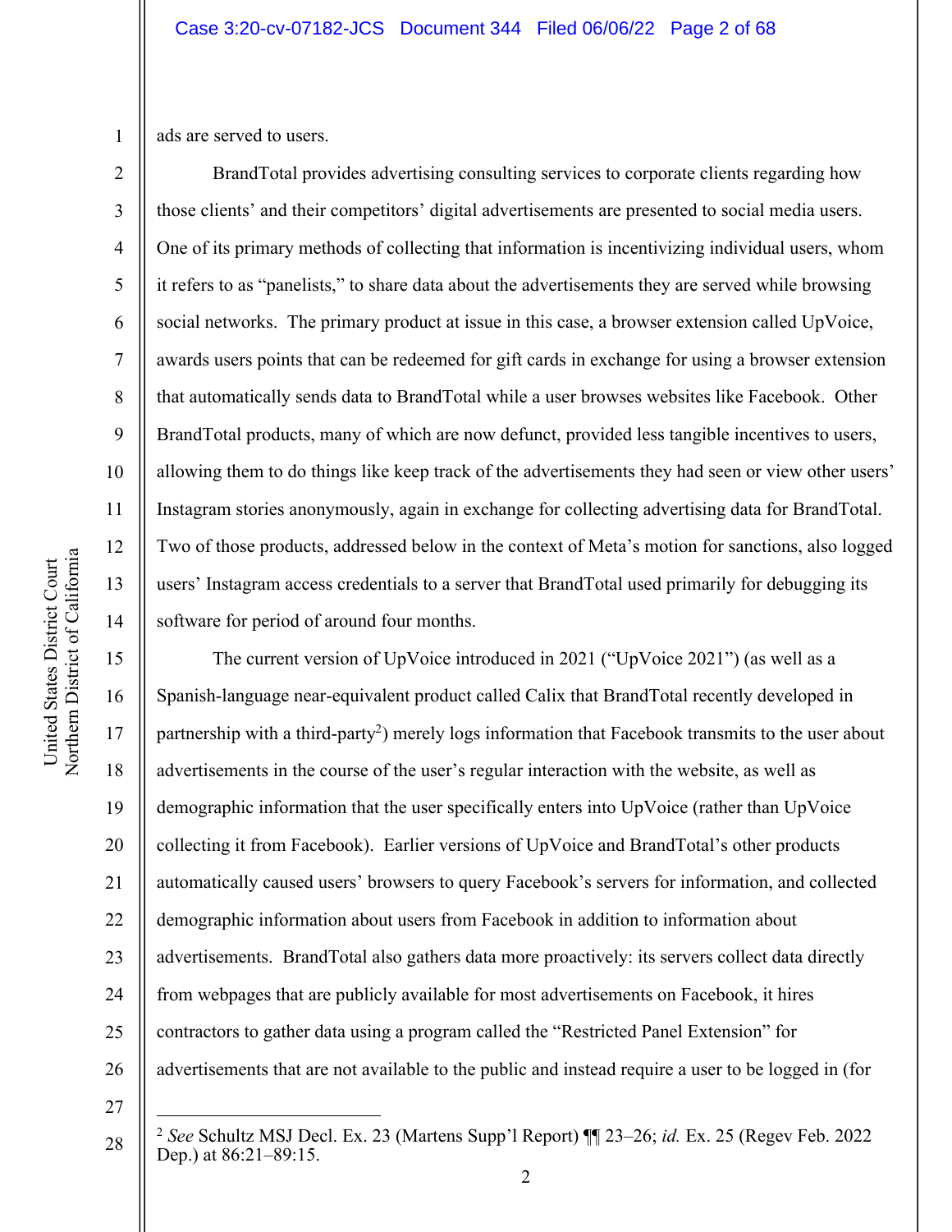ads are served to users.

BrandTotal provides advertising consulting services to corporate clients regarding how those clients' and their competitors' digital advertisements are presented to social media users. One of its primary methods of collecting that information is incentivizing individual users, whom it refers to as "panelists," to share data about the advertisements they are served while browsing social networks. The primary product at issue in this case, a browser extension called UpVoice, awards users points that can be redeemed for gift cards in exchange for using a browser extension that automatically sends data to BrandTotal while a user browses websites like Facebook. Other BrandTotal products, many of which are now defunct, provided less tangible incentives to users, allowing them to do things like keep track of the advertisements they had seen or view other users' Instagram stories anonymously, again in exchange for collecting advertising data for BrandTotal. Two of those products, addressed below in the context of Meta's motion for sanctions, also logged users' Instagram access credentials to a server that BrandTotal used primarily for debugging its software for period of around four months.

The current version of UpVoice introduced in 2021 ("UpVoice 2021") (as well as a Spanish-language near-equivalent product called Calix that BrandTotal recently developed in partnership with a third-party[2]) merely logs information that Facebook transmits to the user about advertisements in the course of the user's regular interaction with the website, as well as demographic information that the user specifically enters into UpVoice (rather than UpVoice collecting it from Facebook). Earlier versions of UpVoice and BrandTotal's other products automatically caused users' browsers to query Facebook's servers for information, and collected demographic information about users from Facebook in addition to information about advertisements. BrandTotal also gathers data more proactively: its servers collect data directly from webpages that are publicly available for most advertisements on Facebook, it hires contractors to gather data using a program called the "Restricted Panel Extension" for advertisements that are not available to the public and instead require a user to be logged in (for

---

[2] *See* Schultz MSJ Decl. Ex. 23 (Martens Supp'l Report) ¶¶ 23–26; *id.* Ex. 25 (Regev Feb. 2022 Dep.) at 86:21–89:15.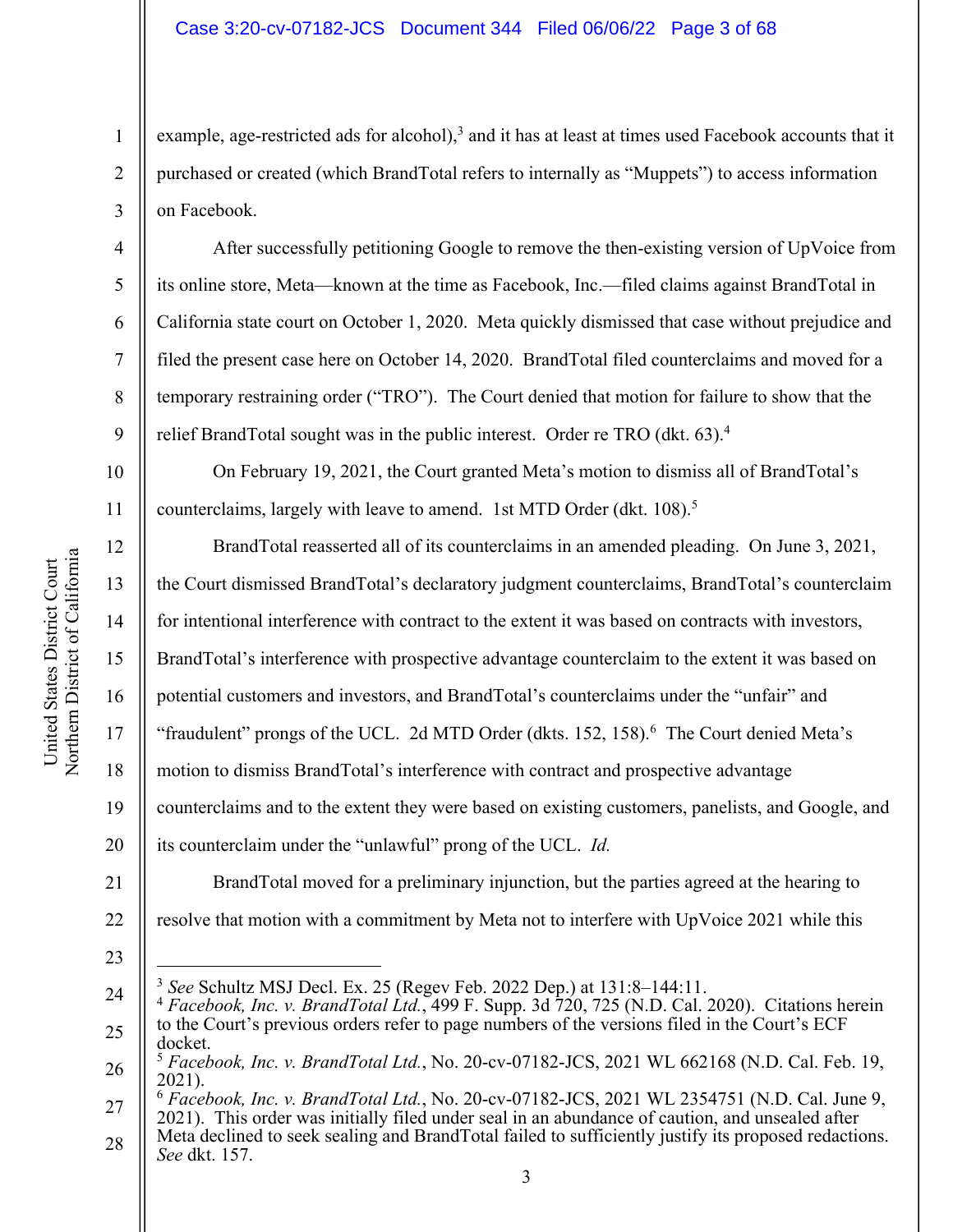example, age-restricted ads for alcohol),[3] and it has at least at times used Facebook accounts that it purchased or created (which BrandTotal refers to internally as "Muppets") to access information on Facebook.

After successfully petitioning Google to remove the then-existing version of UpVoice from its online store, Meta—known at the time as Facebook, Inc.—filed claims against BrandTotal in California state court on October 1, 2020. Meta quickly dismissed that case without prejudice and filed the present case here on October 14, 2020. BrandTotal filed counterclaims and moved for a temporary restraining order ("TRO"). The Court denied that motion for failure to show that the relief BrandTotal sought was in the public interest. Order re TRO (dkt. 63).[4]

On February 19, 2021, the Court granted Meta's motion to dismiss all of BrandTotal's counterclaims, largely with leave to amend. 1st MTD Order (dkt. 108).[5]

BrandTotal reasserted all of its counterclaims in an amended pleading. On June 3, 2021, the Court dismissed BrandTotal's declaratory judgment counterclaims, BrandTotal's counterclaim for intentional interference with contract to the extent it was based on contracts with investors, BrandTotal's interference with prospective advantage counterclaim to the extent it was based on potential customers and investors, and BrandTotal's counterclaims under the "unfair" and "fraudulent" prongs of the UCL. 2d MTD Order (dkts. 152, 158).[6] The Court denied Meta's motion to dismiss BrandTotal's interference with contract and prospective advantage counterclaims and to the extent they were based on existing customers, panelists, and Google, and its counterclaim under the "unlawful" prong of the UCL. *Id.*

BrandTotal moved for a preliminary injunction, but the parties agreed at the hearing to resolve that motion with a commitment by Meta not to interfere with UpVoice 2021 while this

---

[3] *See* Schultz MSJ Decl. Ex. 25 (Regev Feb. 2022 Dep.) at 131:8–144:11.

[4] *Facebook, Inc. v. BrandTotal Ltd.*, 499 F. Supp. 3d 720, 725 (N.D. Cal. 2020). Citations herein to the Court's previous orders refer to page numbers of the versions filed in the Court's ECF docket.

[5] *Facebook, Inc. v. BrandTotal Ltd.*, No. 20-cv-07182-JCS, 2021 WL 662168 (N.D. Cal. Feb. 19, 2021).

[6] *Facebook, Inc. v. BrandTotal Ltd.*, No. 20-cv-07182-JCS, 2021 WL 2354751 (N.D. Cal. June 9, 2021). This order was initially filed under seal in an abundance of caution, and unsealed after Meta declined to seek sealing and BrandTotal failed to sufficiently justify its proposed redactions. *See* dkt. 157.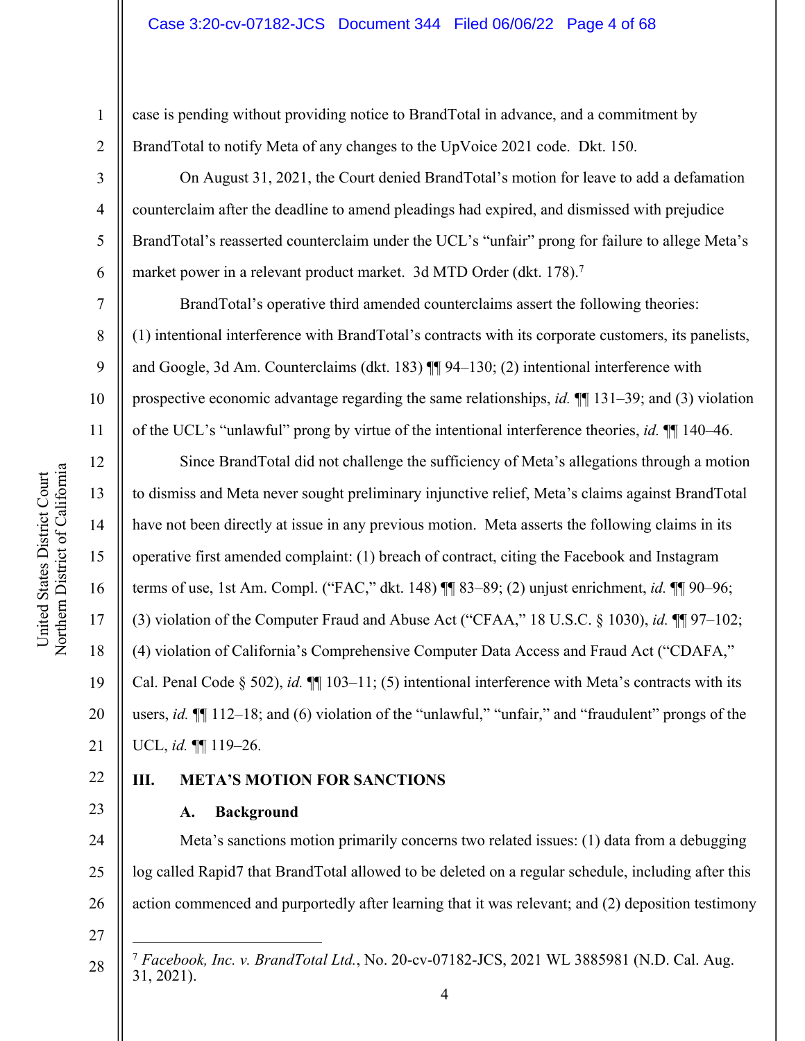case is pending without providing notice to BrandTotal in advance, and a commitment by BrandTotal to notify Meta of any changes to the UpVoice 2021 code. Dkt. 150.

On August 31, 2021, the Court denied BrandTotal's motion for leave to add a defamation counterclaim after the deadline to amend pleadings had expired, and dismissed with prejudice BrandTotal's reasserted counterclaim under the UCL's "unfair" prong for failure to allege Meta's market power in a relevant product market. 3d MTD Order (dkt. 178).[7]

BrandTotal's operative third amended counterclaims assert the following theories: (1) intentional interference with BrandTotal's contracts with its corporate customers, its panelists, and Google, 3d Am. Counterclaims (dkt. 183) ¶¶ 94–130; (2) intentional interference with prospective economic advantage regarding the same relationships, *id.* ¶¶ 131–39; and (3) violation of the UCL's "unlawful" prong by virtue of the intentional interference theories, *id.* ¶¶ 140–46.

Since BrandTotal did not challenge the sufficiency of Meta's allegations through a motion to dismiss and Meta never sought preliminary injunctive relief, Meta's claims against BrandTotal have not been directly at issue in any previous motion. Meta asserts the following claims in its operative first amended complaint: (1) breach of contract, citing the Facebook and Instagram terms of use, 1st Am. Compl. ("FAC," dkt. 148) ¶¶ 83–89; (2) unjust enrichment, *id.* ¶¶ 90–96; (3) violation of the Computer Fraud and Abuse Act ("CFAA," 18 U.S.C. § 1030), *id.* ¶¶ 97–102; (4) violation of California's Comprehensive Computer Data Access and Fraud Act ("CDAFA," Cal. Penal Code § 502), *id.* ¶¶ 103–11; (5) intentional interference with Meta's contracts with its users, *id.* ¶¶ 112–18; and (6) violation of the "unlawful," "unfair," and "fraudulent" prongs of the UCL, *id.* ¶¶ 119–26.

## III. META'S MOTION FOR SANCTIONS

### A. Background

Meta's sanctions motion primarily concerns two related issues: (1) data from a debugging log called Rapid7 that BrandTotal allowed to be deleted on a regular schedule, including after this action commenced and purportedly after learning that it was relevant; and (2) deposition testimony

---

[7] *Facebook, Inc. v. BrandTotal Ltd.*, No. 20-cv-07182-JCS, 2021 WL 3885981 (N.D. Cal. Aug. 31, 2021).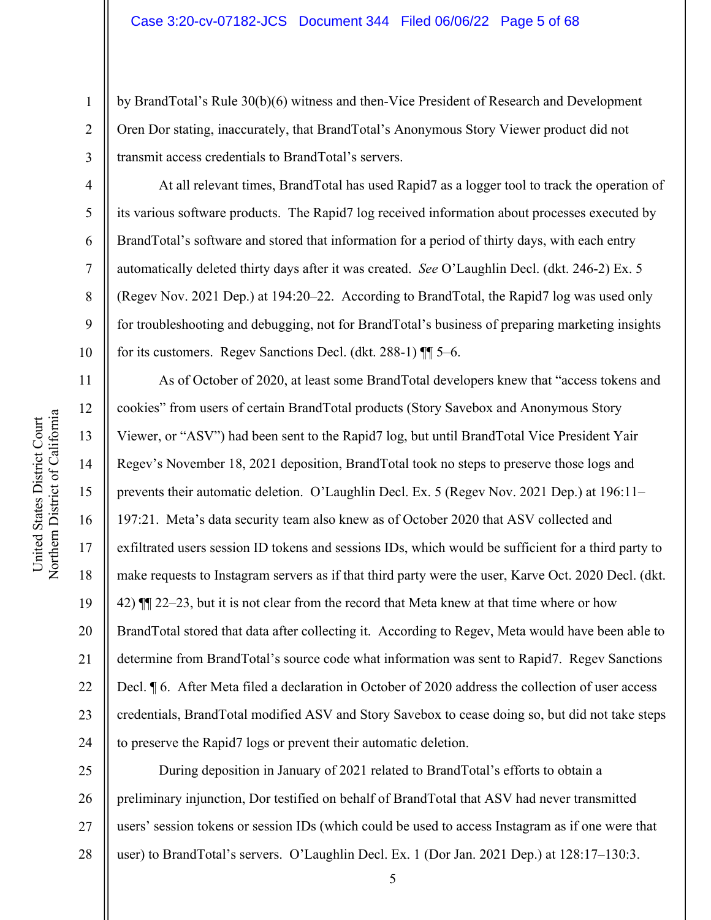by BrandTotal's Rule 30(b)(6) witness and then-Vice President of Research and Development Oren Dor stating, inaccurately, that BrandTotal's Anonymous Story Viewer product did not transmit access credentials to BrandTotal's servers.

At all relevant times, BrandTotal has used Rapid7 as a logger tool to track the operation of its various software products. The Rapid7 log received information about processes executed by BrandTotal's software and stored that information for a period of thirty days, with each entry automatically deleted thirty days after it was created. *See* O'Laughlin Decl. (dkt. 246-2) Ex. 5 (Regev Nov. 2021 Dep.) at 194:20–22. According to BrandTotal, the Rapid7 log was used only for troubleshooting and debugging, not for BrandTotal's business of preparing marketing insights for its customers. Regev Sanctions Decl. (dkt. 288-1) ¶¶ 5–6.

As of October of 2020, at least some BrandTotal developers knew that "access tokens and cookies" from users of certain BrandTotal products (Story Savebox and Anonymous Story Viewer, or "ASV") had been sent to the Rapid7 log, but until BrandTotal Vice President Yair Regev's November 18, 2021 deposition, BrandTotal took no steps to preserve those logs and prevents their automatic deletion. O'Laughlin Decl. Ex. 5 (Regev Nov. 2021 Dep.) at 196:11–197:21. Meta's data security team also knew as of October 2020 that ASV collected and exfiltrated users session ID tokens and sessions IDs, which would be sufficient for a third party to make requests to Instagram servers as if that third party were the user, Karve Oct. 2020 Decl. (dkt. 42) ¶¶ 22–23, but it is not clear from the record that Meta knew at that time where or how BrandTotal stored that data after collecting it. According to Regev, Meta would have been able to determine from BrandTotal's source code what information was sent to Rapid7. Regev Sanctions Decl. ¶ 6. After Meta filed a declaration in October of 2020 address the collection of user access credentials, BrandTotal modified ASV and Story Savebox to cease doing so, but did not take steps to preserve the Rapid7 logs or prevent their automatic deletion.

During deposition in January of 2021 related to BrandTotal's efforts to obtain a preliminary injunction, Dor testified on behalf of BrandTotal that ASV had never transmitted users' session tokens or session IDs (which could be used to access Instagram as if one were that user) to BrandTotal's servers. O'Laughlin Decl. Ex. 1 (Dor Jan. 2021 Dep.) at 128:17–130:3.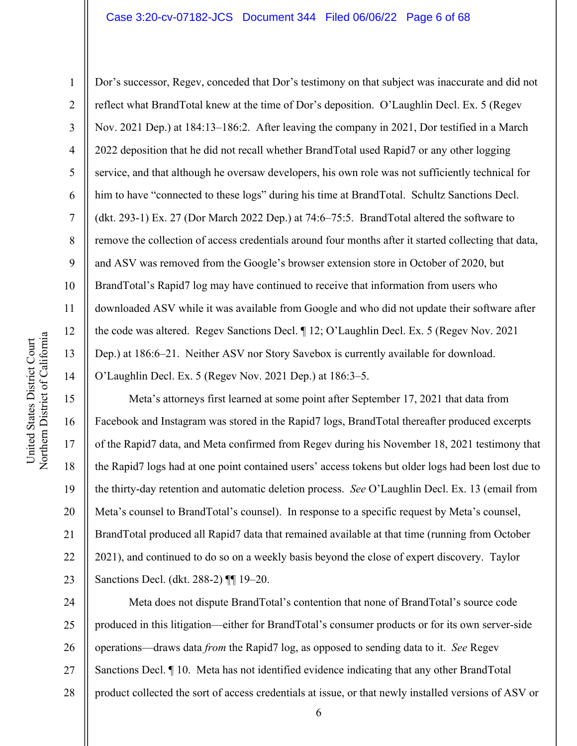Dor's successor, Regev, conceded that Dor's testimony on that subject was inaccurate and did not reflect what BrandTotal knew at the time of Dor's deposition. O'Laughlin Decl. Ex. 5 (Regev Nov. 2021 Dep.) at 184:13–186:2. After leaving the company in 2021, Dor testified in a March 2022 deposition that he did not recall whether BrandTotal used Rapid7 or any other logging service, and that although he oversaw developers, his own role was not sufficiently technical for him to have "connected to these logs" during his time at BrandTotal. Schultz Sanctions Decl. (dkt. 293-1) Ex. 27 (Dor March 2022 Dep.) at 74:6–75:5. BrandTotal altered the software to remove the collection of access credentials around four months after it started collecting that data, and ASV was removed from the Google's browser extension store in October of 2020, but BrandTotal's Rapid7 log may have continued to receive that information from users who downloaded ASV while it was available from Google and who did not update their software after the code was altered. Regev Sanctions Decl. ¶ 12; O'Laughlin Decl. Ex. 5 (Regev Nov. 2021 Dep.) at 186:6–21. Neither ASV nor Story Savebox is currently available for download. O'Laughlin Decl. Ex. 5 (Regev Nov. 2021 Dep.) at 186:3–5.

Meta's attorneys first learned at some point after September 17, 2021 that data from Facebook and Instagram was stored in the Rapid7 logs, BrandTotal thereafter produced excerpts of the Rapid7 data, and Meta confirmed from Regev during his November 18, 2021 testimony that the Rapid7 logs had at one point contained users' access tokens but older logs had been lost due to the thirty-day retention and automatic deletion process. *See* O'Laughlin Decl. Ex. 13 (email from Meta's counsel to BrandTotal's counsel). In response to a specific request by Meta's counsel, BrandTotal produced all Rapid7 data that remained available at that time (running from October 2021), and continued to do so on a weekly basis beyond the close of expert discovery. Taylor Sanctions Decl. (dkt. 288-2) ¶¶ 19–20.

Meta does not dispute BrandTotal's contention that none of BrandTotal's source code produced in this litigation—either for BrandTotal's consumer products or for its own server-side operations—draws data *from* the Rapid7 log, as opposed to sending data to it. *See* Regev Sanctions Decl. ¶ 10. Meta has not identified evidence indicating that any other BrandTotal product collected the sort of access credentials at issue, or that newly installed versions of ASV or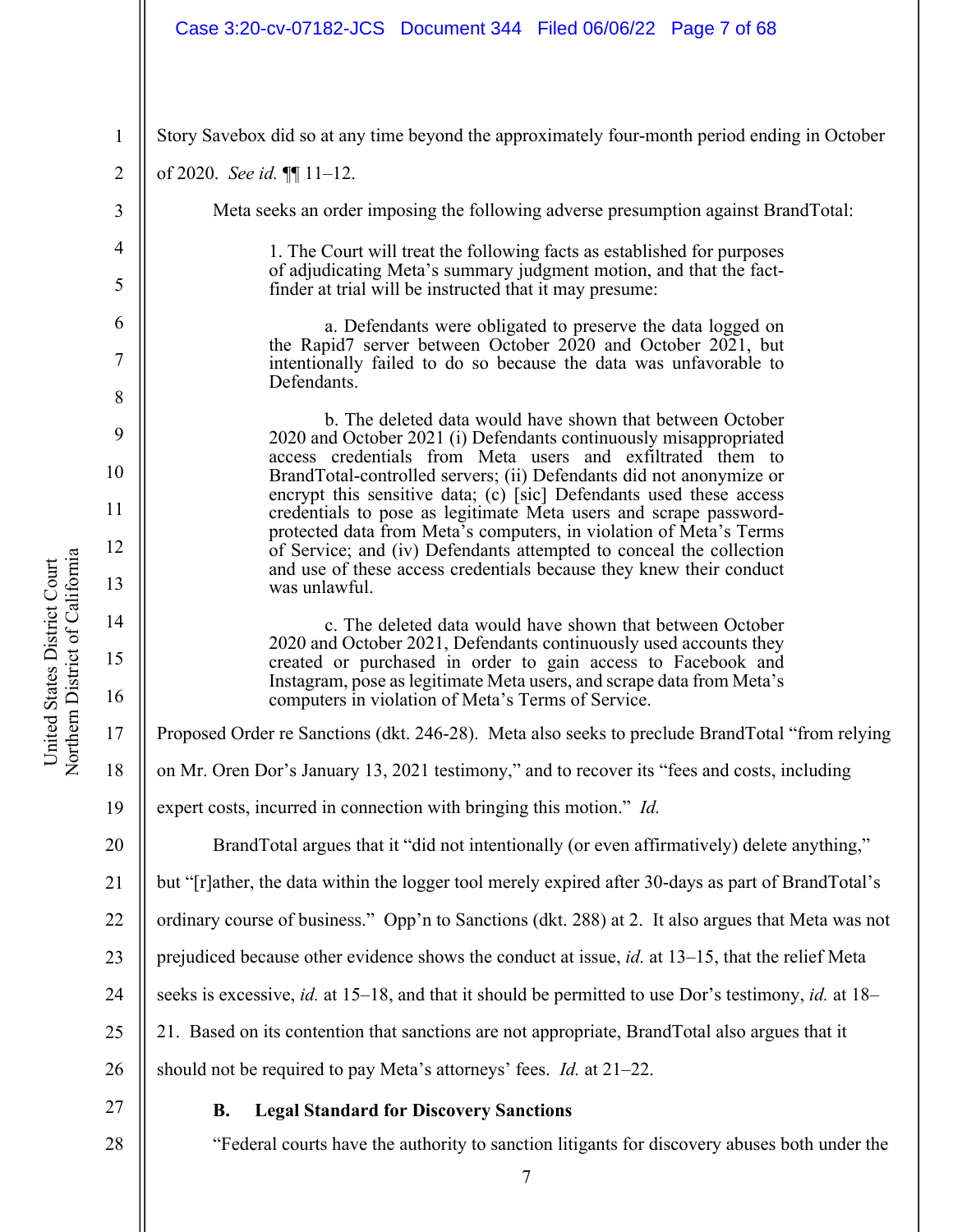Story Savebox did so at any time beyond the approximately four-month period ending in October of 2020. *See id.* ¶¶ 11–12.

Meta seeks an order imposing the following adverse presumption against BrandTotal:

> 1. The Court will treat the following facts as established for purposes of adjudicating Meta's summary judgment motion, and that the fact-finder at trial will be instructed that it may presume:
>
> a. Defendants were obligated to preserve the data logged on the Rapid7 server between October 2020 and October 2021, but intentionally failed to do so because the data was unfavorable to Defendants.
>
> b. The deleted data would have shown that between October 2020 and October 2021 (i) Defendants continuously misappropriated access credentials from Meta users and exfiltrated them to BrandTotal-controlled servers; (ii) Defendants did not anonymize or encrypt this sensitive data; (c) [sic] Defendants used these access credentials to pose as legitimate Meta users and scrape password-protected data from Meta's computers, in violation of Meta's Terms of Service; and (iv) Defendants attempted to conceal the collection and use of these access credentials because they knew their conduct was unlawful.
>
> c. The deleted data would have shown that between October 2020 and October 2021, Defendants continuously used accounts they created or purchased in order to gain access to Facebook and Instagram, pose as legitimate Meta users, and scrape data from Meta's computers in violation of Meta's Terms of Service.

Proposed Order re Sanctions (dkt. 246-28). Meta also seeks to preclude BrandTotal "from relying on Mr. Oren Dor's January 13, 2021 testimony," and to recover its "fees and costs, including expert costs, incurred in connection with bringing this motion." *Id.*

BrandTotal argues that it "did not intentionally (or even affirmatively) delete anything," but "[r]ather, the data within the logger tool merely expired after 30-days as part of BrandTotal's ordinary course of business." Opp'n to Sanctions (dkt. 288) at 2. It also argues that Meta was not prejudiced because other evidence shows the conduct at issue, *id.* at 13–15, that the relief Meta seeks is excessive, *id.* at 15–18, and that it should be permitted to use Dor's testimony, *id.* at 18–21. Based on its contention that sanctions are not appropriate, BrandTotal also argues that it should not be required to pay Meta's attorneys' fees. *Id.* at 21–22.

### B. Legal Standard for Discovery Sanctions

"Federal courts have the authority to sanction litigants for discovery abuses both under the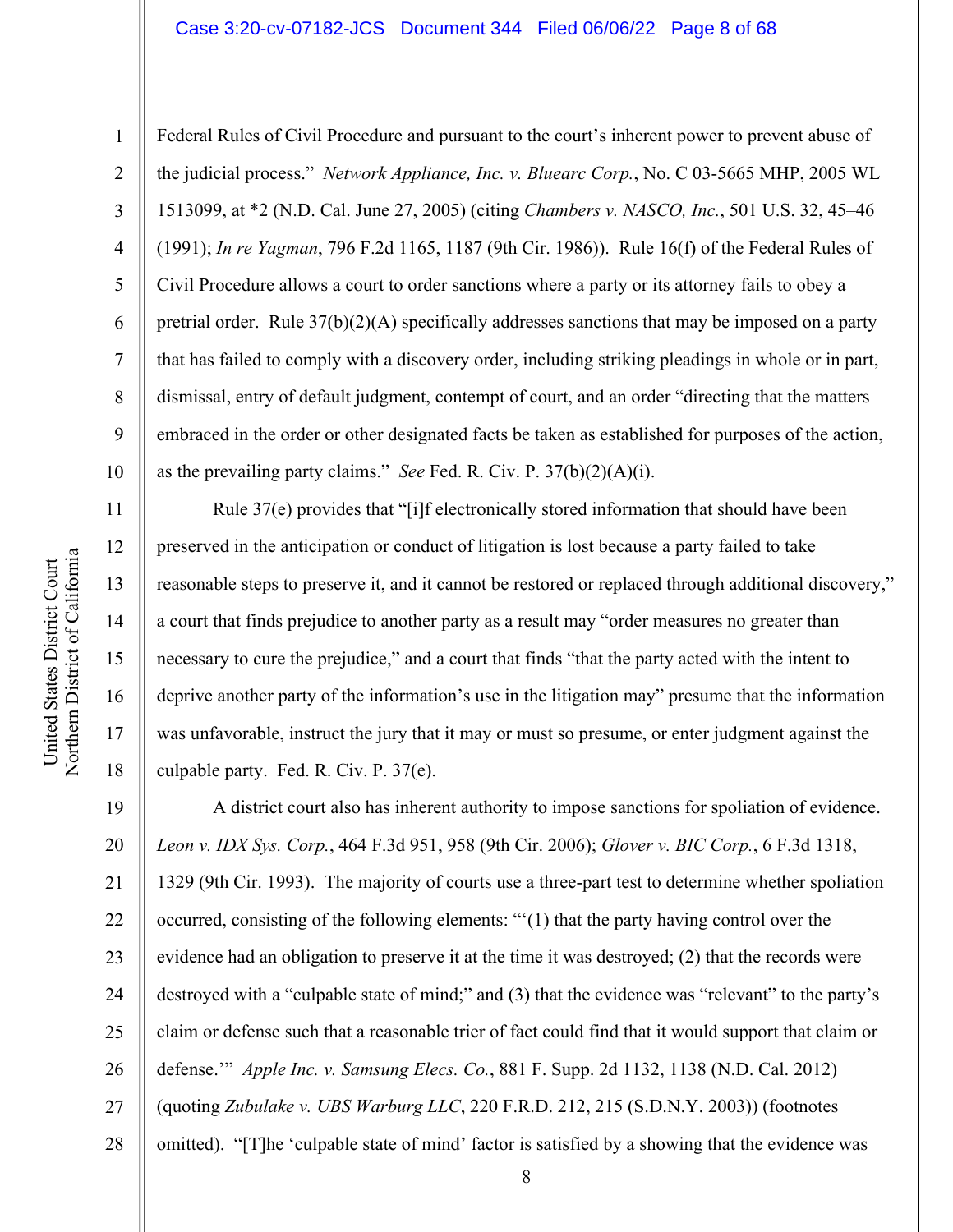Federal Rules of Civil Procedure and pursuant to the court's inherent power to prevent abuse of the judicial process." *Network Appliance, Inc. v. Bluearc Corp.*, No. C 03-5665 MHP, 2005 WL 1513099, at *2 (N.D. Cal. June 27, 2005) (citing *Chambers v. NASCO, Inc.*, 501 U.S. 32, 45–46 (1991); *In re Yagman*, 796 F.2d 1165, 1187 (9th Cir. 1986)). Rule 16(f) of the Federal Rules of Civil Procedure allows a court to order sanctions where a party or its attorney fails to obey a pretrial order. Rule 37(b)(2)(A) specifically addresses sanctions that may be imposed on a party that has failed to comply with a discovery order, including striking pleadings in whole or in part, dismissal, entry of default judgment, contempt of court, and an order "directing that the matters embraced in the order or other designated facts be taken as established for purposes of the action, as the prevailing party claims." *See* Fed. R. Civ. P. 37(b)(2)(A)(i).

Rule 37(e) provides that "[i]f electronically stored information that should have been preserved in the anticipation or conduct of litigation is lost because a party failed to take reasonable steps to preserve it, and it cannot be restored or replaced through additional discovery," a court that finds prejudice to another party as a result may "order measures no greater than necessary to cure the prejudice," and a court that finds "that the party acted with the intent to deprive another party of the information's use in the litigation may" presume that the information was unfavorable, instruct the jury that it may or must so presume, or enter judgment against the culpable party. Fed. R. Civ. P. 37(e).

A district court also has inherent authority to impose sanctions for spoliation of evidence. *Leon v. IDX Sys. Corp.*, 464 F.3d 951, 958 (9th Cir. 2006); *Glover v. BIC Corp.*, 6 F.3d 1318, 1329 (9th Cir. 1993). The majority of courts use a three-part test to determine whether spoliation occurred, consisting of the following elements: "'(1) that the party having control over the evidence had an obligation to preserve it at the time it was destroyed; (2) that the records were destroyed with a "culpable state of mind;" and (3) that the evidence was "relevant" to the party's claim or defense such that a reasonable trier of fact could find that it would support that claim or defense.'" *Apple Inc. v. Samsung Elecs. Co.*, 881 F. Supp. 2d 1132, 1138 (N.D. Cal. 2012) (quoting *Zubulake v. UBS Warburg LLC*, 220 F.R.D. 212, 215 (S.D.N.Y. 2003)) (footnotes omitted). "[T]he 'culpable state of mind' factor is satisfied by a showing that the evidence was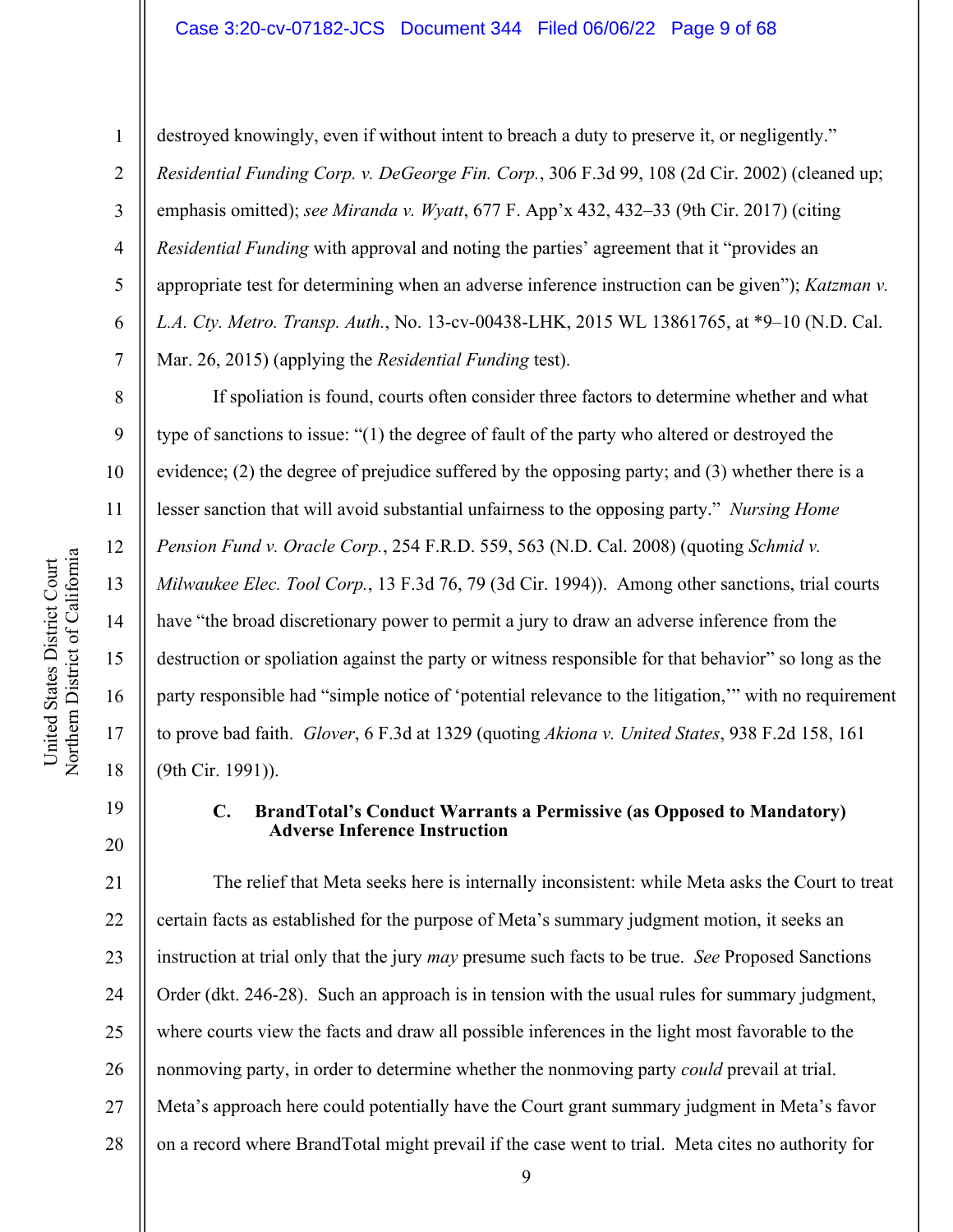destroyed knowingly, even if without intent to breach a duty to preserve it, or negligently." *Residential Funding Corp. v. DeGeorge Fin. Corp.*, 306 F.3d 99, 108 (2d Cir. 2002) (cleaned up; emphasis omitted); *see Miranda v. Wyatt*, 677 F. App'x 432, 432–33 (9th Cir. 2017) (citing *Residential Funding* with approval and noting the parties' agreement that it "provides an appropriate test for determining when an adverse inference instruction can be given"); *Katzman v. L.A. Cty. Metro. Transp. Auth.*, No. 13-cv-00438-LHK, 2015 WL 13861765, at *9–10 (N.D. Cal. Mar. 26, 2015) (applying the *Residential Funding* test).

If spoliation is found, courts often consider three factors to determine whether and what type of sanctions to issue: "(1) the degree of fault of the party who altered or destroyed the evidence; (2) the degree of prejudice suffered by the opposing party; and (3) whether there is a lesser sanction that will avoid substantial unfairness to the opposing party." *Nursing Home Pension Fund v. Oracle Corp.*, 254 F.R.D. 559, 563 (N.D. Cal. 2008) (quoting *Schmid v. Milwaukee Elec. Tool Corp.*, 13 F.3d 76, 79 (3d Cir. 1994)). Among other sanctions, trial courts have "the broad discretionary power to permit a jury to draw an adverse inference from the destruction or spoliation against the party or witness responsible for that behavior" so long as the party responsible had "simple notice of 'potential relevance to the litigation,'" with no requirement to prove bad faith. *Glover*, 6 F.3d at 1329 (quoting *Akiona v. United States*, 938 F.2d 158, 161 (9th Cir. 1991)).

### C. BrandTotal's Conduct Warrants a Permissive (as Opposed to Mandatory) Adverse Inference Instruction

The relief that Meta seeks here is internally inconsistent: while Meta asks the Court to treat certain facts as established for the purpose of Meta's summary judgment motion, it seeks an instruction at trial only that the jury *may* presume such facts to be true. *See* Proposed Sanctions Order (dkt. 246-28). Such an approach is in tension with the usual rules for summary judgment, where courts view the facts and draw all possible inferences in the light most favorable to the nonmoving party, in order to determine whether the nonmoving party *could* prevail at trial. Meta's approach here could potentially have the Court grant summary judgment in Meta's favor on a record where BrandTotal might prevail if the case went to trial. Meta cites no authority for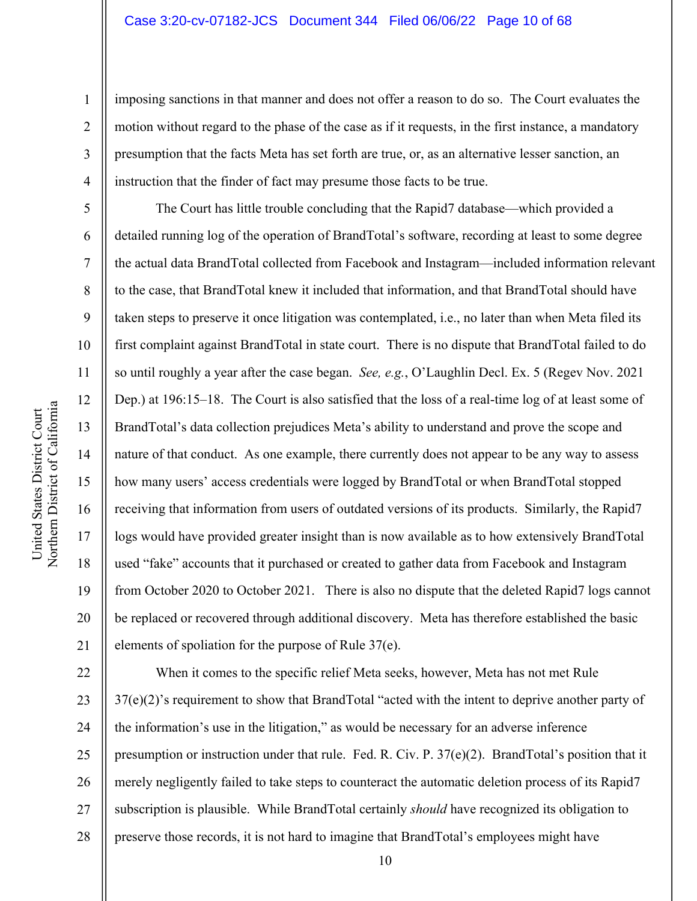imposing sanctions in that manner and does not offer a reason to do so. The Court evaluates the motion without regard to the phase of the case as if it requests, in the first instance, a mandatory presumption that the facts Meta has set forth are true, or, as an alternative lesser sanction, an instruction that the finder of fact may presume those facts to be true.

The Court has little trouble concluding that the Rapid7 database—which provided a detailed running log of the operation of BrandTotal's software, recording at least to some degree the actual data BrandTotal collected from Facebook and Instagram—included information relevant to the case, that BrandTotal knew it included that information, and that BrandTotal should have taken steps to preserve it once litigation was contemplated, i.e., no later than when Meta filed its first complaint against BrandTotal in state court. There is no dispute that BrandTotal failed to do so until roughly a year after the case began. *See, e.g.*, O'Laughlin Decl. Ex. 5 (Regev Nov. 2021 Dep.) at 196:15–18. The Court is also satisfied that the loss of a real-time log of at least some of BrandTotal's data collection prejudices Meta's ability to understand and prove the scope and nature of that conduct. As one example, there currently does not appear to be any way to assess how many users' access credentials were logged by BrandTotal or when BrandTotal stopped receiving that information from users of outdated versions of its products. Similarly, the Rapid7 logs would have provided greater insight than is now available as to how extensively BrandTotal used "fake" accounts that it purchased or created to gather data from Facebook and Instagram from October 2020 to October 2021. There is also no dispute that the deleted Rapid7 logs cannot be replaced or recovered through additional discovery. Meta has therefore established the basic elements of spoliation for the purpose of Rule 37(e).

When it comes to the specific relief Meta seeks, however, Meta has not met Rule 37(e)(2)'s requirement to show that BrandTotal "acted with the intent to deprive another party of the information's use in the litigation," as would be necessary for an adverse inference presumption or instruction under that rule. Fed. R. Civ. P. 37(e)(2). BrandTotal's position that it merely negligently failed to take steps to counteract the automatic deletion process of its Rapid7 subscription is plausible. While BrandTotal certainly *should* have recognized its obligation to preserve those records, it is not hard to imagine that BrandTotal's employees might have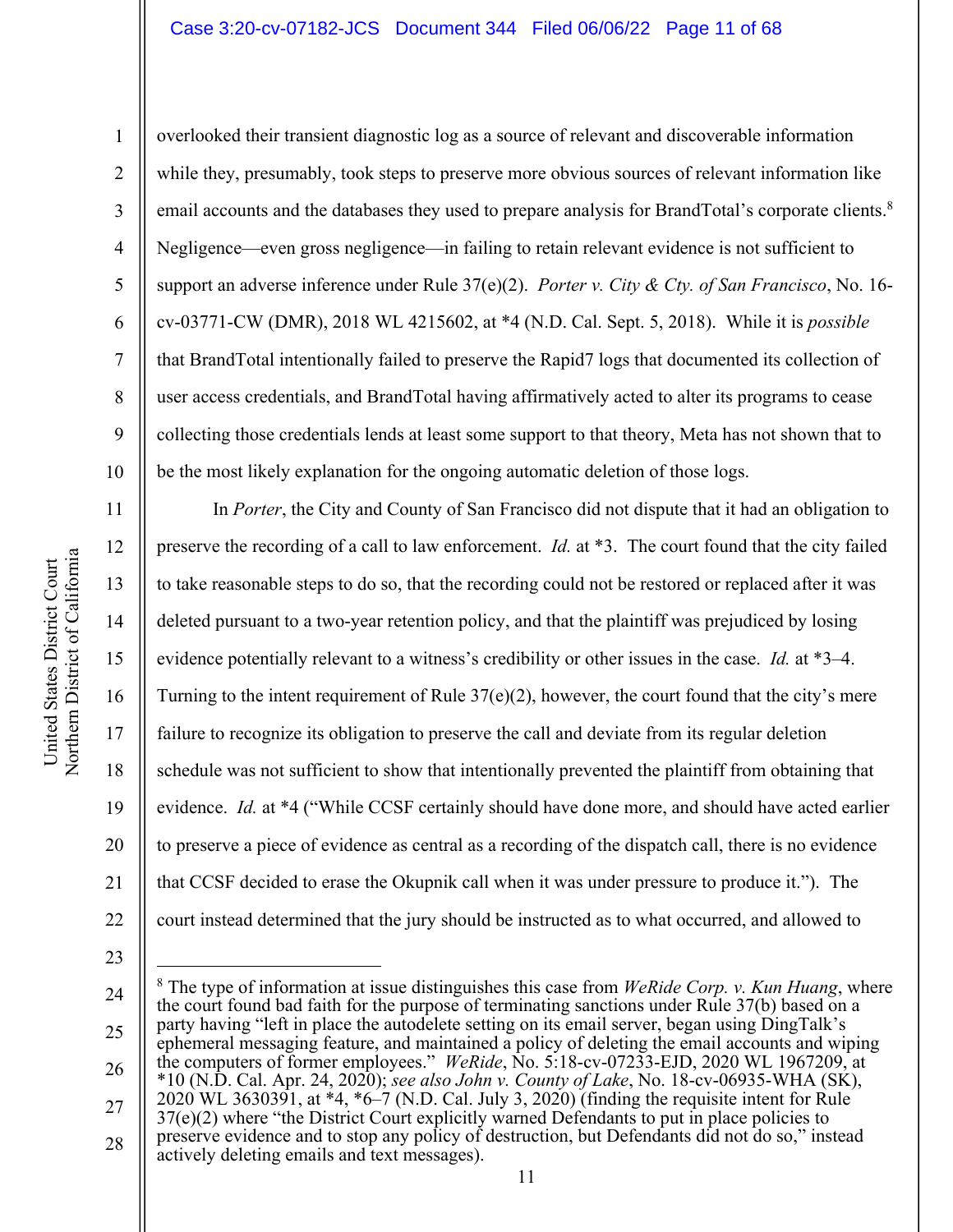overlooked their transient diagnostic log as a source of relevant and discoverable information while they, presumably, took steps to preserve more obvious sources of relevant information like email accounts and the databases they used to prepare analysis for BrandTotal's corporate clients.[8] Negligence—even gross negligence—in failing to retain relevant evidence is not sufficient to support an adverse inference under Rule 37(e)(2). *Porter v. City & Cty. of San Francisco*, No. 16-cv-03771-CW (DMR), 2018 WL 4215602, at *4 (N.D. Cal. Sept. 5, 2018). While it is *possible* that BrandTotal intentionally failed to preserve the Rapid7 logs that documented its collection of user access credentials, and BrandTotal having affirmatively acted to alter its programs to cease collecting those credentials lends at least some support to that theory, Meta has not shown that to be the most likely explanation for the ongoing automatic deletion of those logs.

In *Porter*, the City and County of San Francisco did not dispute that it had an obligation to preserve the recording of a call to law enforcement. *Id.* at *3. The court found that the city failed to take reasonable steps to do so, that the recording could not be restored or replaced after it was deleted pursuant to a two-year retention policy, and that the plaintiff was prejudiced by losing evidence potentially relevant to a witness's credibility or other issues in the case. *Id.* at *3–4. Turning to the intent requirement of Rule 37(e)(2), however, the court found that the city's mere failure to recognize its obligation to preserve the call and deviate from its regular deletion schedule was not sufficient to show that intentionally prevented the plaintiff from obtaining that evidence. *Id.* at *4 ("While CCSF certainly should have done more, and should have acted earlier to preserve a piece of evidence as central as a recording of the dispatch call, there is no evidence that CCSF decided to erase the Okupnik call when it was under pressure to produce it."). The court instead determined that the jury should be instructed as to what occurred, and allowed to

---

[8] The type of information at issue distinguishes this case from *WeRide Corp. v. Kun Huang*, where the court found bad faith for the purpose of terminating sanctions under Rule 37(b) based on a party having "left in place the autodelete setting on its email server, began using DingTalk's ephemeral messaging feature, and maintained a policy of deleting the email accounts and wiping the computers of former employees." *WeRide*, No. 5:18-cv-07233-EJD, 2020 WL 1967209, at *10 (N.D. Cal. Apr. 24, 2020); *see also John v. County of Lake*, No. 18-cv-06935-WHA (SK), 2020 WL 3630391, at *4, *6–7 (N.D. Cal. July 3, 2020) (finding the requisite intent for Rule 37(e)(2) where "the District Court explicitly warned Defendants to put in place policies to preserve evidence and to stop any policy of destruction, but Defendants did not do so," instead actively deleting emails and text messages).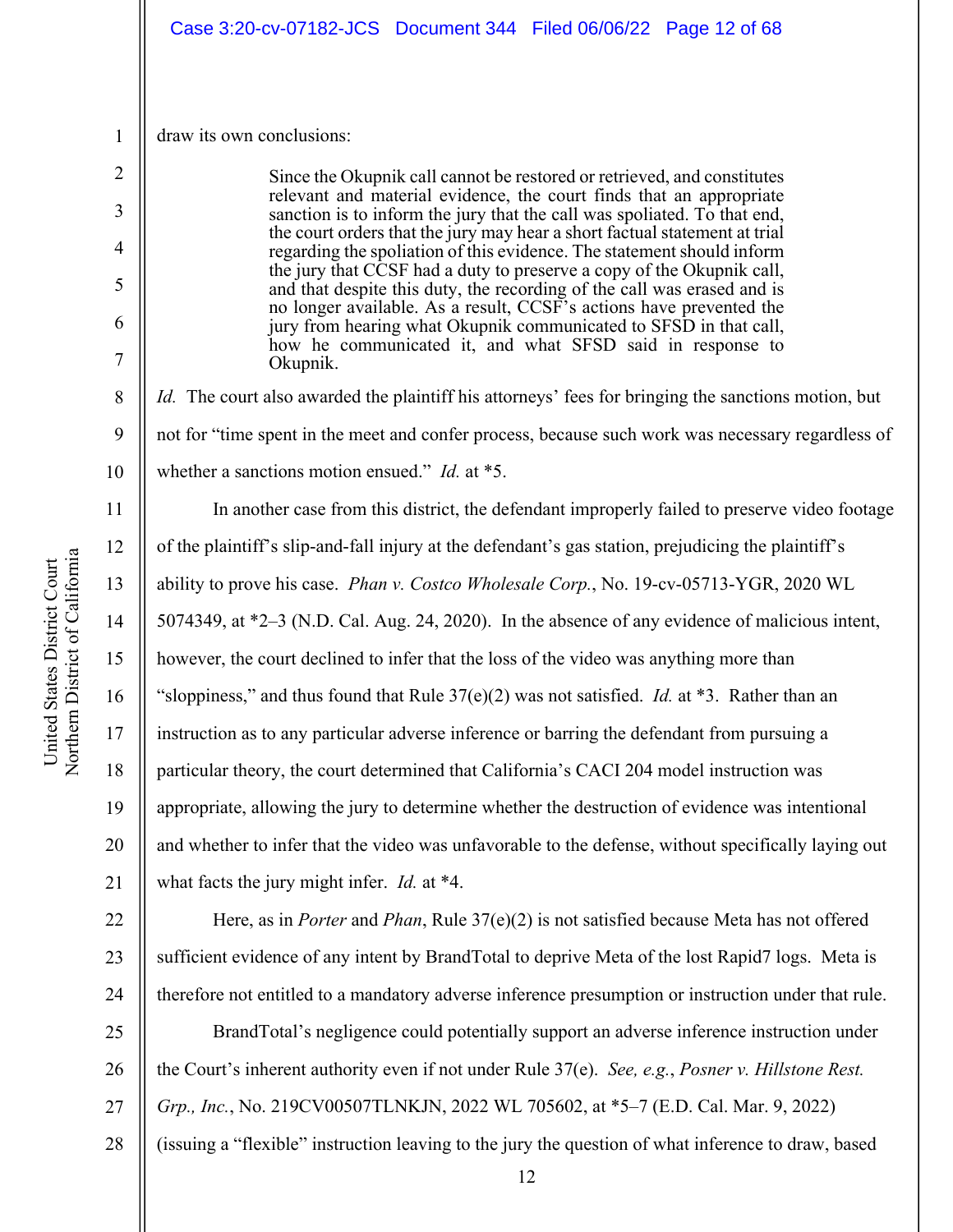draw its own conclusions:

> Since the Okupnik call cannot be restored or retrieved, and constitutes relevant and material evidence, the court finds that an appropriate sanction is to inform the jury that the call was spoliated. To that end, the court orders that the jury may hear a short factual statement at trial regarding the spoliation of this evidence. The statement should inform the jury that CCSF had a duty to preserve a copy of the Okupnik call, and that despite this duty, the recording of the call was erased and is no longer available. As a result, CCSF's actions have prevented the jury from hearing what Okupnik communicated to SFSD in that call, how he communicated it, and what SFSD said in response to Okupnik.

*Id.* The court also awarded the plaintiff his attorneys' fees for bringing the sanctions motion, but not for "time spent in the meet and confer process, because such work was necessary regardless of whether a sanctions motion ensued." *Id.* at *5.

In another case from this district, the defendant improperly failed to preserve video footage of the plaintiff's slip-and-fall injury at the defendant's gas station, prejudicing the plaintiff's ability to prove his case. *Phan v. Costco Wholesale Corp.*, No. 19-cv-05713-YGR, 2020 WL 5074349, at *2–3 (N.D. Cal. Aug. 24, 2020). In the absence of any evidence of malicious intent, however, the court declined to infer that the loss of the video was anything more than "sloppiness," and thus found that Rule 37(e)(2) was not satisfied. *Id.* at *3. Rather than an instruction as to any particular adverse inference or barring the defendant from pursuing a particular theory, the court determined that California's CACI 204 model instruction was appropriate, allowing the jury to determine whether the destruction of evidence was intentional and whether to infer that the video was unfavorable to the defense, without specifically laying out what facts the jury might infer. *Id.* at *4.

Here, as in *Porter* and *Phan*, Rule 37(e)(2) is not satisfied because Meta has not offered sufficient evidence of any intent by BrandTotal to deprive Meta of the lost Rapid7 logs. Meta is therefore not entitled to a mandatory adverse inference presumption or instruction under that rule.

BrandTotal's negligence could potentially support an adverse inference instruction under the Court's inherent authority even if not under Rule 37(e). *See, e.g.*, *Posner v. Hillstone Rest. Grp., Inc.*, No. 219CV00507TLNKJN, 2022 WL 705602, at *5–7 (E.D. Cal. Mar. 9, 2022) (issuing a "flexible" instruction leaving to the jury the question of what inference to draw, based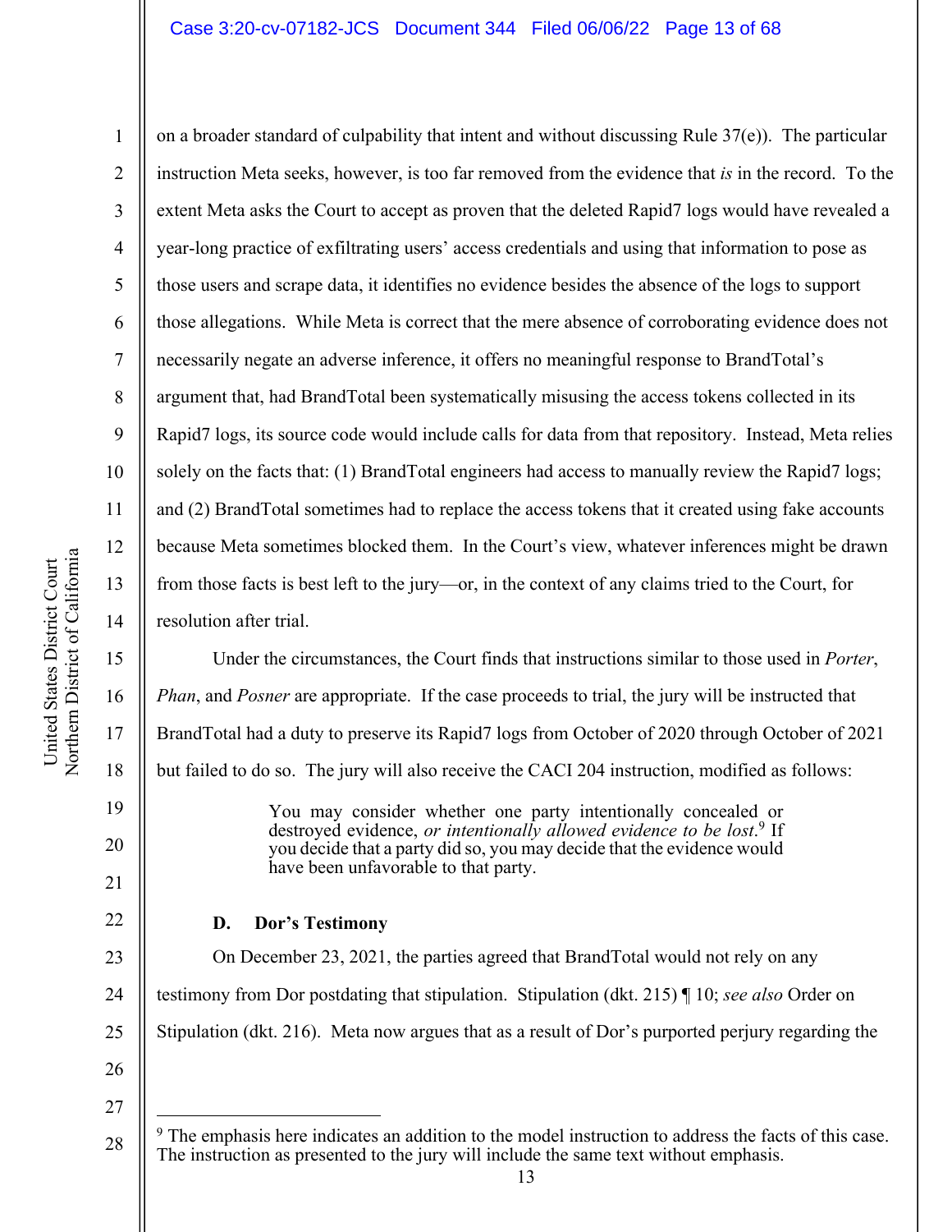on a broader standard of culpability that intent and without discussing Rule 37(e)). The particular instruction Meta seeks, however, is too far removed from the evidence that *is* in the record. To the extent Meta asks the Court to accept as proven that the deleted Rapid7 logs would have revealed a year-long practice of exfiltrating users' access credentials and using that information to pose as those users and scrape data, it identifies no evidence besides the absence of the logs to support those allegations. While Meta is correct that the mere absence of corroborating evidence does not necessarily negate an adverse inference, it offers no meaningful response to BrandTotal's argument that, had BrandTotal been systematically misusing the access tokens collected in its Rapid7 logs, its source code would include calls for data from that repository. Instead, Meta relies solely on the facts that: (1) BrandTotal engineers had access to manually review the Rapid7 logs; and (2) BrandTotal sometimes had to replace the access tokens that it created using fake accounts because Meta sometimes blocked them. In the Court's view, whatever inferences might be drawn from those facts is best left to the jury—or, in the context of any claims tried to the Court, for resolution after trial.

Under the circumstances, the Court finds that instructions similar to those used in *Porter*, *Phan*, and *Posner* are appropriate. If the case proceeds to trial, the jury will be instructed that BrandTotal had a duty to preserve its Rapid7 logs from October of 2020 through October of 2021 but failed to do so. The jury will also receive the CACI 204 instruction, modified as follows:

> You may consider whether one party intentionally concealed or destroyed evidence, *or intentionally allowed evidence to be lost*.[9] If you decide that a party did so, you may decide that the evidence would have been unfavorable to that party.

### D. Dor's Testimony

On December 23, 2021, the parties agreed that BrandTotal would not rely on any testimony from Dor postdating that stipulation. Stipulation (dkt. 215) ¶ 10; *see also* Order on Stipulation (dkt. 216). Meta now argues that as a result of Dor's purported perjury regarding the

---

[9] The emphasis here indicates an addition to the model instruction to address the facts of this case. The instruction as presented to the jury will include the same text without emphasis.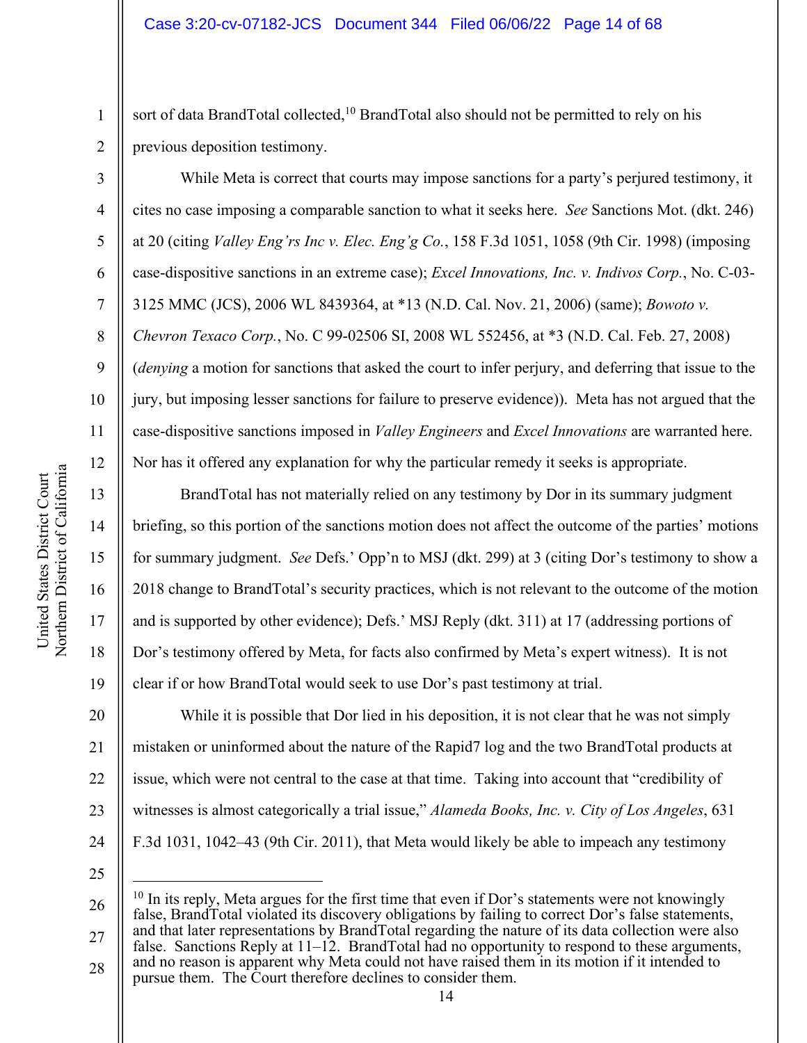sort of data BrandTotal collected,[10] BrandTotal also should not be permitted to rely on his previous deposition testimony.

While Meta is correct that courts may impose sanctions for a party's perjured testimony, it cites no case imposing a comparable sanction to what it seeks here. *See* Sanctions Mot. (dkt. 246) at 20 (citing *Valley Eng'rs Inc v. Elec. Eng'g Co.*, 158 F.3d 1051, 1058 (9th Cir. 1998) (imposing case-dispositive sanctions in an extreme case); *Excel Innovations, Inc. v. Indivos Corp.*, No. C-03-3125 MMC (JCS), 2006 WL 8439364, at *13 (N.D. Cal. Nov. 21, 2006) (same); *Bowoto v. Chevron Texaco Corp.*, No. C 99-02506 SI, 2008 WL 552456, at *3 (N.D. Cal. Feb. 27, 2008) (*denying* a motion for sanctions that asked the court to infer perjury, and deferring that issue to the jury, but imposing lesser sanctions for failure to preserve evidence)). Meta has not argued that the case-dispositive sanctions imposed in *Valley Engineers* and *Excel Innovations* are warranted here. Nor has it offered any explanation for why the particular remedy it seeks is appropriate.

BrandTotal has not materially relied on any testimony by Dor in its summary judgment briefing, so this portion of the sanctions motion does not affect the outcome of the parties' motions for summary judgment. *See* Defs.' Opp'n to MSJ (dkt. 299) at 3 (citing Dor's testimony to show a 2018 change to BrandTotal's security practices, which is not relevant to the outcome of the motion and is supported by other evidence); Defs.' MSJ Reply (dkt. 311) at 17 (addressing portions of Dor's testimony offered by Meta, for facts also confirmed by Meta's expert witness). It is not clear if or how BrandTotal would seek to use Dor's past testimony at trial.

While it is possible that Dor lied in his deposition, it is not clear that he was not simply mistaken or uninformed about the nature of the Rapid7 log and the two BrandTotal products at issue, which were not central to the case at that time. Taking into account that "credibility of witnesses is almost categorically a trial issue," *Alameda Books, Inc. v. City of Los Angeles*, 631 F.3d 1031, 1042–43 (9th Cir. 2011), that Meta would likely be able to impeach any testimony

---

[10] In its reply, Meta argues for the first time that even if Dor's statements were not knowingly false, BrandTotal violated its discovery obligations by failing to correct Dor's false statements, and that later representations by BrandTotal regarding the nature of its data collection were also false. Sanctions Reply at 11–12. BrandTotal had no opportunity to respond to these arguments, and no reason is apparent why Meta could not have raised them in its motion if it intended to pursue them. The Court therefore declines to consider them.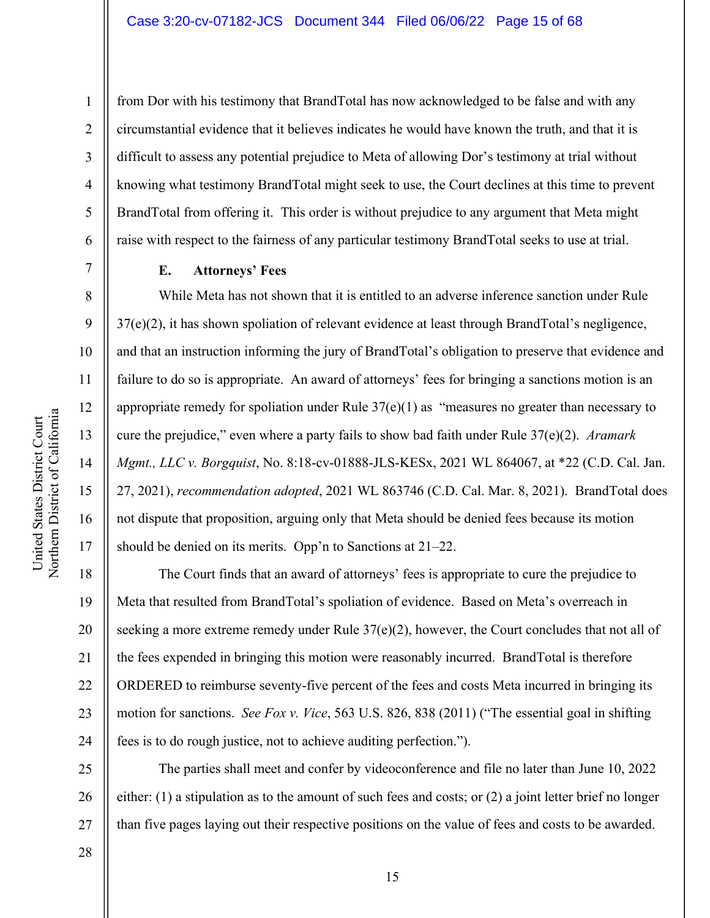from Dor with his testimony that BrandTotal has now acknowledged to be false and with any circumstantial evidence that it believes indicates he would have known the truth, and that it is difficult to assess any potential prejudice to Meta of allowing Dor's testimony at trial without knowing what testimony BrandTotal might seek to use, the Court declines at this time to prevent BrandTotal from offering it. This order is without prejudice to any argument that Meta might raise with respect to the fairness of any particular testimony BrandTotal seeks to use at trial.

### E. Attorneys' Fees

While Meta has not shown that it is entitled to an adverse inference sanction under Rule 37(e)(2), it has shown spoliation of relevant evidence at least through BrandTotal's negligence, and that an instruction informing the jury of BrandTotal's obligation to preserve that evidence and failure to do so is appropriate. An award of attorneys' fees for bringing a sanctions motion is an appropriate remedy for spoliation under Rule 37(e)(1) as "measures no greater than necessary to cure the prejudice," even where a party fails to show bad faith under Rule 37(e)(2). *Aramark Mgmt., LLC v. Borgquist*, No. 8:18-cv-01888-JLS-KESx, 2021 WL 864067, at *22 (C.D. Cal. Jan. 27, 2021), *recommendation adopted*, 2021 WL 863746 (C.D. Cal. Mar. 8, 2021). BrandTotal does not dispute that proposition, arguing only that Meta should be denied fees because its motion should be denied on its merits. Opp'n to Sanctions at 21–22.

The Court finds that an award of attorneys' fees is appropriate to cure the prejudice to Meta that resulted from BrandTotal's spoliation of evidence. Based on Meta's overreach in seeking a more extreme remedy under Rule 37(e)(2), however, the Court concludes that not all of the fees expended in bringing this motion were reasonably incurred. BrandTotal is therefore ORDERED to reimburse seventy-five percent of the fees and costs Meta incurred in bringing its motion for sanctions. *See Fox v. Vice*, 563 U.S. 826, 838 (2011) ("The essential goal in shifting fees is to do rough justice, not to achieve auditing perfection.").

The parties shall meet and confer by videoconference and file no later than June 10, 2022 either: (1) a stipulation as to the amount of such fees and costs; or (2) a joint letter brief no longer than five pages laying out their respective positions on the value of fees and costs to be awarded.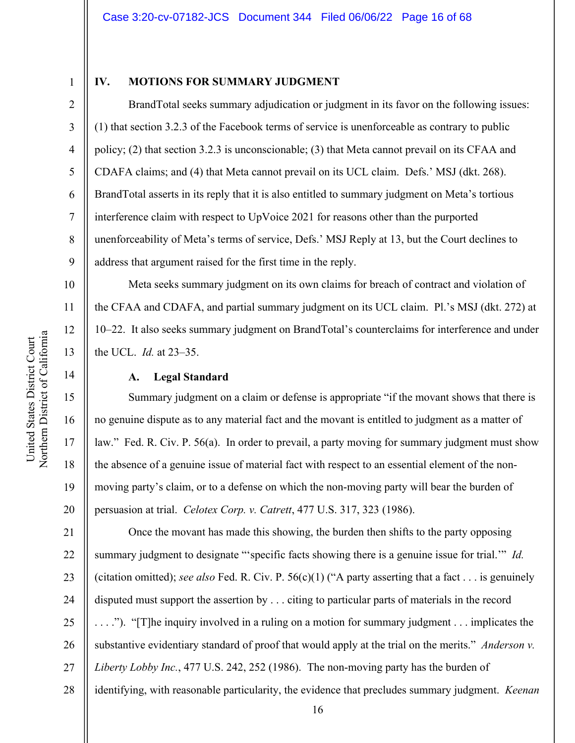## IV. MOTIONS FOR SUMMARY JUDGMENT

BrandTotal seeks summary adjudication or judgment in its favor on the following issues: (1) that section 3.2.3 of the Facebook terms of service is unenforceable as contrary to public policy; (2) that section 3.2.3 is unconscionable; (3) that Meta cannot prevail on its CFAA and CDAFA claims; and (4) that Meta cannot prevail on its UCL claim. Defs.' MSJ (dkt. 268). BrandTotal asserts in its reply that it is also entitled to summary judgment on Meta's tortious interference claim with respect to UpVoice 2021 for reasons other than the purported unenforceability of Meta's terms of service, Defs.' MSJ Reply at 13, but the Court declines to address that argument raised for the first time in the reply.

Meta seeks summary judgment on its own claims for breach of contract and violation of the CFAA and CDAFA, and partial summary judgment on its UCL claim. Pl.'s MSJ (dkt. 272) at 10–22. It also seeks summary judgment on BrandTotal's counterclaims for interference and under the UCL. *Id.* at 23–35.

### A. Legal Standard

Summary judgment on a claim or defense is appropriate "if the movant shows that there is no genuine dispute as to any material fact and the movant is entitled to judgment as a matter of law." Fed. R. Civ. P. 56(a). In order to prevail, a party moving for summary judgment must show the absence of a genuine issue of material fact with respect to an essential element of the non-moving party's claim, or to a defense on which the non-moving party will bear the burden of persuasion at trial. *Celotex Corp. v. Catrett*, 477 U.S. 317, 323 (1986).

Once the movant has made this showing, the burden then shifts to the party opposing summary judgment to designate "'specific facts showing there is a genuine issue for trial.'" *Id.* (citation omitted); *see also* Fed. R. Civ. P. 56(c)(1) ("A party asserting that a fact . . . is genuinely disputed must support the assertion by . . . citing to particular parts of materials in the record . . . ."). "[T]he inquiry involved in a ruling on a motion for summary judgment . . . implicates the substantive evidentiary standard of proof that would apply at the trial on the merits." *Anderson v. Liberty Lobby Inc.*, 477 U.S. 242, 252 (1986). The non-moving party has the burden of identifying, with reasonable particularity, the evidence that precludes summary judgment. *Keenan*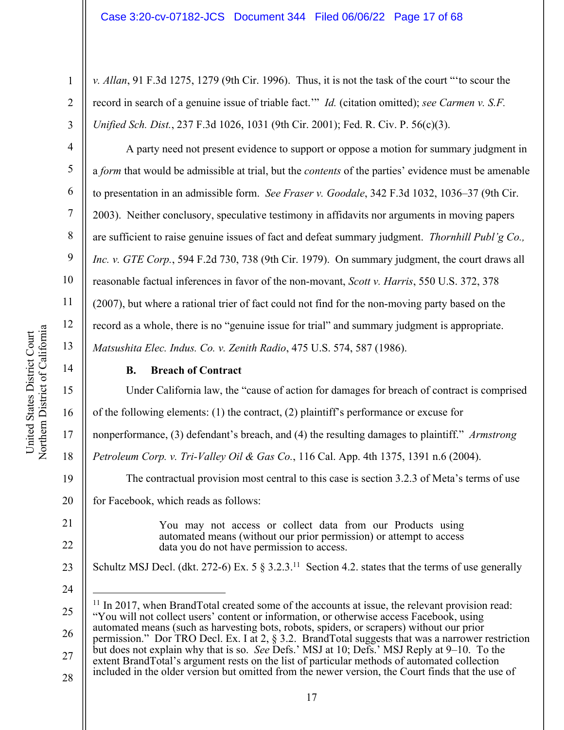*v. Allan*, 91 F.3d 1275, 1279 (9th Cir. 1996). Thus, it is not the task of the court "'to scour the record in search of a genuine issue of triable fact.'" *Id.* (citation omitted); *see Carmen v. S.F. Unified Sch. Dist.*, 237 F.3d 1026, 1031 (9th Cir. 2001); Fed. R. Civ. P. 56(c)(3).

A party need not present evidence to support or oppose a motion for summary judgment in a *form* that would be admissible at trial, but the *contents* of the parties' evidence must be amenable to presentation in an admissible form. *See Fraser v. Goodale*, 342 F.3d 1032, 1036–37 (9th Cir. 2003). Neither conclusory, speculative testimony in affidavits nor arguments in moving papers are sufficient to raise genuine issues of fact and defeat summary judgment. *Thornhill Publ'g Co., Inc. v. GTE Corp.*, 594 F.2d 730, 738 (9th Cir. 1979). On summary judgment, the court draws all reasonable factual inferences in favor of the non-movant, *Scott v. Harris*, 550 U.S. 372, 378 (2007), but where a rational trier of fact could not find for the non-moving party based on the record as a whole, there is no "genuine issue for trial" and summary judgment is appropriate. *Matsushita Elec. Indus. Co. v. Zenith Radio*, 475 U.S. 574, 587 (1986).

**B. Breach of Contract**

Under California law, the "cause of action for damages for breach of contract is comprised of the following elements: (1) the contract, (2) plaintiff's performance or excuse for nonperformance, (3) defendant's breach, and (4) the resulting damages to plaintiff." *Armstrong Petroleum Corp. v. Tri-Valley Oil & Gas Co.*, 116 Cal. App. 4th 1375, 1391 n.6 (2004).

The contractual provision most central to this case is section 3.2.3 of Meta's terms of use for Facebook, which reads as follows:

> You may not access or collect data from our Products using automated means (without our prior permission) or attempt to access data you do not have permission to access.

Schultz MSJ Decl. (dkt. 272-6) Ex. 5 § 3.2.3.[11] Section 4.2. states that the terms of use generally

---

[11] In 2017, when BrandTotal created some of the accounts at issue, the relevant provision read: "You will not collect users' content or information, or otherwise access Facebook, using automated means (such as harvesting bots, robots, spiders, or scrapers) without our prior permission." Dor TRO Decl. Ex. I at 2, § 3.2. BrandTotal suggests that was a narrower restriction but does not explain why that is so. *See* Defs.' MSJ at 10; Defs.' MSJ Reply at 9–10. To the extent BrandTotal's argument rests on the list of particular methods of automated collection included in the older version but omitted from the newer version, the Court finds that the use of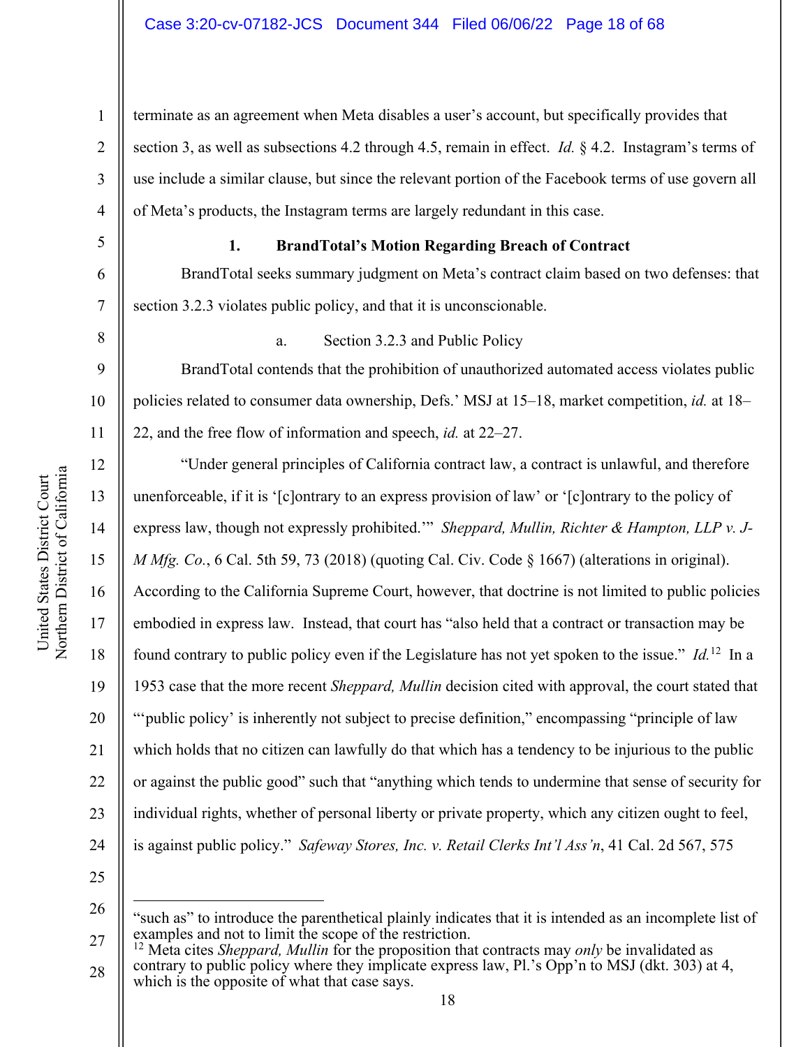terminate as an agreement when Meta disables a user's account, but specifically provides that section 3, as well as subsections 4.2 through 4.5, remain in effect. *Id.* § 4.2. Instagram's terms of use include a similar clause, but since the relevant portion of the Facebook terms of use govern all of Meta's products, the Instagram terms are largely redundant in this case.

**1. BrandTotal's Motion Regarding Breach of Contract**

BrandTotal seeks summary judgment on Meta's contract claim based on two defenses: that section 3.2.3 violates public policy, and that it is unconscionable.

a. Section 3.2.3 and Public Policy

BrandTotal contends that the prohibition of unauthorized automated access violates public policies related to consumer data ownership, Defs.' MSJ at 15–18, market competition, *id.* at 18–22, and the free flow of information and speech, *id.* at 22–27.

"Under general principles of California contract law, a contract is unlawful, and therefore unenforceable, if it is '[c]ontrary to an express provision of law' or '[c]ontrary to the policy of express law, though not expressly prohibited.'" *Sheppard, Mullin, Richter & Hampton, LLP v. J-M Mfg. Co.*, 6 Cal. 5th 59, 73 (2018) (quoting Cal. Civ. Code § 1667) (alterations in original). According to the California Supreme Court, however, that doctrine is not limited to public policies embodied in express law. Instead, that court has "also held that a contract or transaction may be found contrary to public policy even if the Legislature has not yet spoken to the issue." *Id.*[12] In a 1953 case that the more recent *Sheppard, Mullin* decision cited with approval, the court stated that "'public policy' is inherently not subject to precise definition," encompassing "principle of law which holds that no citizen can lawfully do that which has a tendency to be injurious to the public or against the public good" such that "anything which tends to undermine that sense of security for individual rights, whether of personal liberty or private property, which any citizen ought to feel, is against public policy." *Safeway Stores, Inc. v. Retail Clerks Int'l Ass'n*, 41 Cal. 2d 567, 575

---

"such as" to introduce the parenthetical plainly indicates that it is intended as an incomplete list of examples and not to limit the scope of the restriction.

[12] Meta cites *Sheppard, Mullin* for the proposition that contracts may *only* be invalidated as contrary to public policy where they implicate express law, Pl.'s Opp'n to MSJ (dkt. 303) at 4, which is the opposite of what that case says.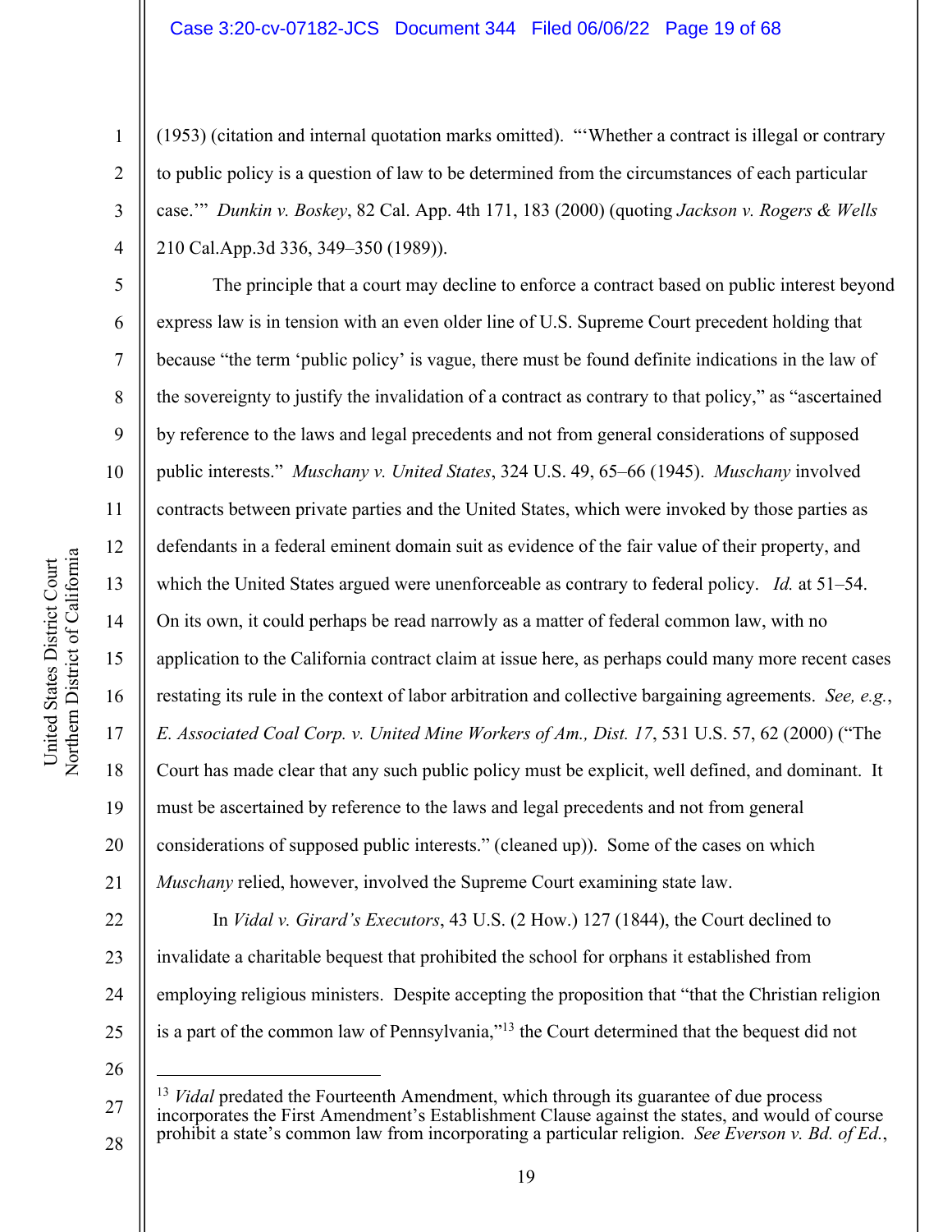(1953) (citation and internal quotation marks omitted). "'Whether a contract is illegal or contrary to public policy is a question of law to be determined from the circumstances of each particular case.'" *Dunkin v. Boskey*, 82 Cal. App. 4th 171, 183 (2000) (quoting *Jackson v. Rogers & Wells* 210 Cal.App.3d 336, 349–350 (1989)).

The principle that a court may decline to enforce a contract based on public interest beyond express law is in tension with an even older line of U.S. Supreme Court precedent holding that because "the term 'public policy' is vague, there must be found definite indications in the law of the sovereignty to justify the invalidation of a contract as contrary to that policy," as "ascertained by reference to the laws and legal precedents and not from general considerations of supposed public interests." *Muschany v. United States*, 324 U.S. 49, 65–66 (1945). *Muschany* involved contracts between private parties and the United States, which were invoked by those parties as defendants in a federal eminent domain suit as evidence of the fair value of their property, and which the United States argued were unenforceable as contrary to federal policy. *Id.* at 51–54. On its own, it could perhaps be read narrowly as a matter of federal common law, with no application to the California contract claim at issue here, as perhaps could many more recent cases restating its rule in the context of labor arbitration and collective bargaining agreements. *See, e.g.*, *E. Associated Coal Corp. v. United Mine Workers of Am., Dist. 17*, 531 U.S. 57, 62 (2000) ("The Court has made clear that any such public policy must be explicit, well defined, and dominant. It must be ascertained by reference to the laws and legal precedents and not from general considerations of supposed public interests." (cleaned up)). Some of the cases on which *Muschany* relied, however, involved the Supreme Court examining state law.

In *Vidal v. Girard's Executors*, 43 U.S. (2 How.) 127 (1844), the Court declined to invalidate a charitable bequest that prohibited the school for orphans it established from employing religious ministers. Despite accepting the proposition that "that the Christian religion is a part of the common law of Pennsylvania,"[13] the Court determined that the bequest did not

---

[13] *Vidal* predated the Fourteenth Amendment, which through its guarantee of due process incorporates the First Amendment's Establishment Clause against the states, and would of course prohibit a state's common law from incorporating a particular religion. *See Everson v. Bd. of Ed.*,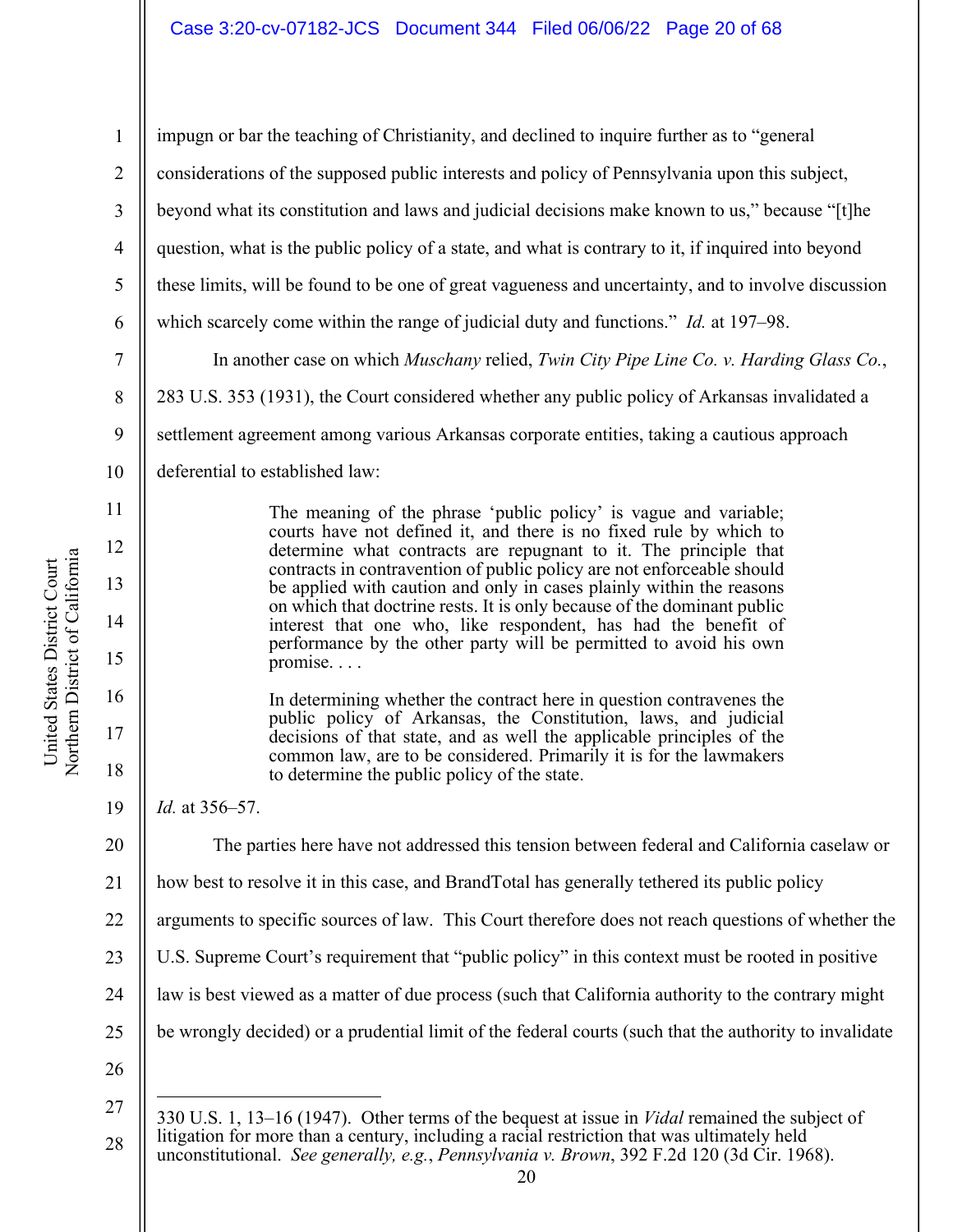impugn or bar the teaching of Christianity, and declined to inquire further as to "general considerations of the supposed public interests and policy of Pennsylvania upon this subject, beyond what its constitution and laws and judicial decisions make known to us," because "[t]he question, what is the public policy of a state, and what is contrary to it, if inquired into beyond these limits, will be found to be one of great vagueness and uncertainty, and to involve discussion which scarcely come within the range of judicial duty and functions." *Id.* at 197–98.

In another case on which *Muschany* relied, *Twin City Pipe Line Co. v. Harding Glass Co.*, 283 U.S. 353 (1931), the Court considered whether any public policy of Arkansas invalidated a settlement agreement among various Arkansas corporate entities, taking a cautious approach deferential to established law:

> The meaning of the phrase 'public policy' is vague and variable; courts have not defined it, and there is no fixed rule by which to determine what contracts are repugnant to it. The principle that contracts in contravention of public policy are not enforceable should be applied with caution and only in cases plainly within the reasons on which that doctrine rests. It is only because of the dominant public interest that one who, like respondent, has had the benefit of performance by the other party will be permitted to avoid his own promise. . . .
>
> In determining whether the contract here in question contravenes the public policy of Arkansas, the Constitution, laws, and judicial decisions of that state, and as well the applicable principles of the common law, are to be considered. Primarily it is for the lawmakers to determine the public policy of the state.

*Id.* at 356–57.

The parties here have not addressed this tension between federal and California caselaw or how best to resolve it in this case, and BrandTotal has generally tethered its public policy arguments to specific sources of law. This Court therefore does not reach questions of whether the U.S. Supreme Court's requirement that "public policy" in this context must be rooted in positive law is best viewed as a matter of due process (such that California authority to the contrary might be wrongly decided) or a prudential limit of the federal courts (such that the authority to invalidate

---

330 U.S. 1, 13–16 (1947). Other terms of the bequest at issue in *Vidal* remained the subject of litigation for more than a century, including a racial restriction that was ultimately held unconstitutional. *See generally, e.g.*, *Pennsylvania v. Brown*, 392 F.2d 120 (3d Cir. 1968).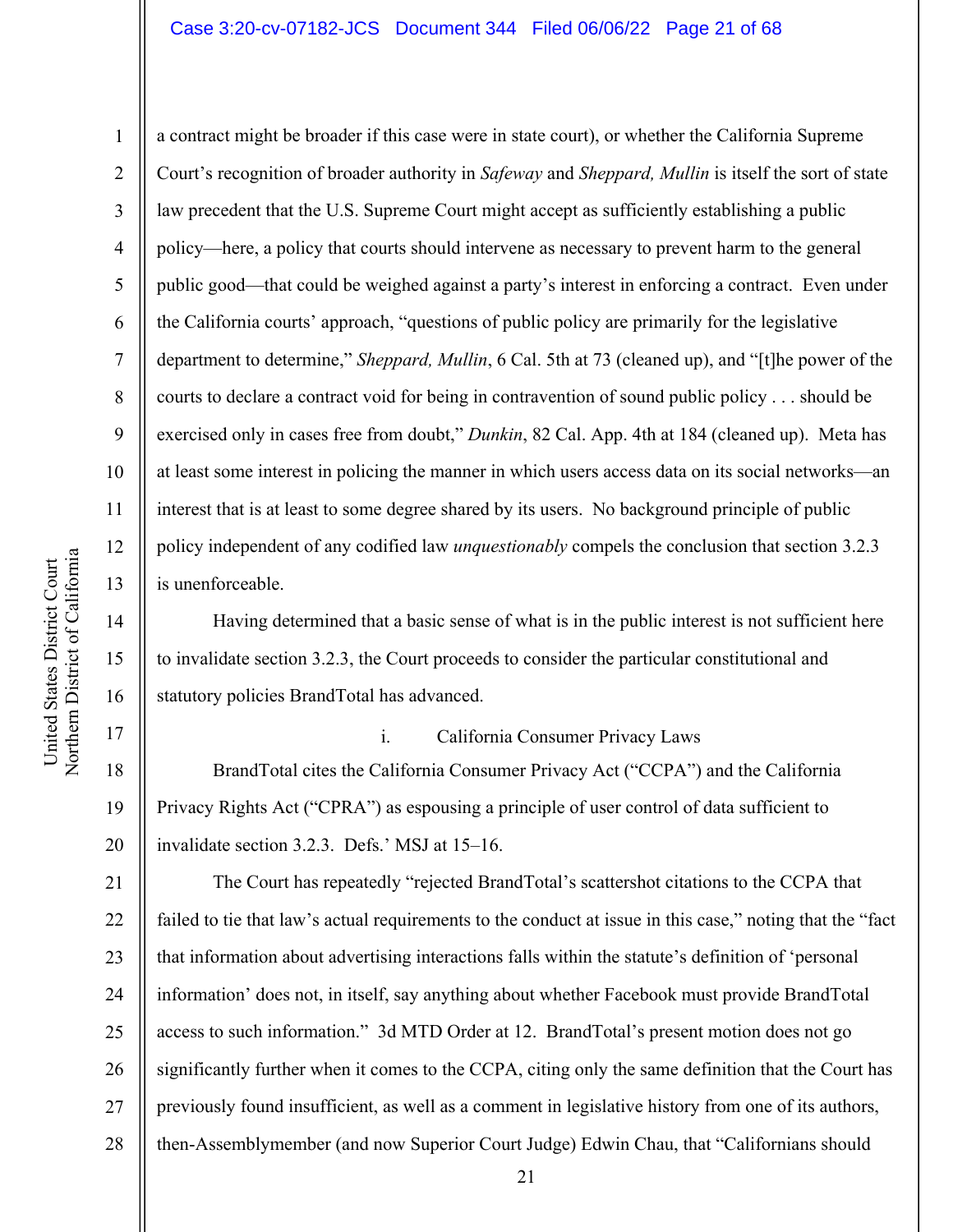a contract might be broader if this case were in state court), or whether the California Supreme Court's recognition of broader authority in *Safeway* and *Sheppard, Mullin* is itself the sort of state law precedent that the U.S. Supreme Court might accept as sufficiently establishing a public policy—here, a policy that courts should intervene as necessary to prevent harm to the general public good—that could be weighed against a party's interest in enforcing a contract. Even under the California courts' approach, "questions of public policy are primarily for the legislative department to determine," *Sheppard, Mullin*, 6 Cal. 5th at 73 (cleaned up), and "[t]he power of the courts to declare a contract void for being in contravention of sound public policy . . . should be exercised only in cases free from doubt," *Dunkin*, 82 Cal. App. 4th at 184 (cleaned up). Meta has at least some interest in policing the manner in which users access data on its social networks—an interest that is at least to some degree shared by its users. No background principle of public policy independent of any codified law *unquestionably* compels the conclusion that section 3.2.3 is unenforceable.

Having determined that a basic sense of what is in the public interest is not sufficient here to invalidate section 3.2.3, the Court proceeds to consider the particular constitutional and statutory policies BrandTotal has advanced.

i. California Consumer Privacy Laws

BrandTotal cites the California Consumer Privacy Act ("CCPA") and the California Privacy Rights Act ("CPRA") as espousing a principle of user control of data sufficient to invalidate section 3.2.3. Defs.' MSJ at 15–16.

The Court has repeatedly "rejected BrandTotal's scattershot citations to the CCPA that failed to tie that law's actual requirements to the conduct at issue in this case," noting that the "fact that information about advertising interactions falls within the statute's definition of 'personal information' does not, in itself, say anything about whether Facebook must provide BrandTotal access to such information." 3d MTD Order at 12. BrandTotal's present motion does not go significantly further when it comes to the CCPA, citing only the same definition that the Court has previously found insufficient, as well as a comment in legislative history from one of its authors, then-Assemblymember (and now Superior Court Judge) Edwin Chau, that "Californians should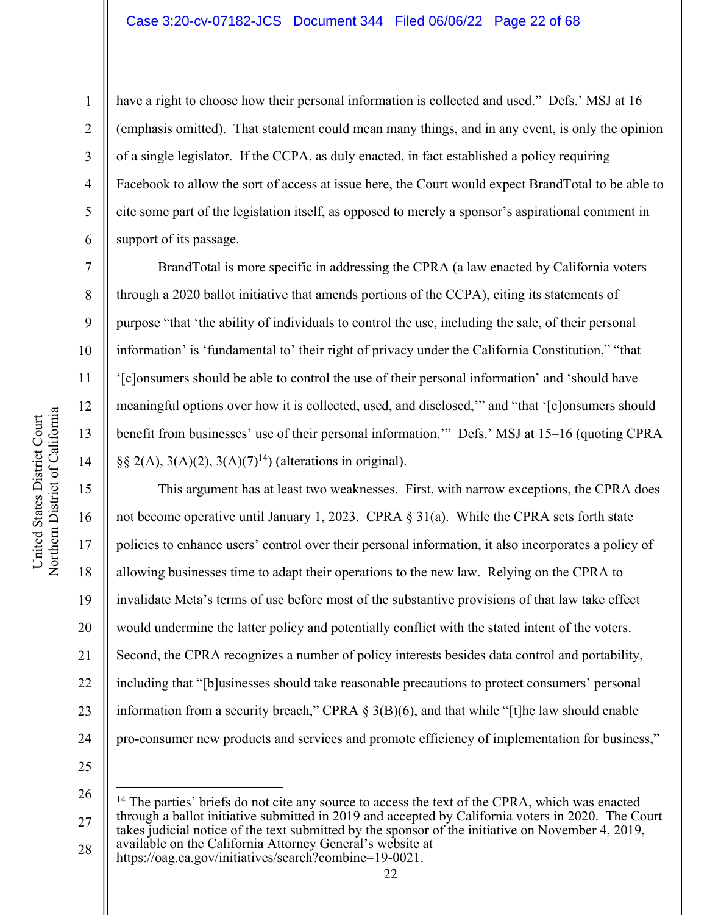have a right to choose how their personal information is collected and used." Defs.' MSJ at 16 (emphasis omitted). That statement could mean many things, and in any event, is only the opinion of a single legislator. If the CCPA, as duly enacted, in fact established a policy requiring Facebook to allow the sort of access at issue here, the Court would expect BrandTotal to be able to cite some part of the legislation itself, as opposed to merely a sponsor's aspirational comment in support of its passage.

BrandTotal is more specific in addressing the CPRA (a law enacted by California voters through a 2020 ballot initiative that amends portions of the CCPA), citing its statements of purpose "that 'the ability of individuals to control the use, including the sale, of their personal information' is 'fundamental to' their right of privacy under the California Constitution," "that '[c]onsumers should be able to control the use of their personal information' and 'should have meaningful options over how it is collected, used, and disclosed,'" and "that '[c]onsumers should benefit from businesses' use of their personal information.'" Defs.' MSJ at 15–16 (quoting CPRA §§ 2(A), 3(A)(2), 3(A)(7)[14]) (alterations in original).

This argument has at least two weaknesses. First, with narrow exceptions, the CPRA does not become operative until January 1, 2023. CPRA § 31(a). While the CPRA sets forth state policies to enhance users' control over their personal information, it also incorporates a policy of allowing businesses time to adapt their operations to the new law. Relying on the CPRA to invalidate Meta's terms of use before most of the substantive provisions of that law take effect would undermine the latter policy and potentially conflict with the stated intent of the voters. Second, the CPRA recognizes a number of policy interests besides data control and portability, including that "[b]usinesses should take reasonable precautions to protect consumers' personal information from a security breach," CPRA § 3(B)(6), and that while "[t]he law should enable pro-consumer new products and services and promote efficiency of implementation for business,"

---

[14] The parties' briefs do not cite any source to access the text of the CPRA, which was enacted through a ballot initiative submitted in 2019 and accepted by California voters in 2020. The Court takes judicial notice of the text submitted by the sponsor of the initiative on November 4, 2019, available on the California Attorney General's website at https://oag.ca.gov/initiatives/search?combine=19-0021.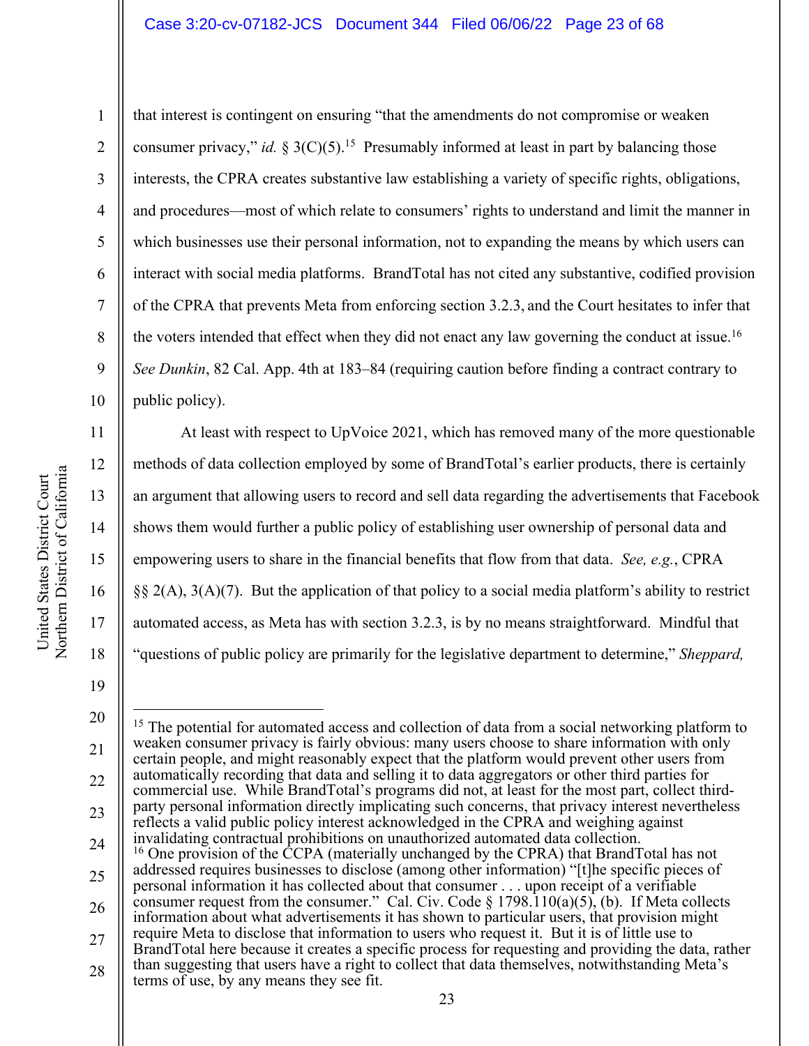that interest is contingent on ensuring "that the amendments do not compromise or weaken consumer privacy," *id.* § 3(C)(5).[15] Presumably informed at least in part by balancing those interests, the CPRA creates substantive law establishing a variety of specific rights, obligations, and procedures—most of which relate to consumers' rights to understand and limit the manner in which businesses use their personal information, not to expanding the means by which users can interact with social media platforms. BrandTotal has not cited any substantive, codified provision of the CPRA that prevents Meta from enforcing section 3.2.3, and the Court hesitates to infer that the voters intended that effect when they did not enact any law governing the conduct at issue.[16] *See Dunkin*, 82 Cal. App. 4th at 183–84 (requiring caution before finding a contract contrary to public policy).

At least with respect to UpVoice 2021, which has removed many of the more questionable methods of data collection employed by some of BrandTotal's earlier products, there is certainly an argument that allowing users to record and sell data regarding the advertisements that Facebook shows them would further a public policy of establishing user ownership of personal data and empowering users to share in the financial benefits that flow from that data. *See, e.g.*, CPRA §§ 2(A), 3(A)(7). But the application of that policy to a social media platform's ability to restrict automated access, as Meta has with section 3.2.3, is by no means straightforward. Mindful that "questions of public policy are primarily for the legislative department to determine," *Sheppard,*

---

[15] The potential for automated access and collection of data from a social networking platform to weaken consumer privacy is fairly obvious: many users choose to share information with only certain people, and might reasonably expect that the platform would prevent other users from automatically recording that data and selling it to data aggregators or other third parties for commercial use. While BrandTotal's programs did not, at least for the most part, collect third-party personal information directly implicating such concerns, that privacy interest nevertheless reflects a valid public policy interest acknowledged in the CPRA and weighing against invalidating contractual prohibitions on unauthorized automated data collection.

[16] One provision of the CCPA (materially unchanged by the CPRA) that BrandTotal has not addressed requires businesses to disclose (among other information) "[t]he specific pieces of personal information it has collected about that consumer . . . upon receipt of a verifiable consumer request from the consumer." Cal. Civ. Code § 1798.110(a)(5), (b). If Meta collects information about what advertisements it has shown to particular users, that provision might require Meta to disclose that information to users who request it. But it is of little use to BrandTotal here because it creates a specific process for requesting and providing the data, rather than suggesting that users have a right to collect that data themselves, notwithstanding Meta's terms of use, by any means they see fit.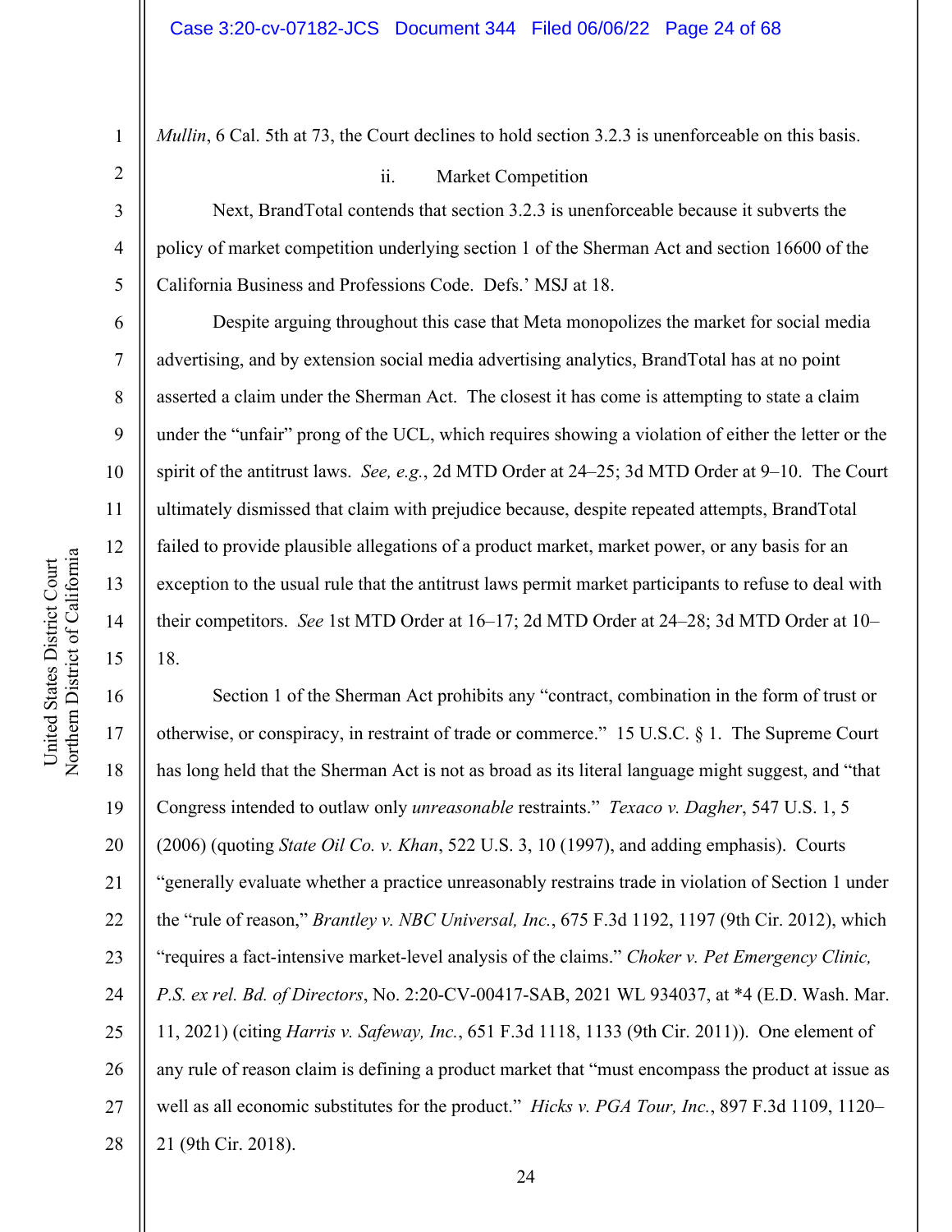*Mullin*, 6 Cal. 5th at 73, the Court declines to hold section 3.2.3 is unenforceable on this basis.

ii. Market Competition

Next, BrandTotal contends that section 3.2.3 is unenforceable because it subverts the policy of market competition underlying section 1 of the Sherman Act and section 16600 of the California Business and Professions Code. Defs.' MSJ at 18.

Despite arguing throughout this case that Meta monopolizes the market for social media advertising, and by extension social media advertising analytics, BrandTotal has at no point asserted a claim under the Sherman Act. The closest it has come is attempting to state a claim under the "unfair" prong of the UCL, which requires showing a violation of either the letter or the spirit of the antitrust laws. *See, e.g.*, 2d MTD Order at 24–25; 3d MTD Order at 9–10. The Court ultimately dismissed that claim with prejudice because, despite repeated attempts, BrandTotal failed to provide plausible allegations of a product market, market power, or any basis for an exception to the usual rule that the antitrust laws permit market participants to refuse to deal with their competitors. *See* 1st MTD Order at 16–17; 2d MTD Order at 24–28; 3d MTD Order at 10–18.

Section 1 of the Sherman Act prohibits any "contract, combination in the form of trust or otherwise, or conspiracy, in restraint of trade or commerce." 15 U.S.C. § 1. The Supreme Court has long held that the Sherman Act is not as broad as its literal language might suggest, and "that Congress intended to outlaw only *unreasonable* restraints." *Texaco v. Dagher*, 547 U.S. 1, 5 (2006) (quoting *State Oil Co. v. Khan*, 522 U.S. 3, 10 (1997), and adding emphasis). Courts "generally evaluate whether a practice unreasonably restrains trade in violation of Section 1 under the "rule of reason," *Brantley v. NBC Universal, Inc.*, 675 F.3d 1192, 1197 (9th Cir. 2012), which "requires a fact-intensive market-level analysis of the claims." *Choker v. Pet Emergency Clinic, P.S. ex rel. Bd. of Directors*, No. 2:20-CV-00417-SAB, 2021 WL 934037, at *4 (E.D. Wash. Mar. 11, 2021) (citing *Harris v. Safeway, Inc.*, 651 F.3d 1118, 1133 (9th Cir. 2011)). One element of any rule of reason claim is defining a product market that "must encompass the product at issue as well as all economic substitutes for the product." *Hicks v. PGA Tour, Inc.*, 897 F.3d 1109, 1120–21 (9th Cir. 2018).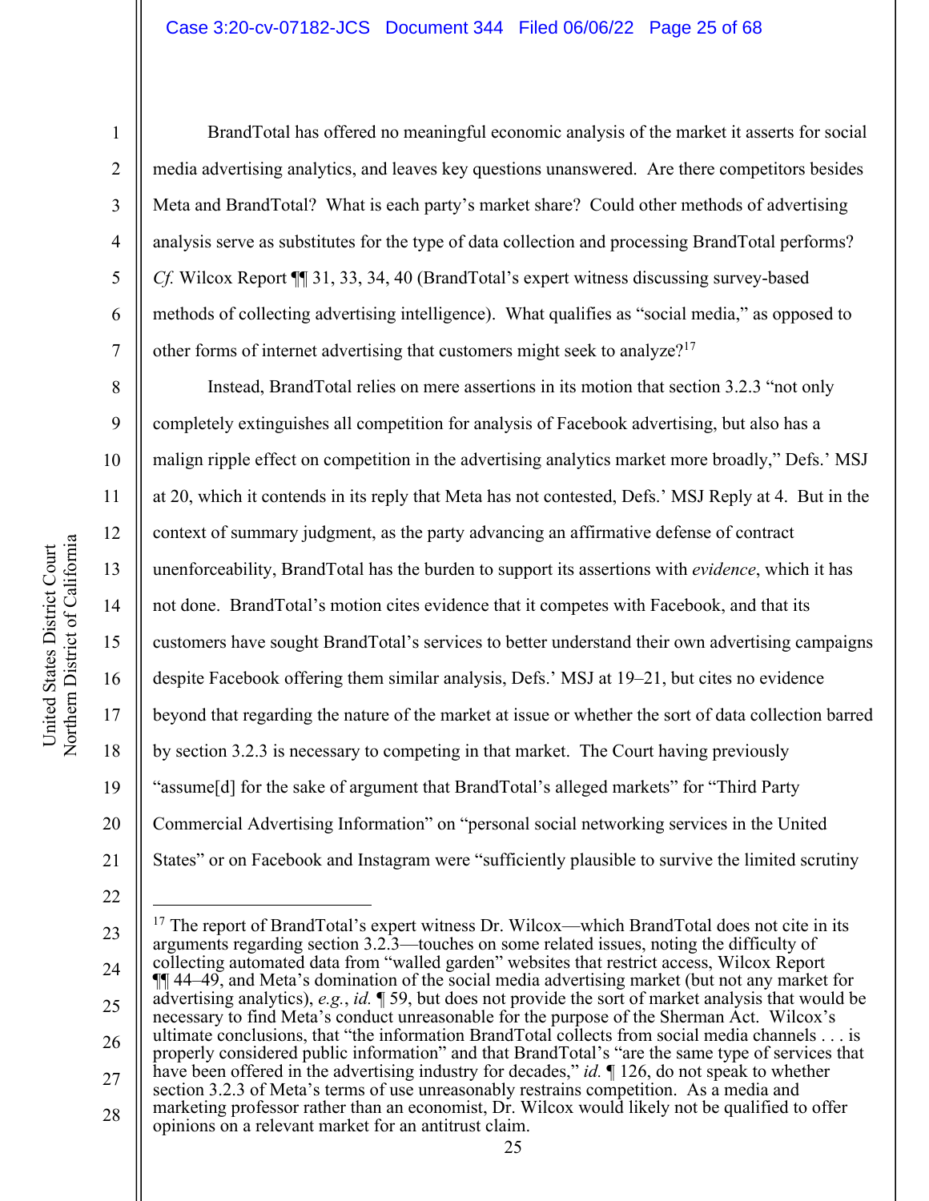BrandTotal has offered no meaningful economic analysis of the market it asserts for social media advertising analytics, and leaves key questions unanswered. Are there competitors besides Meta and BrandTotal? What is each party's market share? Could other methods of advertising analysis serve as substitutes for the type of data collection and processing BrandTotal performs? *Cf.* Wilcox Report ¶¶ 31, 33, 34, 40 (BrandTotal's expert witness discussing survey-based methods of collecting advertising intelligence). What qualifies as "social media," as opposed to other forms of internet advertising that customers might seek to analyze?[17]

Instead, BrandTotal relies on mere assertions in its motion that section 3.2.3 "not only completely extinguishes all competition for analysis of Facebook advertising, but also has a malign ripple effect on competition in the advertising analytics market more broadly," Defs.' MSJ at 20, which it contends in its reply that Meta has not contested, Defs.' MSJ Reply at 4. But in the context of summary judgment, as the party advancing an affirmative defense of contract unenforceability, BrandTotal has the burden to support its assertions with *evidence*, which it has not done. BrandTotal's motion cites evidence that it competes with Facebook, and that its customers have sought BrandTotal's services to better understand their own advertising campaigns despite Facebook offering them similar analysis, Defs.' MSJ at 19–21, but cites no evidence beyond that regarding the nature of the market at issue or whether the sort of data collection barred by section 3.2.3 is necessary to competing in that market. The Court having previously "assume[d] for the sake of argument that BrandTotal's alleged markets" for "Third Party Commercial Advertising Information" on "personal social networking services in the United States" or on Facebook and Instagram were "sufficiently plausible to survive the limited scrutiny

---

[17] The report of BrandTotal's expert witness Dr. Wilcox—which BrandTotal does not cite in its arguments regarding section 3.2.3—touches on some related issues, noting the difficulty of collecting automated data from "walled garden" websites that restrict access, Wilcox Report ¶¶ 44–49, and Meta's domination of the social media advertising market (but not any market for advertising analytics), *e.g.*, *id.* ¶ 59, but does not provide the sort of market analysis that would be necessary to find Meta's conduct unreasonable for the purpose of the Sherman Act. Wilcox's ultimate conclusions, that "the information BrandTotal collects from social media channels . . . is properly considered public information" and that BrandTotal's "are the same type of services that have been offered in the advertising industry for decades," *id.* ¶ 126, do not speak to whether section 3.2.3 of Meta's terms of use unreasonably restrains competition. As a media and marketing professor rather than an economist, Dr. Wilcox would likely not be qualified to offer opinions on a relevant market for an antitrust claim.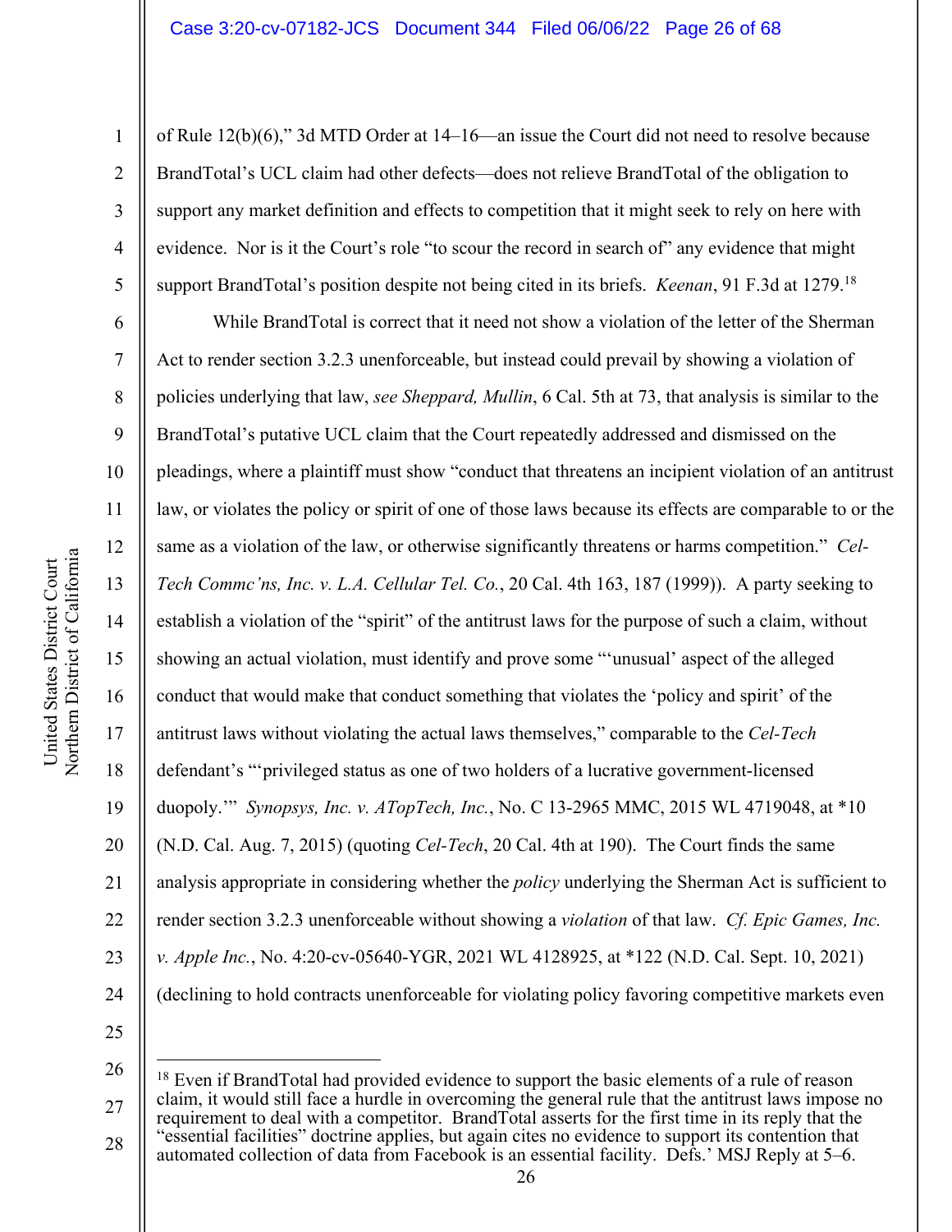of Rule 12(b)(6)," 3d MTD Order at 14–16—an issue the Court did not need to resolve because BrandTotal's UCL claim had other defects—does not relieve BrandTotal of the obligation to support any market definition and effects to competition that it might seek to rely on here with evidence. Nor is it the Court's role "to scour the record in search of" any evidence that might support BrandTotal's position despite not being cited in its briefs. *Keenan*, 91 F.3d at 1279.[18]

While BrandTotal is correct that it need not show a violation of the letter of the Sherman Act to render section 3.2.3 unenforceable, but instead could prevail by showing a violation of policies underlying that law, *see Sheppard, Mullin*, 6 Cal. 5th at 73, that analysis is similar to the BrandTotal's putative UCL claim that the Court repeatedly addressed and dismissed on the pleadings, where a plaintiff must show "conduct that threatens an incipient violation of an antitrust law, or violates the policy or spirit of one of those laws because its effects are comparable to or the same as a violation of the law, or otherwise significantly threatens or harms competition." *Cel-Tech Commc'ns, Inc. v. L.A. Cellular Tel. Co.*, 20 Cal. 4th 163, 187 (1999)). A party seeking to establish a violation of the "spirit" of the antitrust laws for the purpose of such a claim, without showing an actual violation, must identify and prove some "'unusual' aspect of the alleged conduct that would make that conduct something that violates the 'policy and spirit' of the antitrust laws without violating the actual laws themselves," comparable to the *Cel-Tech* defendant's "'privileged status as one of two holders of a lucrative government-licensed duopoly.'" *Synopsys, Inc. v. ATopTech, Inc.*, No. C 13-2965 MMC, 2015 WL 4719048, at *10 (N.D. Cal. Aug. 7, 2015) (quoting *Cel-Tech*, 20 Cal. 4th at 190). The Court finds the same analysis appropriate in considering whether the *policy* underlying the Sherman Act is sufficient to render section 3.2.3 unenforceable without showing a *violation* of that law. *Cf. Epic Games, Inc. v. Apple Inc.*, No. 4:20-cv-05640-YGR, 2021 WL 4128925, at *122 (N.D. Cal. Sept. 10, 2021) (declining to hold contracts unenforceable for violating policy favoring competitive markets even

---

[18] Even if BrandTotal had provided evidence to support the basic elements of a rule of reason claim, it would still face a hurdle in overcoming the general rule that the antitrust laws impose no requirement to deal with a competitor. BrandTotal asserts for the first time in its reply that the "essential facilities" doctrine applies, but again cites no evidence to support its contention that automated collection of data from Facebook is an essential facility. Defs.' MSJ Reply at 5–6.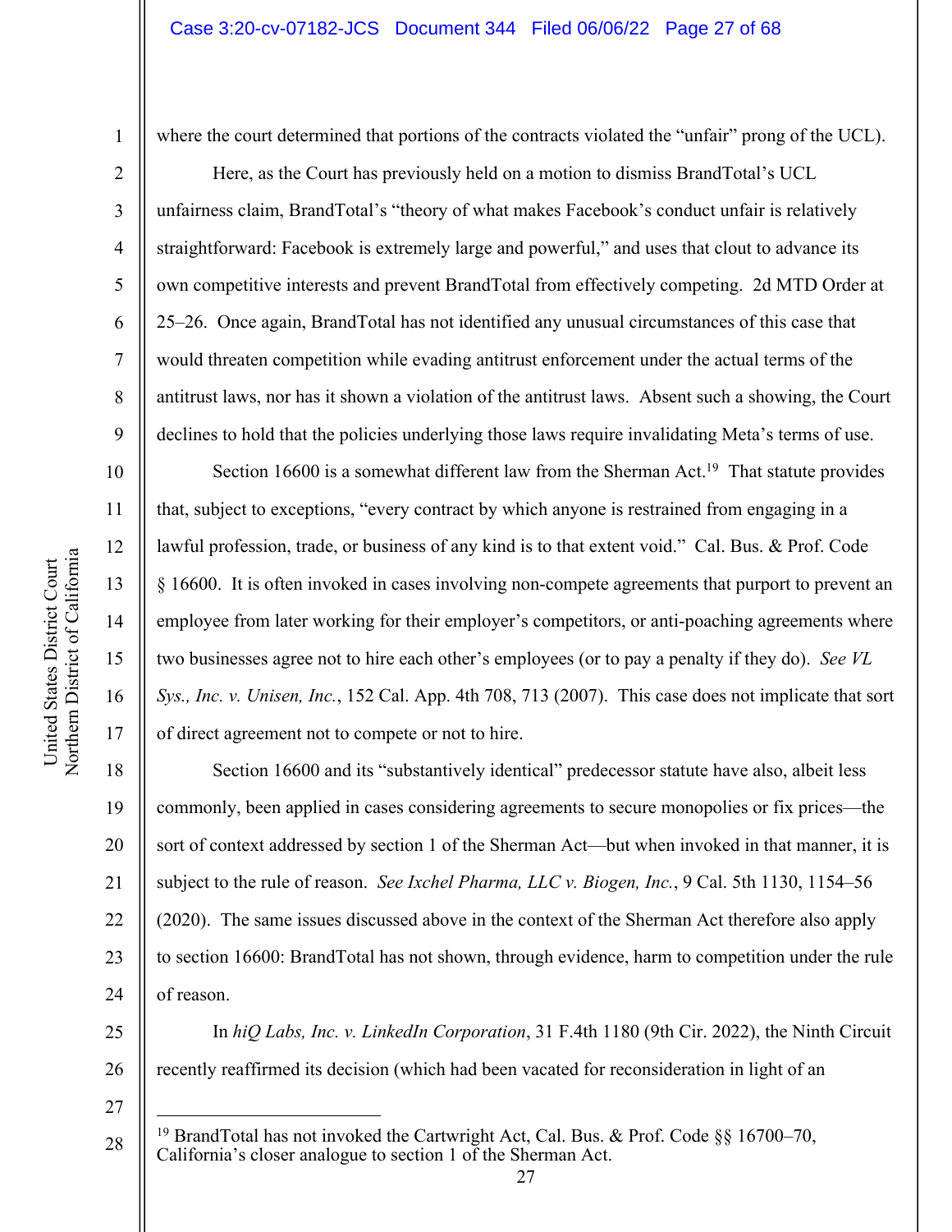where the court determined that portions of the contracts violated the "unfair" prong of the UCL).

Here, as the Court has previously held on a motion to dismiss BrandTotal's UCL unfairness claim, BrandTotal's "theory of what makes Facebook's conduct unfair is relatively straightforward: Facebook is extremely large and powerful," and uses that clout to advance its own competitive interests and prevent BrandTotal from effectively competing. 2d MTD Order at 25–26. Once again, BrandTotal has not identified any unusual circumstances of this case that would threaten competition while evading antitrust enforcement under the actual terms of the antitrust laws, nor has it shown a violation of the antitrust laws. Absent such a showing, the Court declines to hold that the policies underlying those laws require invalidating Meta's terms of use.

Section 16600 is a somewhat different law from the Sherman Act.[19] That statute provides that, subject to exceptions, "every contract by which anyone is restrained from engaging in a lawful profession, trade, or business of any kind is to that extent void." Cal. Bus. & Prof. Code § 16600. It is often invoked in cases involving non-compete agreements that purport to prevent an employee from later working for their employer's competitors, or anti-poaching agreements where two businesses agree not to hire each other's employees (or to pay a penalty if they do). *See VL Sys., Inc. v. Unisen, Inc.*, 152 Cal. App. 4th 708, 713 (2007). This case does not implicate that sort of direct agreement not to compete or not to hire.

Section 16600 and its "substantively identical" predecessor statute have also, albeit less commonly, been applied in cases considering agreements to secure monopolies or fix prices—the sort of context addressed by section 1 of the Sherman Act—but when invoked in that manner, it is subject to the rule of reason. *See Ixchel Pharma, LLC v. Biogen, Inc.*, 9 Cal. 5th 1130, 1154–56 (2020). The same issues discussed above in the context of the Sherman Act therefore also apply to section 16600: BrandTotal has not shown, through evidence, harm to competition under the rule of reason.

In *hiQ Labs, Inc. v. LinkedIn Corporation*, 31 F.4th 1180 (9th Cir. 2022), the Ninth Circuit recently reaffirmed its decision (which had been vacated for reconsideration in light of an

---

[19] BrandTotal has not invoked the Cartwright Act, Cal. Bus. & Prof. Code §§ 16700–70, California's closer analogue to section 1 of the Sherman Act.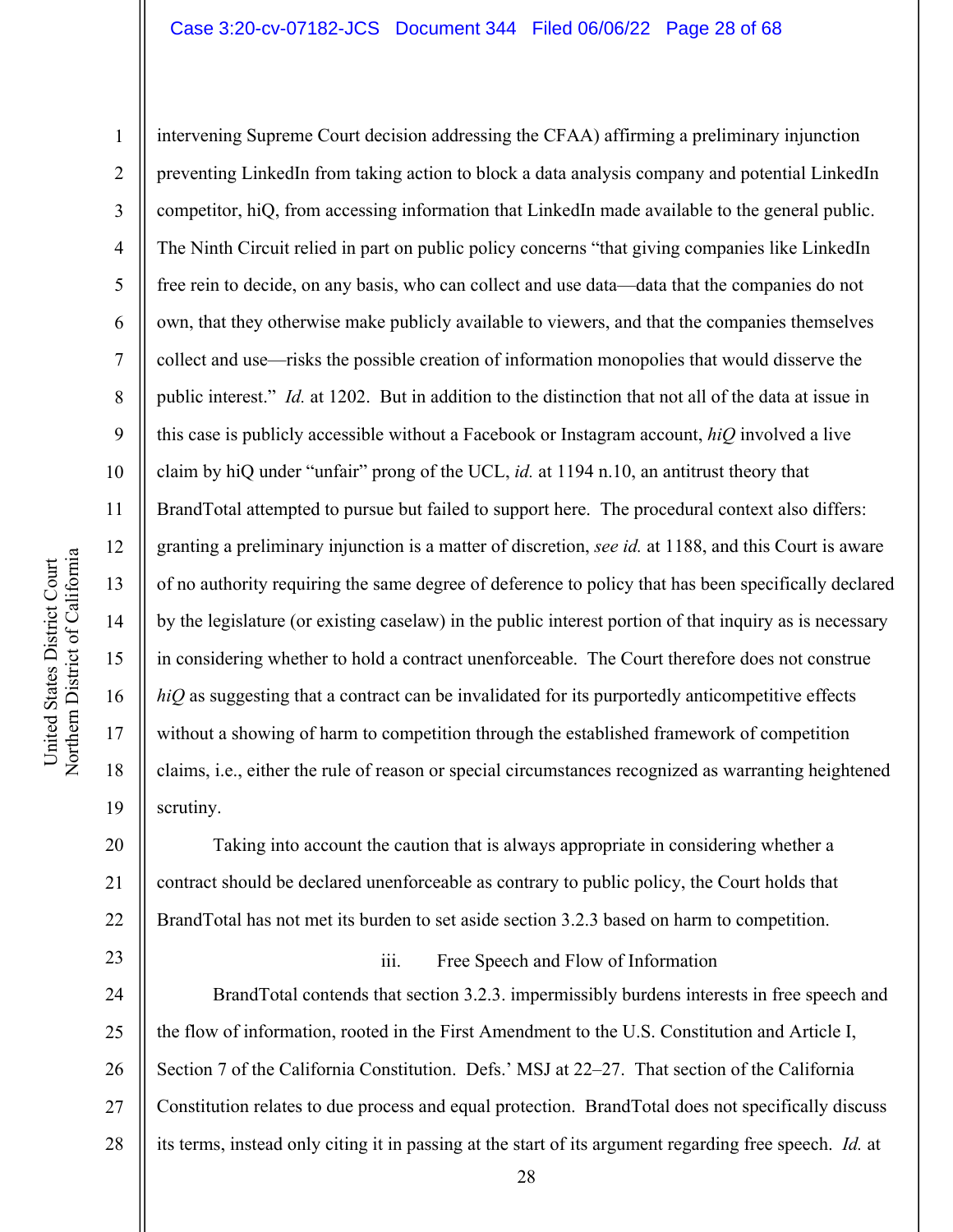intervening Supreme Court decision addressing the CFAA) affirming a preliminary injunction preventing LinkedIn from taking action to block a data analysis company and potential LinkedIn competitor, hiQ, from accessing information that LinkedIn made available to the general public. The Ninth Circuit relied in part on public policy concerns "that giving companies like LinkedIn free rein to decide, on any basis, who can collect and use data—data that the companies do not own, that they otherwise make publicly available to viewers, and that the companies themselves collect and use—risks the possible creation of information monopolies that would disserve the public interest." *Id.* at 1202. But in addition to the distinction that not all of the data at issue in this case is publicly accessible without a Facebook or Instagram account, *hiQ* involved a live claim by hiQ under "unfair" prong of the UCL, *id.* at 1194 n.10, an antitrust theory that BrandTotal attempted to pursue but failed to support here. The procedural context also differs: granting a preliminary injunction is a matter of discretion, *see id.* at 1188, and this Court is aware of no authority requiring the same degree of deference to policy that has been specifically declared by the legislature (or existing caselaw) in the public interest portion of that inquiry as is necessary in considering whether to hold a contract unenforceable. The Court therefore does not construe *hiQ* as suggesting that a contract can be invalidated for its purportedly anticompetitive effects without a showing of harm to competition through the established framework of competition claims, i.e., either the rule of reason or special circumstances recognized as warranting heightened scrutiny.

Taking into account the caution that is always appropriate in considering whether a contract should be declared unenforceable as contrary to public policy, the Court holds that BrandTotal has not met its burden to set aside section 3.2.3 based on harm to competition.

iii. Free Speech and Flow of Information

BrandTotal contends that section 3.2.3. impermissibly burdens interests in free speech and the flow of information, rooted in the First Amendment to the U.S. Constitution and Article I, Section 7 of the California Constitution. Defs.' MSJ at 22–27. That section of the California Constitution relates to due process and equal protection. BrandTotal does not specifically discuss its terms, instead only citing it in passing at the start of its argument regarding free speech. *Id.* at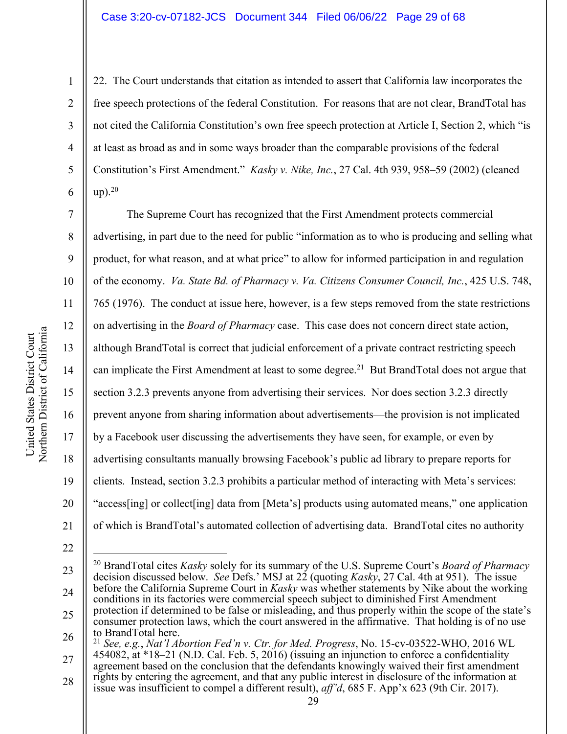22. The Court understands that citation as intended to assert that California law incorporates the free speech protections of the federal Constitution. For reasons that are not clear, BrandTotal has not cited the California Constitution's own free speech protection at Article I, Section 2, which "is at least as broad as and in some ways broader than the comparable provisions of the federal Constitution's First Amendment." *Kasky v. Nike, Inc.*, 27 Cal. 4th 939, 958–59 (2002) (cleaned up).[20]

The Supreme Court has recognized that the First Amendment protects commercial advertising, in part due to the need for public "information as to who is producing and selling what product, for what reason, and at what price" to allow for informed participation in and regulation of the economy. *Va. State Bd. of Pharmacy v. Va. Citizens Consumer Council, Inc.*, 425 U.S. 748, 765 (1976). The conduct at issue here, however, is a few steps removed from the state restrictions on advertising in the *Board of Pharmacy* case. This case does not concern direct state action, although BrandTotal is correct that judicial enforcement of a private contract restricting speech can implicate the First Amendment at least to some degree.[21] But BrandTotal does not argue that section 3.2.3 prevents anyone from advertising their services. Nor does section 3.2.3 directly prevent anyone from sharing information about advertisements—the provision is not implicated by a Facebook user discussing the advertisements they have seen, for example, or even by advertising consultants manually browsing Facebook's public ad library to prepare reports for clients. Instead, section 3.2.3 prohibits a particular method of interacting with Meta's services: "access[ing] or collect[ing] data from [Meta's] products using automated means," one application of which is BrandTotal's automated collection of advertising data. BrandTotal cites no authority

---

[20] BrandTotal cites *Kasky* solely for its summary of the U.S. Supreme Court's *Board of Pharmacy* decision discussed below. *See* Defs.' MSJ at 22 (quoting *Kasky*, 27 Cal. 4th at 951). The issue before the California Supreme Court in *Kasky* was whether statements by Nike about the working conditions in its factories were commercial speech subject to diminished First Amendment protection if determined to be false or misleading, and thus properly within the scope of the state's consumer protection laws, which the court answered in the affirmative. That holding is of no use to BrandTotal here.

[21] *See, e.g.*, *Nat'l Abortion Fed'n v. Ctr. for Med. Progress*, No. 15-cv-03522-WHO, 2016 WL 454082, at *18–21 (N.D. Cal. Feb. 5, 2016) (issuing an injunction to enforce a confidentiality agreement based on the conclusion that the defendants knowingly waived their first amendment rights by entering the agreement, and that any public interest in disclosure of the information at issue was insufficient to compel a different result), *aff'd*, 685 F. App'x 623 (9th Cir. 2017).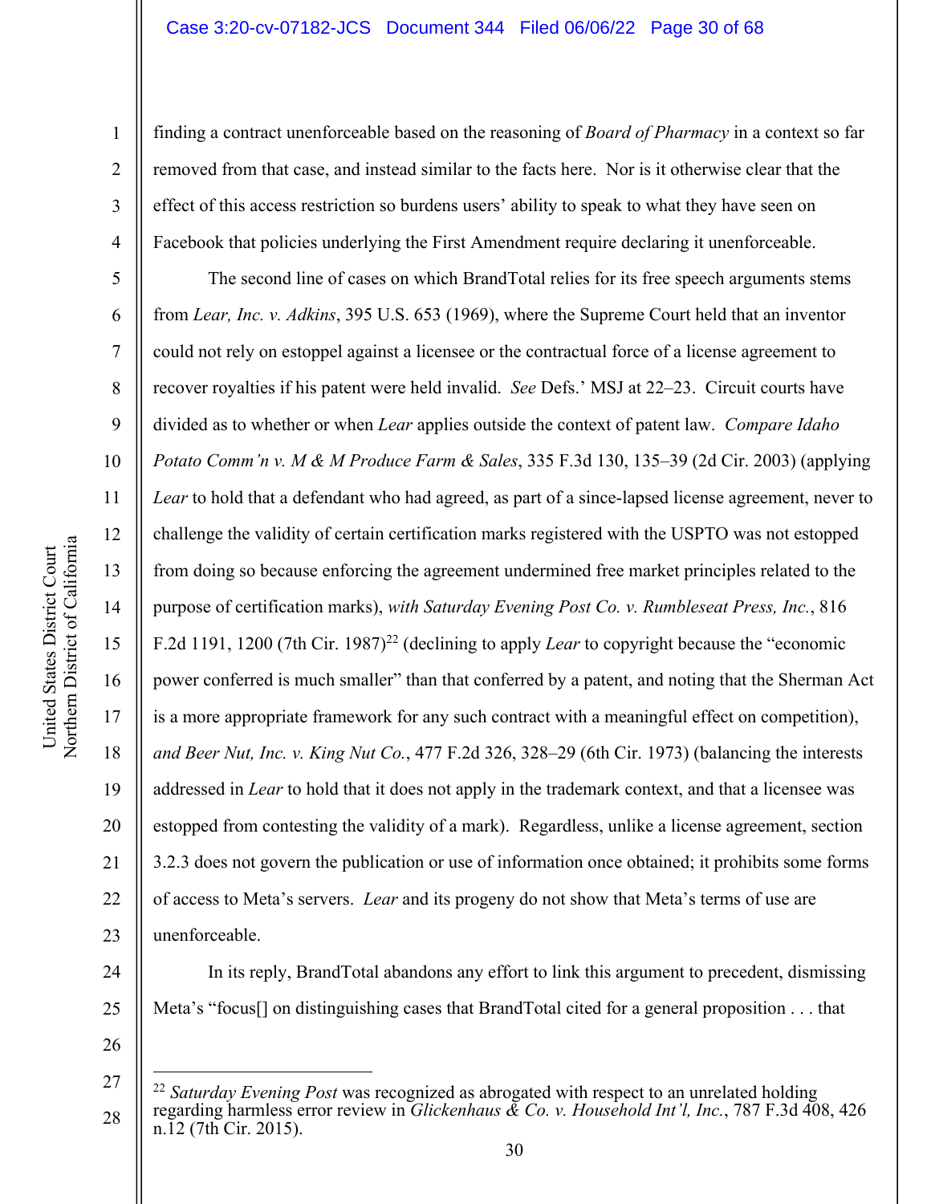finding a contract unenforceable based on the reasoning of *Board of Pharmacy* in a context so far removed from that case, and instead similar to the facts here. Nor is it otherwise clear that the effect of this access restriction so burdens users' ability to speak to what they have seen on Facebook that policies underlying the First Amendment require declaring it unenforceable.

The second line of cases on which BrandTotal relies for its free speech arguments stems from *Lear, Inc. v. Adkins*, 395 U.S. 653 (1969), where the Supreme Court held that an inventor could not rely on estoppel against a licensee or the contractual force of a license agreement to recover royalties if his patent were held invalid. *See* Defs.' MSJ at 22–23. Circuit courts have divided as to whether or when *Lear* applies outside the context of patent law. *Compare Idaho Potato Comm'n v. M & M Produce Farm & Sales*, 335 F.3d 130, 135–39 (2d Cir. 2003) (applying *Lear* to hold that a defendant who had agreed, as part of a since-lapsed license agreement, never to challenge the validity of certain certification marks registered with the USPTO was not estopped from doing so because enforcing the agreement undermined free market principles related to the purpose of certification marks), *with Saturday Evening Post Co. v. Rumbleseat Press, Inc.*, 816 F.2d 1191, 1200 (7th Cir. 1987)[22] (declining to apply *Lear* to copyright because the "economic power conferred is much smaller" than that conferred by a patent, and noting that the Sherman Act is a more appropriate framework for any such contract with a meaningful effect on competition), *and Beer Nut, Inc. v. King Nut Co.*, 477 F.2d 326, 328–29 (6th Cir. 1973) (balancing the interests addressed in *Lear* to hold that it does not apply in the trademark context, and that a licensee was estopped from contesting the validity of a mark). Regardless, unlike a license agreement, section 3.2.3 does not govern the publication or use of information once obtained; it prohibits some forms of access to Meta's servers. *Lear* and its progeny do not show that Meta's terms of use are unenforceable.

In its reply, BrandTotal abandons any effort to link this argument to precedent, dismissing Meta's "focus[] on distinguishing cases that BrandTotal cited for a general proposition . . . that

---

[22] *Saturday Evening Post* was recognized as abrogated with respect to an unrelated holding regarding harmless error review in *Glickenhaus & Co. v. Household Int'l, Inc.*, 787 F.3d 408, 426 n.12 (7th Cir. 2015).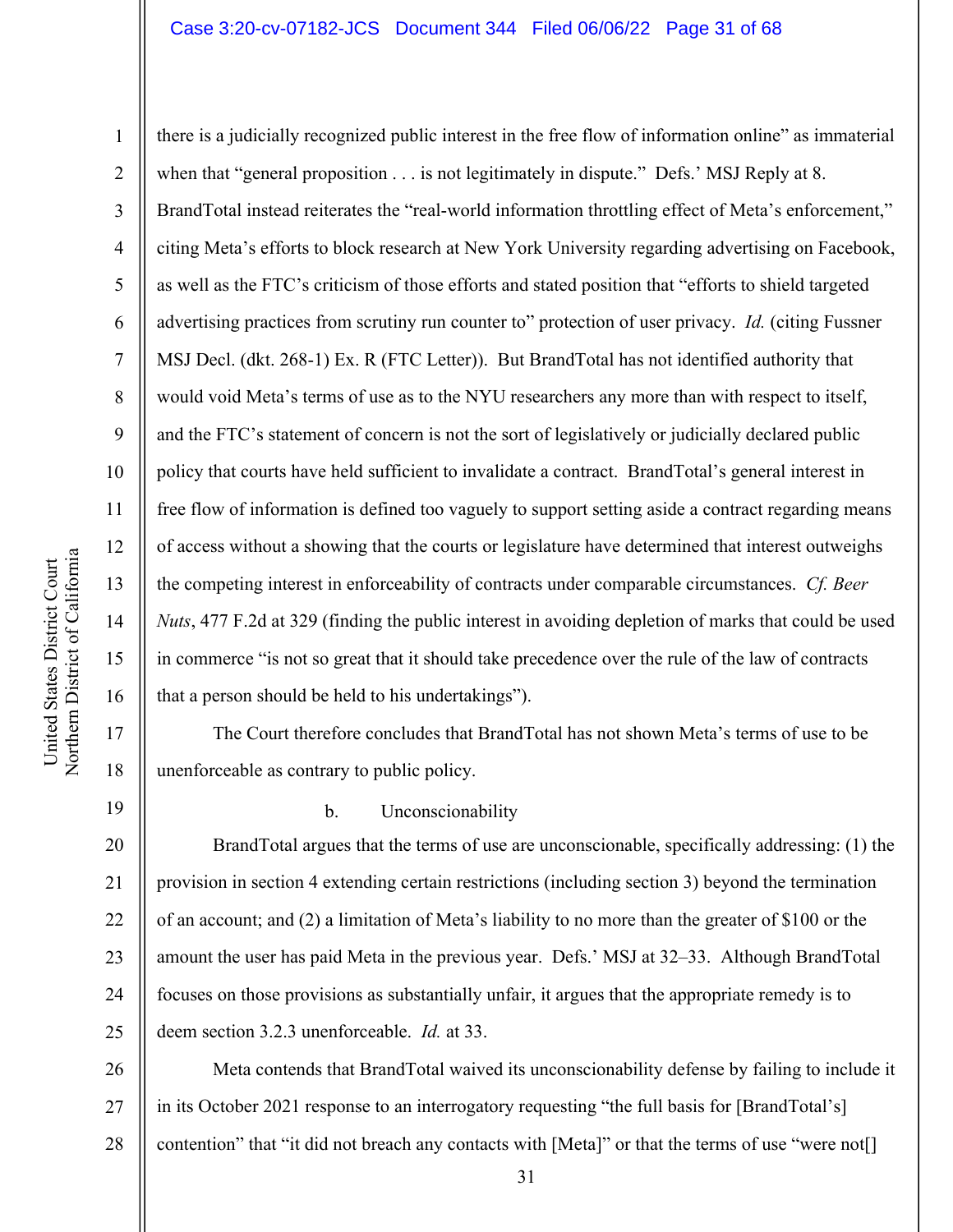there is a judicially recognized public interest in the free flow of information online" as immaterial when that "general proposition . . . is not legitimately in dispute." Defs.' MSJ Reply at 8. BrandTotal instead reiterates the "real-world information throttling effect of Meta's enforcement," citing Meta's efforts to block research at New York University regarding advertising on Facebook, as well as the FTC's criticism of those efforts and stated position that "efforts to shield targeted advertising practices from scrutiny run counter to" protection of user privacy. *Id.* (citing Fussner MSJ Decl. (dkt. 268-1) Ex. R (FTC Letter)). But BrandTotal has not identified authority that would void Meta's terms of use as to the NYU researchers any more than with respect to itself, and the FTC's statement of concern is not the sort of legislatively or judicially declared public policy that courts have held sufficient to invalidate a contract. BrandTotal's general interest in free flow of information is defined too vaguely to support setting aside a contract regarding means of access without a showing that the courts or legislature have determined that interest outweighs the competing interest in enforceability of contracts under comparable circumstances. *Cf. Beer Nuts*, 477 F.2d at 329 (finding the public interest in avoiding depletion of marks that could be used in commerce "is not so great that it should take precedence over the rule of the law of contracts that a person should be held to his undertakings").

The Court therefore concludes that BrandTotal has not shown Meta's terms of use to be unenforceable as contrary to public policy.

b. Unconscionability

BrandTotal argues that the terms of use are unconscionable, specifically addressing: (1) the provision in section 4 extending certain restrictions (including section 3) beyond the termination of an account; and (2) a limitation of Meta's liability to no more than the greater of $100 or the amount the user has paid Meta in the previous year. Defs.' MSJ at 32–33. Although BrandTotal focuses on those provisions as substantially unfair, it argues that the appropriate remedy is to deem section 3.2.3 unenforceable. *Id.* at 33.

Meta contends that BrandTotal waived its unconscionability defense by failing to include it in its October 2021 response to an interrogatory requesting "the full basis for [BrandTotal's] contention" that "it did not breach any contacts with [Meta]" or that the terms of use "were not[]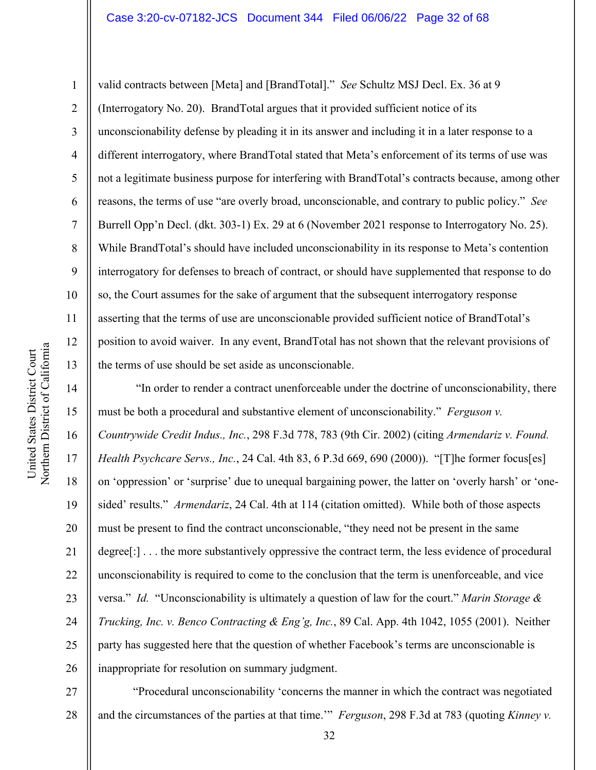valid contracts between [Meta] and [BrandTotal]." *See* Schultz MSJ Decl. Ex. 36 at 9 (Interrogatory No. 20). BrandTotal argues that it provided sufficient notice of its unconscionability defense by pleading it in its answer and including it in a later response to a different interrogatory, where BrandTotal stated that Meta's enforcement of its terms of use was not a legitimate business purpose for interfering with BrandTotal's contracts because, among other reasons, the terms of use "are overly broad, unconscionable, and contrary to public policy." *See* Burrell Opp'n Decl. (dkt. 303-1) Ex. 29 at 6 (November 2021 response to Interrogatory No. 25). While BrandTotal's should have included unconscionability in its response to Meta's contention interrogatory for defenses to breach of contract, or should have supplemented that response to do so, the Court assumes for the sake of argument that the subsequent interrogatory response asserting that the terms of use are unconscionable provided sufficient notice of BrandTotal's position to avoid waiver. In any event, BrandTotal has not shown that the relevant provisions of the terms of use should be set aside as unconscionable.

"In order to render a contract unenforceable under the doctrine of unconscionability, there must be both a procedural and substantive element of unconscionability." *Ferguson v. Countrywide Credit Indus., Inc.*, 298 F.3d 778, 783 (9th Cir. 2002) (citing *Armendariz v. Found. Health Psychcare Servs., Inc.*, 24 Cal. 4th 83, 6 P.3d 669, 690 (2000)). "[T]he former focus[es] on 'oppression' or 'surprise' due to unequal bargaining power, the latter on 'overly harsh' or 'one-sided' results." *Armendariz*, 24 Cal. 4th at 114 (citation omitted). While both of those aspects must be present to find the contract unconscionable, "they need not be present in the same degree[:] . . . the more substantively oppressive the contract term, the less evidence of procedural unconscionability is required to come to the conclusion that the term is unenforceable, and vice versa." *Id.* "Unconscionability is ultimately a question of law for the court." *Marin Storage & Trucking, Inc. v. Benco Contracting & Eng'g, Inc.*, 89 Cal. App. 4th 1042, 1055 (2001). Neither party has suggested here that the question of whether Facebook's terms are unconscionable is inappropriate for resolution on summary judgment.

"Procedural unconscionability 'concerns the manner in which the contract was negotiated and the circumstances of the parties at that time.'" *Ferguson*, 298 F.3d at 783 (quoting *Kinney v.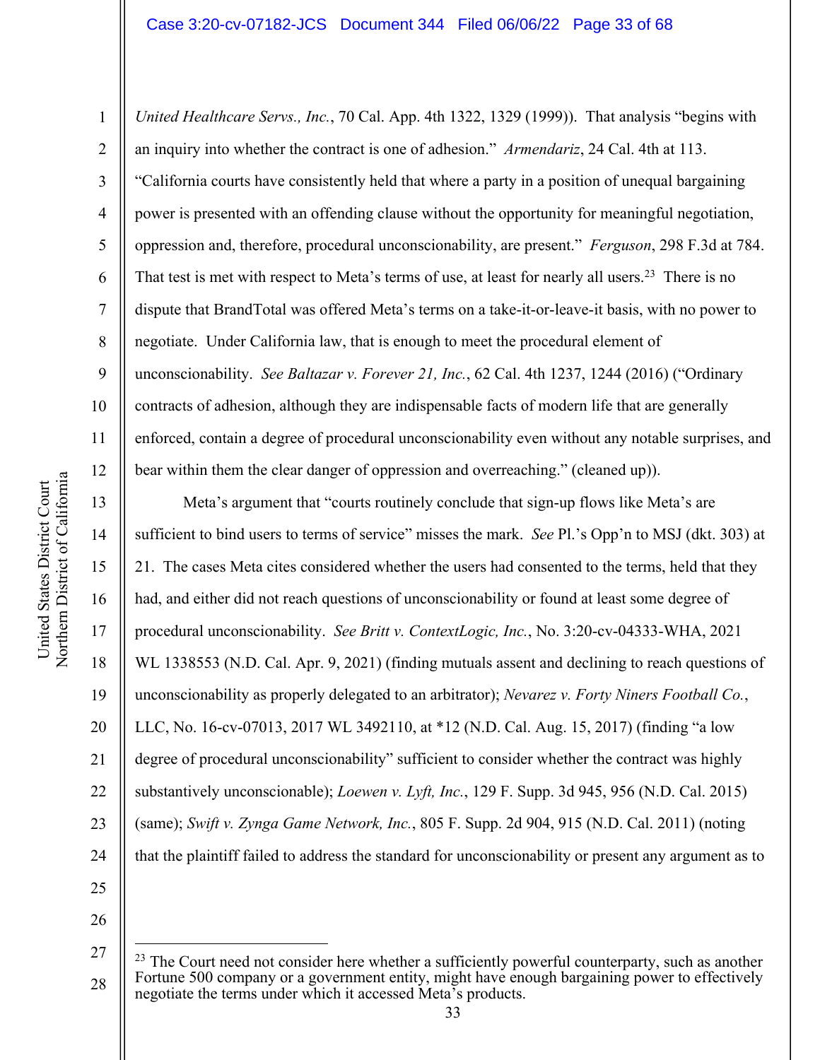*United Healthcare Servs., Inc.*, 70 Cal. App. 4th 1322, 1329 (1999)). That analysis "begins with an inquiry into whether the contract is one of adhesion." *Armendariz*, 24 Cal. 4th at 113. "California courts have consistently held that where a party in a position of unequal bargaining power is presented with an offending clause without the opportunity for meaningful negotiation, oppression and, therefore, procedural unconscionability, are present." *Ferguson*, 298 F.3d at 784. That test is met with respect to Meta's terms of use, at least for nearly all users.[23] There is no dispute that BrandTotal was offered Meta's terms on a take-it-or-leave-it basis, with no power to negotiate. Under California law, that is enough to meet the procedural element of unconscionability. *See Baltazar v. Forever 21, Inc.*, 62 Cal. 4th 1237, 1244 (2016) ("Ordinary contracts of adhesion, although they are indispensable facts of modern life that are generally enforced, contain a degree of procedural unconscionability even without any notable surprises, and bear within them the clear danger of oppression and overreaching." (cleaned up)).

Meta's argument that "courts routinely conclude that sign-up flows like Meta's are sufficient to bind users to terms of service" misses the mark. *See* Pl.'s Opp'n to MSJ (dkt. 303) at 21. The cases Meta cites considered whether the users had consented to the terms, held that they had, and either did not reach questions of unconscionability or found at least some degree of procedural unconscionability. *See Britt v. ContextLogic, Inc.*, No. 3:20-cv-04333-WHA, 2021 WL 1338553 (N.D. Cal. Apr. 9, 2021) (finding mutuals assent and declining to reach questions of unconscionability as properly delegated to an arbitrator); *Nevarez v. Forty Niners Football Co.*, LLC, No. 16-cv-07013, 2017 WL 3492110, at *12 (N.D. Cal. Aug. 15, 2017) (finding "a low degree of procedural unconscionability" sufficient to consider whether the contract was highly substantively unconscionable); *Loewen v. Lyft, Inc.*, 129 F. Supp. 3d 945, 956 (N.D. Cal. 2015) (same); *Swift v. Zynga Game Network, Inc.*, 805 F. Supp. 2d 904, 915 (N.D. Cal. 2011) (noting that the plaintiff failed to address the standard for unconscionability or present any argument as to

---

[23] The Court need not consider here whether a sufficiently powerful counterparty, such as another Fortune 500 company or a government entity, might have enough bargaining power to effectively negotiate the terms under which it accessed Meta's products.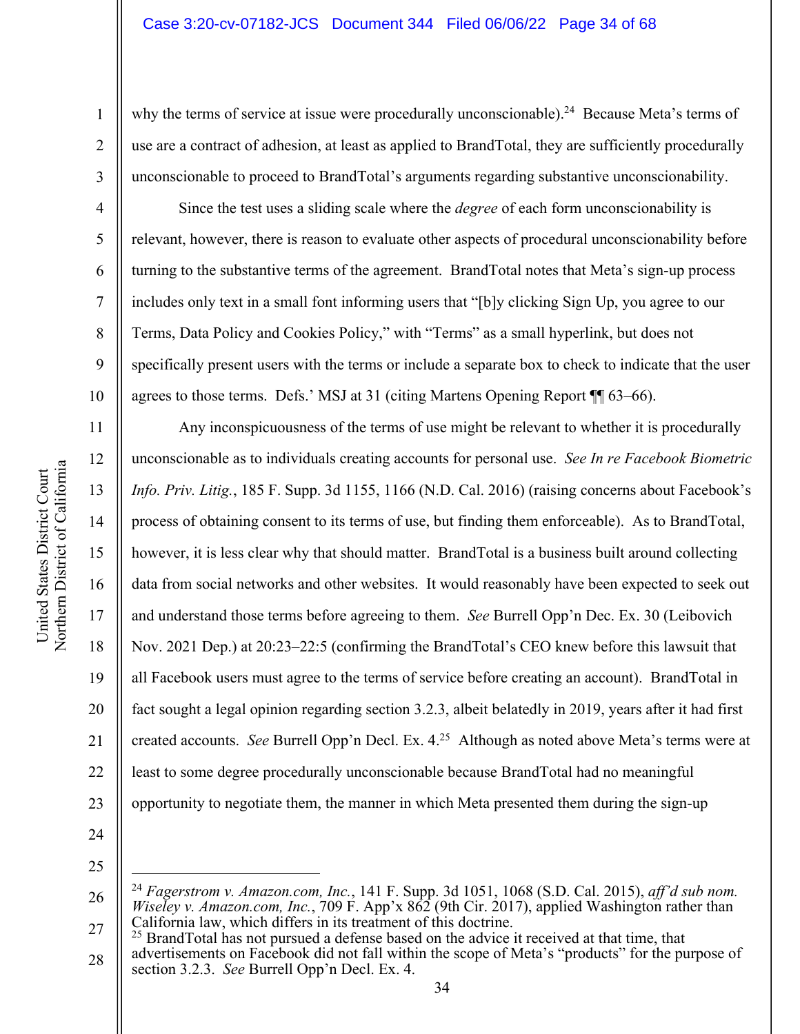why the terms of service at issue were procedurally unconscionable).[24] Because Meta's terms of use are a contract of adhesion, at least as applied to BrandTotal, they are sufficiently procedurally unconscionable to proceed to BrandTotal's arguments regarding substantive unconscionability.

Since the test uses a sliding scale where the *degree* of each form unconscionability is relevant, however, there is reason to evaluate other aspects of procedural unconscionability before turning to the substantive terms of the agreement. BrandTotal notes that Meta's sign-up process includes only text in a small font informing users that "[b]y clicking Sign Up, you agree to our Terms, Data Policy and Cookies Policy," with "Terms" as a small hyperlink, but does not specifically present users with the terms or include a separate box to check to indicate that the user agrees to those terms. Defs.' MSJ at 31 (citing Martens Opening Report ¶¶ 63–66).

Any inconspicuousness of the terms of use might be relevant to whether it is procedurally unconscionable as to individuals creating accounts for personal use. *See In re Facebook Biometric Info. Priv. Litig.*, 185 F. Supp. 3d 1155, 1166 (N.D. Cal. 2016) (raising concerns about Facebook's process of obtaining consent to its terms of use, but finding them enforceable). As to BrandTotal, however, it is less clear why that should matter. BrandTotal is a business built around collecting data from social networks and other websites. It would reasonably have been expected to seek out and understand those terms before agreeing to them. *See* Burrell Opp'n Dec. Ex. 30 (Leibovich Nov. 2021 Dep.) at 20:23–22:5 (confirming the BrandTotal's CEO knew before this lawsuit that all Facebook users must agree to the terms of service before creating an account). BrandTotal in fact sought a legal opinion regarding section 3.2.3, albeit belatedly in 2019, years after it had first created accounts. *See* Burrell Opp'n Decl. Ex. 4.[25] Although as noted above Meta's terms were at least to some degree procedurally unconscionable because BrandTotal had no meaningful opportunity to negotiate them, the manner in which Meta presented them during the sign-up

---

[24] *Fagerstrom v. Amazon.com, Inc.*, 141 F. Supp. 3d 1051, 1068 (S.D. Cal. 2015), *aff'd sub nom. Wiseley v. Amazon.com, Inc.*, 709 F. App'x 862 (9th Cir. 2017), applied Washington rather than California law, which differs in its treatment of this doctrine.

[25] BrandTotal has not pursued a defense based on the advice it received at that time, that advertisements on Facebook did not fall within the scope of Meta's "products" for the purpose of section 3.2.3. *See* Burrell Opp'n Decl. Ex. 4.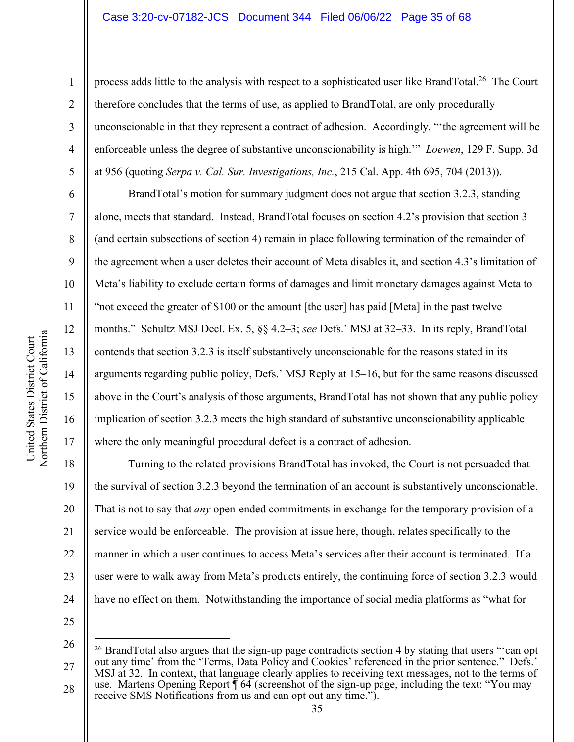process adds little to the analysis with respect to a sophisticated user like BrandTotal.[26] The Court therefore concludes that the terms of use, as applied to BrandTotal, are only procedurally unconscionable in that they represent a contract of adhesion. Accordingly, "'the agreement will be enforceable unless the degree of substantive unconscionability is high.'" *Loewen*, 129 F. Supp. 3d at 956 (quoting *Serpa v. Cal. Sur. Investigations, Inc.*, 215 Cal. App. 4th 695, 704 (2013)).

BrandTotal's motion for summary judgment does not argue that section 3.2.3, standing alone, meets that standard. Instead, BrandTotal focuses on section 4.2's provision that section 3 (and certain subsections of section 4) remain in place following termination of the remainder of the agreement when a user deletes their account of Meta disables it, and section 4.3's limitation of Meta's liability to exclude certain forms of damages and limit monetary damages against Meta to "not exceed the greater of $100 or the amount [the user] has paid [Meta] in the past twelve months." Schultz MSJ Decl. Ex. 5, §§ 4.2–3; *see* Defs.' MSJ at 32–33. In its reply, BrandTotal contends that section 3.2.3 is itself substantively unconscionable for the reasons stated in its arguments regarding public policy, Defs.' MSJ Reply at 15–16, but for the same reasons discussed above in the Court's analysis of those arguments, BrandTotal has not shown that any public policy implication of section 3.2.3 meets the high standard of substantive unconscionability applicable where the only meaningful procedural defect is a contract of adhesion.

Turning to the related provisions BrandTotal has invoked, the Court is not persuaded that the survival of section 3.2.3 beyond the termination of an account is substantively unconscionable. That is not to say that *any* open-ended commitments in exchange for the temporary provision of a service would be enforceable. The provision at issue here, though, relates specifically to the manner in which a user continues to access Meta's services after their account is terminated. If a user were to walk away from Meta's products entirely, the continuing force of section 3.2.3 would have no effect on them. Notwithstanding the importance of social media platforms as "what for

---

[26] BrandTotal also argues that the sign-up page contradicts section 4 by stating that users "'can opt out any time' from the 'Terms, Data Policy and Cookies' referenced in the prior sentence." Defs.' MSJ at 32. In context, that language clearly applies to receiving text messages, not to the terms of use. Martens Opening Report ¶ 64 (screenshot of the sign-up page, including the text: "You may receive SMS Notifications from us and can opt out any time.").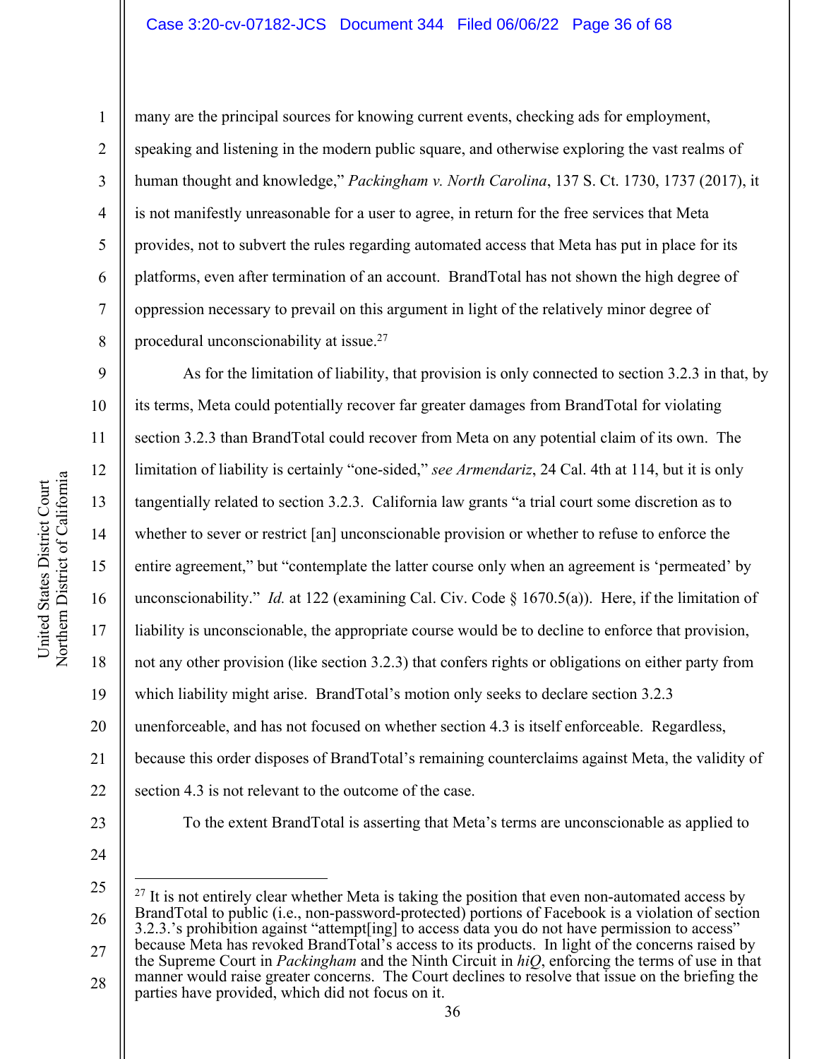many are the principal sources for knowing current events, checking ads for employment, speaking and listening in the modern public square, and otherwise exploring the vast realms of human thought and knowledge," *Packingham v. North Carolina*, 137 S. Ct. 1730, 1737 (2017), it is not manifestly unreasonable for a user to agree, in return for the free services that Meta provides, not to subvert the rules regarding automated access that Meta has put in place for its platforms, even after termination of an account. BrandTotal has not shown the high degree of oppression necessary to prevail on this argument in light of the relatively minor degree of procedural unconscionability at issue.[27]

As for the limitation of liability, that provision is only connected to section 3.2.3 in that, by its terms, Meta could potentially recover far greater damages from BrandTotal for violating section 3.2.3 than BrandTotal could recover from Meta on any potential claim of its own. The limitation of liability is certainly "one-sided," *see Armendariz*, 24 Cal. 4th at 114, but it is only tangentially related to section 3.2.3. California law grants "a trial court some discretion as to whether to sever or restrict [an] unconscionable provision or whether to refuse to enforce the entire agreement," but "contemplate the latter course only when an agreement is 'permeated' by unconscionability." *Id.* at 122 (examining Cal. Civ. Code § 1670.5(a)). Here, if the limitation of liability is unconscionable, the appropriate course would be to decline to enforce that provision, not any other provision (like section 3.2.3) that confers rights or obligations on either party from which liability might arise. BrandTotal's motion only seeks to declare section 3.2.3 unenforceable, and has not focused on whether section 4.3 is itself enforceable. Regardless, because this order disposes of BrandTotal's remaining counterclaims against Meta, the validity of section 4.3 is not relevant to the outcome of the case.

To the extent BrandTotal is asserting that Meta's terms are unconscionable as applied to

---

[27] It is not entirely clear whether Meta is taking the position that even non-automated access by BrandTotal to public (i.e., non-password-protected) portions of Facebook is a violation of section 3.2.3.'s prohibition against "attempt[ing] to access data you do not have permission to access" because Meta has revoked BrandTotal's access to its products. In light of the concerns raised by the Supreme Court in *Packingham* and the Ninth Circuit in *hiQ*, enforcing the terms of use in that manner would raise greater concerns. The Court declines to resolve that issue on the briefing the parties have provided, which did not focus on it.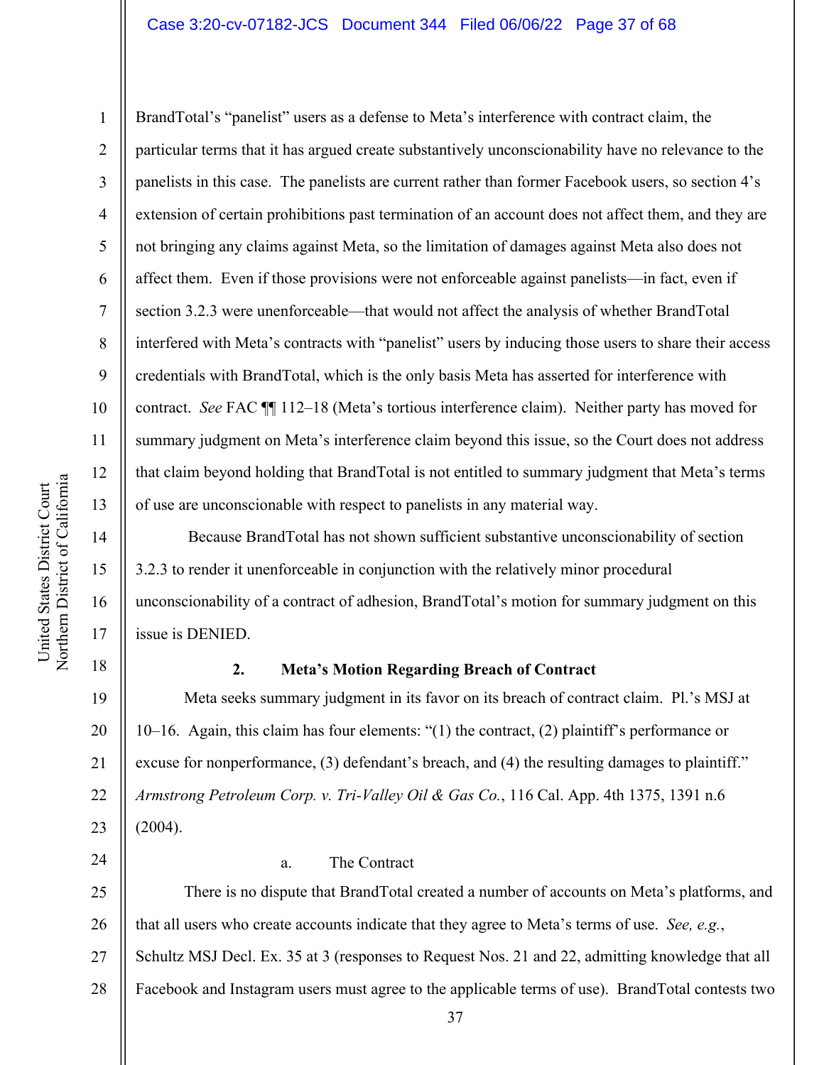BrandTotal's "panelist" users as a defense to Meta's interference with contract claim, the particular terms that it has argued create substantively unconscionability have no relevance to the panelists in this case. The panelists are current rather than former Facebook users, so section 4's extension of certain prohibitions past termination of an account does not affect them, and they are not bringing any claims against Meta, so the limitation of damages against Meta also does not affect them. Even if those provisions were not enforceable against panelists—in fact, even if section 3.2.3 were unenforceable—that would not affect the analysis of whether BrandTotal interfered with Meta's contracts with "panelist" users by inducing those users to share their access credentials with BrandTotal, which is the only basis Meta has asserted for interference with contract. *See* FAC ¶¶ 112–18 (Meta's tortious interference claim). Neither party has moved for summary judgment on Meta's interference claim beyond this issue, so the Court does not address that claim beyond holding that BrandTotal is not entitled to summary judgment that Meta's terms of use are unconscionable with respect to panelists in any material way.

Because BrandTotal has not shown sufficient substantive unconscionability of section 3.2.3 to render it unenforceable in conjunction with the relatively minor procedural unconscionability of a contract of adhesion, BrandTotal's motion for summary judgment on this issue is DENIED.

**2. Meta's Motion Regarding Breach of Contract**

Meta seeks summary judgment in its favor on its breach of contract claim. Pl.'s MSJ at 10–16. Again, this claim has four elements: "(1) the contract, (2) plaintiff's performance or excuse for nonperformance, (3) defendant's breach, and (4) the resulting damages to plaintiff." *Armstrong Petroleum Corp. v. Tri-Valley Oil & Gas Co.*, 116 Cal. App. 4th 1375, 1391 n.6 (2004).

a. The Contract

There is no dispute that BrandTotal created a number of accounts on Meta's platforms, and that all users who create accounts indicate that they agree to Meta's terms of use. *See, e.g.*, Schultz MSJ Decl. Ex. 35 at 3 (responses to Request Nos. 21 and 22, admitting knowledge that all Facebook and Instagram users must agree to the applicable terms of use). BrandTotal contests two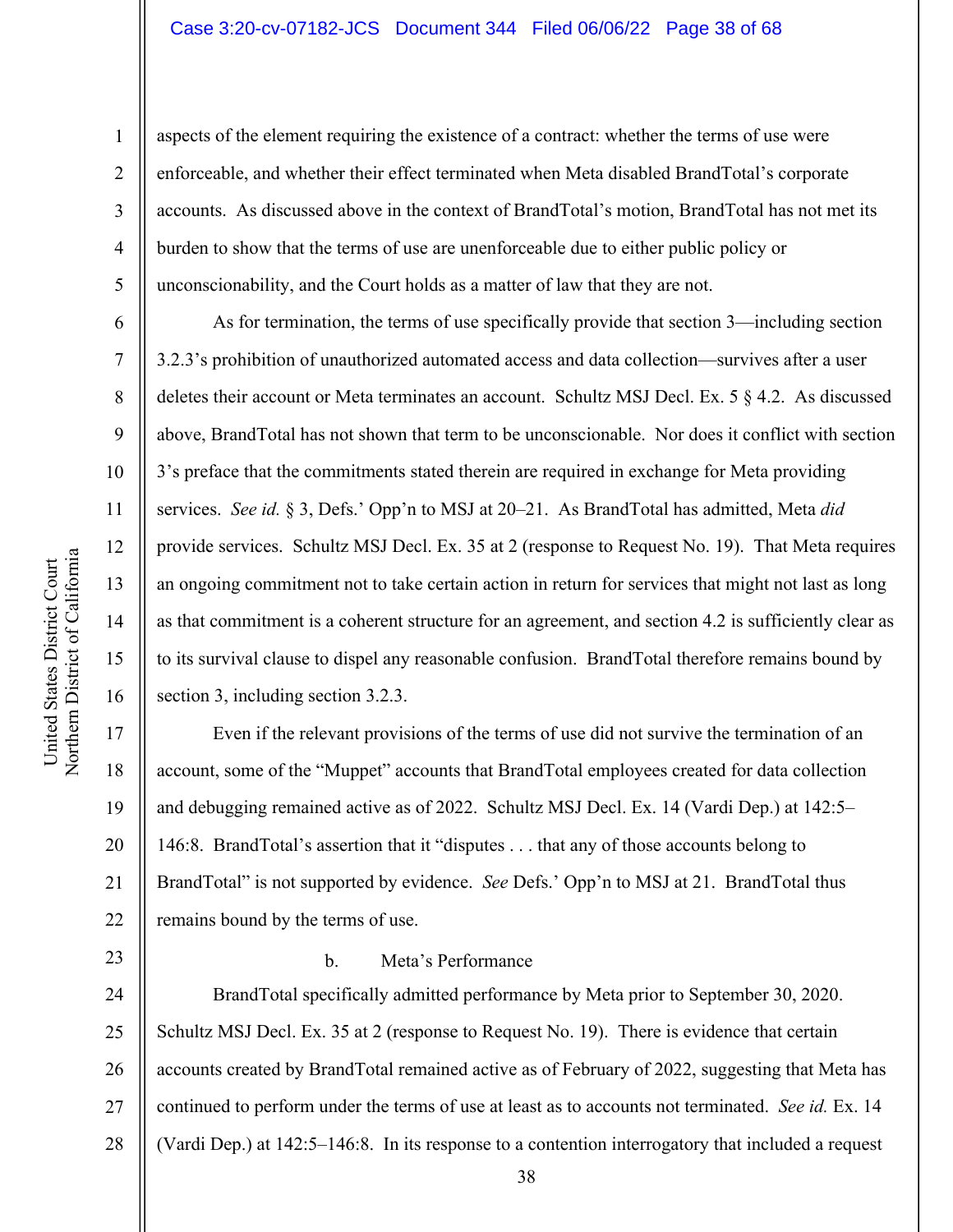aspects of the element requiring the existence of a contract: whether the terms of use were enforceable, and whether their effect terminated when Meta disabled BrandTotal's corporate accounts. As discussed above in the context of BrandTotal's motion, BrandTotal has not met its burden to show that the terms of use are unenforceable due to either public policy or unconscionability, and the Court holds as a matter of law that they are not.

As for termination, the terms of use specifically provide that section 3—including section 3.2.3's prohibition of unauthorized automated access and data collection—survives after a user deletes their account or Meta terminates an account. Schultz MSJ Decl. Ex. 5 § 4.2. As discussed above, BrandTotal has not shown that term to be unconscionable. Nor does it conflict with section 3's preface that the commitments stated therein are required in exchange for Meta providing services. *See id.* § 3, Defs.' Opp'n to MSJ at 20–21. As BrandTotal has admitted, Meta *did* provide services. Schultz MSJ Decl. Ex. 35 at 2 (response to Request No. 19). That Meta requires an ongoing commitment not to take certain action in return for services that might not last as long as that commitment is a coherent structure for an agreement, and section 4.2 is sufficiently clear as to its survival clause to dispel any reasonable confusion. BrandTotal therefore remains bound by section 3, including section 3.2.3.

Even if the relevant provisions of the terms of use did not survive the termination of an account, some of the "Muppet" accounts that BrandTotal employees created for data collection and debugging remained active as of 2022. Schultz MSJ Decl. Ex. 14 (Vardi Dep.) at 142:5–146:8. BrandTotal's assertion that it "disputes . . . that any of those accounts belong to BrandTotal" is not supported by evidence. *See* Defs.' Opp'n to MSJ at 21. BrandTotal thus remains bound by the terms of use.

b. Meta's Performance

BrandTotal specifically admitted performance by Meta prior to September 30, 2020. Schultz MSJ Decl. Ex. 35 at 2 (response to Request No. 19). There is evidence that certain accounts created by BrandTotal remained active as of February of 2022, suggesting that Meta has continued to perform under the terms of use at least as to accounts not terminated. *See id.* Ex. 14 (Vardi Dep.) at 142:5–146:8. In its response to a contention interrogatory that included a request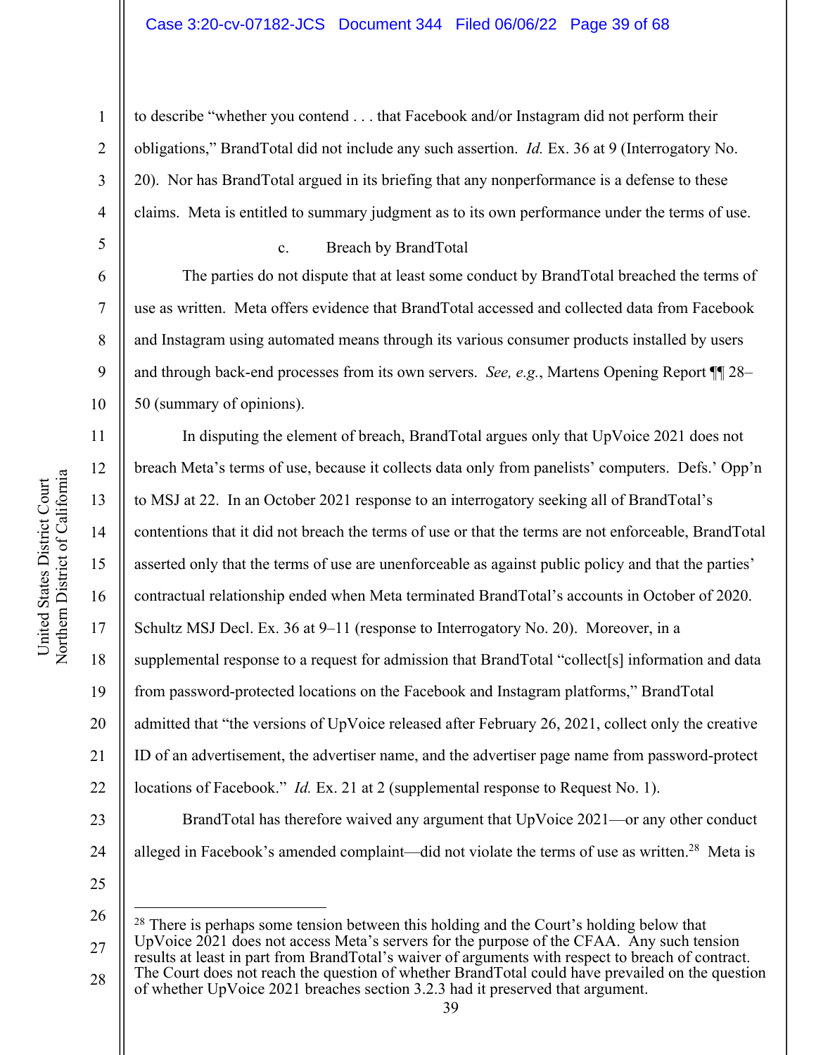to describe "whether you contend . . . that Facebook and/or Instagram did not perform their obligations," BrandTotal did not include any such assertion. *Id.* Ex. 36 at 9 (Interrogatory No. 20). Nor has BrandTotal argued in its briefing that any nonperformance is a defense to these claims. Meta is entitled to summary judgment as to its own performance under the terms of use.

c. Breach by BrandTotal

The parties do not dispute that at least some conduct by BrandTotal breached the terms of use as written. Meta offers evidence that BrandTotal accessed and collected data from Facebook and Instagram using automated means through its various consumer products installed by users and through back-end processes from its own servers. *See, e.g.*, Martens Opening Report ¶¶ 28–50 (summary of opinions).

In disputing the element of breach, BrandTotal argues only that UpVoice 2021 does not breach Meta's terms of use, because it collects data only from panelists' computers. Defs.' Opp'n to MSJ at 22. In an October 2021 response to an interrogatory seeking all of BrandTotal's contentions that it did not breach the terms of use or that the terms are not enforceable, BrandTotal asserted only that the terms of use are unenforceable as against public policy and that the parties' contractual relationship ended when Meta terminated BrandTotal's accounts in October of 2020. Schultz MSJ Decl. Ex. 36 at 9–11 (response to Interrogatory No. 20). Moreover, in a supplemental response to a request for admission that BrandTotal "collect[s] information and data from password-protected locations on the Facebook and Instagram platforms," BrandTotal admitted that "the versions of UpVoice released after February 26, 2021, collect only the creative ID of an advertisement, the advertiser name, and the advertiser page name from password-protect locations of Facebook." *Id.* Ex. 21 at 2 (supplemental response to Request No. 1).

BrandTotal has therefore waived any argument that UpVoice 2021—or any other conduct alleged in Facebook's amended complaint—did not violate the terms of use as written.[28] Meta is

[28] There is perhaps some tension between this holding and the Court's holding below that UpVoice 2021 does not access Meta's servers for the purpose of the CFAA. Any such tension results at least in part from BrandTotal's waiver of arguments with respect to breach of contract. The Court does not reach the question of whether BrandTotal could have prevailed on the question of whether UpVoice 2021 breaches section 3.2.3 had it preserved that argument.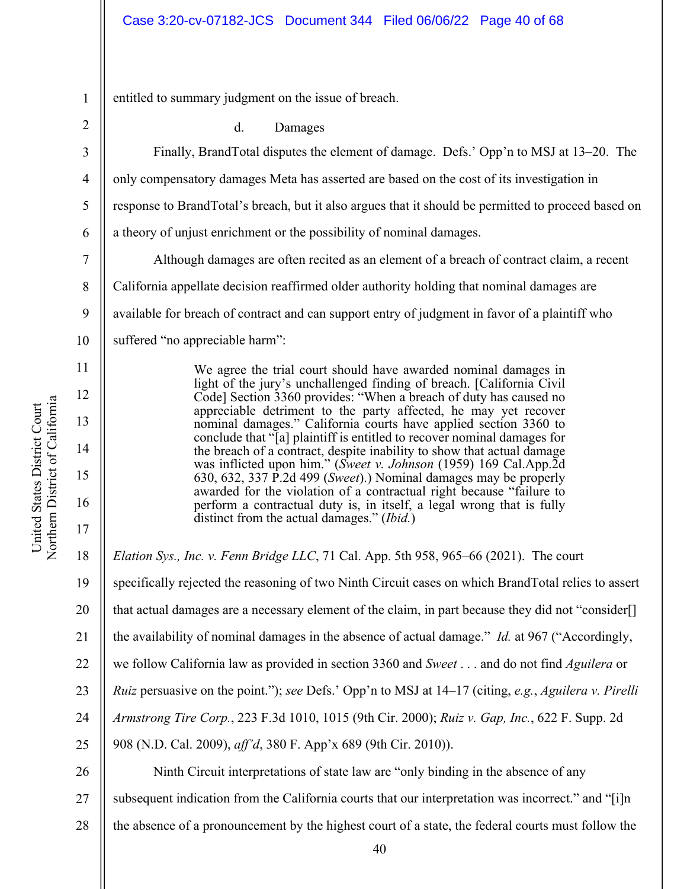entitled to summary judgment on the issue of breach.

d. Damages

Finally, BrandTotal disputes the element of damage. Defs.' Opp'n to MSJ at 13–20. The only compensatory damages Meta has asserted are based on the cost of its investigation in response to BrandTotal's breach, but it also argues that it should be permitted to proceed based on a theory of unjust enrichment or the possibility of nominal damages.

Although damages are often recited as an element of a breach of contract claim, a recent California appellate decision reaffirmed older authority holding that nominal damages are available for breach of contract and can support entry of judgment in favor of a plaintiff who suffered "no appreciable harm":

> We agree the trial court should have awarded nominal damages in light of the jury's unchallenged finding of breach. [California Civil Code] Section 3360 provides: "When a breach of duty has caused no appreciable detriment to the party affected, he may yet recover nominal damages." California courts have applied section 3360 to conclude that "[a] plaintiff is entitled to recover nominal damages for the breach of a contract, despite inability to show that actual damage was inflicted upon him." (*Sweet v. Johnson* (1959) 169 Cal.App.2d 630, 632, 337 P.2d 499 (*Sweet*).) Nominal damages may be properly awarded for the violation of a contractual right because "failure to perform a contractual duty is, in itself, a legal wrong that is fully distinct from the actual damages." (*Ibid.*)

*Elation Sys., Inc. v. Fenn Bridge LLC*, 71 Cal. App. 5th 958, 965–66 (2021). The court specifically rejected the reasoning of two Ninth Circuit cases on which BrandTotal relies to assert that actual damages are a necessary element of the claim, in part because they did not "consider[] the availability of nominal damages in the absence of actual damage." *Id.* at 967 ("Accordingly, we follow California law as provided in section 3360 and *Sweet* . . . and do not find *Aguilera* or *Ruiz* persuasive on the point."); *see* Defs.' Opp'n to MSJ at 14–17 (citing, *e.g.*, *Aguilera v. Pirelli Armstrong Tire Corp.*, 223 F.3d 1010, 1015 (9th Cir. 2000); *Ruiz v. Gap, Inc.*, 622 F. Supp. 2d 908 (N.D. Cal. 2009), *aff'd*, 380 F. App'x 689 (9th Cir. 2010)).

Ninth Circuit interpretations of state law are "only binding in the absence of any subsequent indication from the California courts that our interpretation was incorrect." and "[i]n the absence of a pronouncement by the highest court of a state, the federal courts must follow the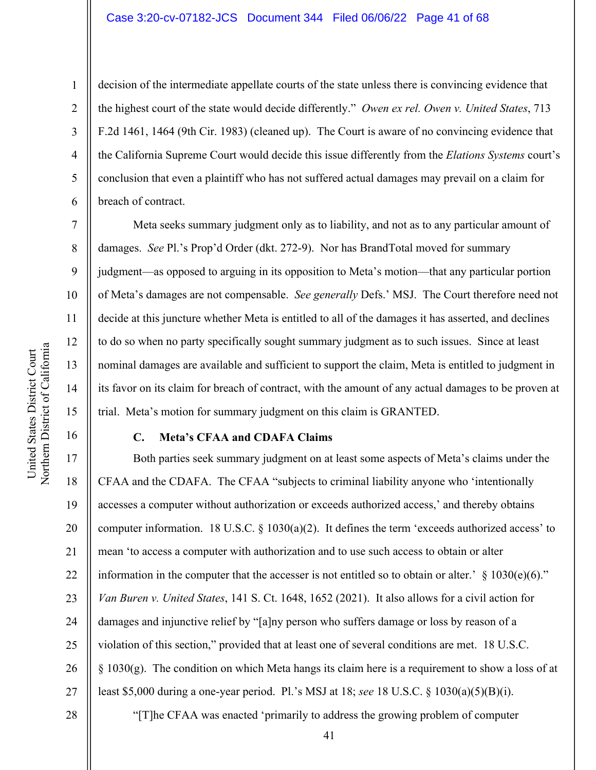decision of the intermediate appellate courts of the state unless there is convincing evidence that the highest court of the state would decide differently." *Owen ex rel. Owen v. United States*, 713 F.2d 1461, 1464 (9th Cir. 1983) (cleaned up). The Court is aware of no convincing evidence that the California Supreme Court would decide this issue differently from the *Elations Systems* court's conclusion that even a plaintiff who has not suffered actual damages may prevail on a claim for breach of contract.

Meta seeks summary judgment only as to liability, and not as to any particular amount of damages. *See* Pl.'s Prop'd Order (dkt. 272-9). Nor has BrandTotal moved for summary judgment—as opposed to arguing in its opposition to Meta's motion—that any particular portion of Meta's damages are not compensable. *See generally* Defs.' MSJ. The Court therefore need not decide at this juncture whether Meta is entitled to all of the damages it has asserted, and declines to do so when no party specifically sought summary judgment as to such issues. Since at least nominal damages are available and sufficient to support the claim, Meta is entitled to judgment in its favor on its claim for breach of contract, with the amount of any actual damages to be proven at trial. Meta's motion for summary judgment on this claim is GRANTED.

### C. Meta's CFAA and CDAFA Claims

Both parties seek summary judgment on at least some aspects of Meta's claims under the CFAA and the CDAFA. The CFAA "subjects to criminal liability anyone who 'intentionally accesses a computer without authorization or exceeds authorized access,' and thereby obtains computer information. 18 U.S.C. § 1030(a)(2). It defines the term 'exceeds authorized access' to mean 'to access a computer with authorization and to use such access to obtain or alter information in the computer that the accesser is not entitled so to obtain or alter.' § 1030(e)(6)." *Van Buren v. United States*, 141 S. Ct. 1648, 1652 (2021). It also allows for a civil action for damages and injunctive relief by "[a]ny person who suffers damage or loss by reason of a violation of this section," provided that at least one of several conditions are met. 18 U.S.C. § 1030(g). The condition on which Meta hangs its claim here is a requirement to show a loss of at least $5,000 during a one-year period. Pl.'s MSJ at 18; *see* 18 U.S.C. § 1030(a)(5)(B)(i).

"[T]he CFAA was enacted 'primarily to address the growing problem of computer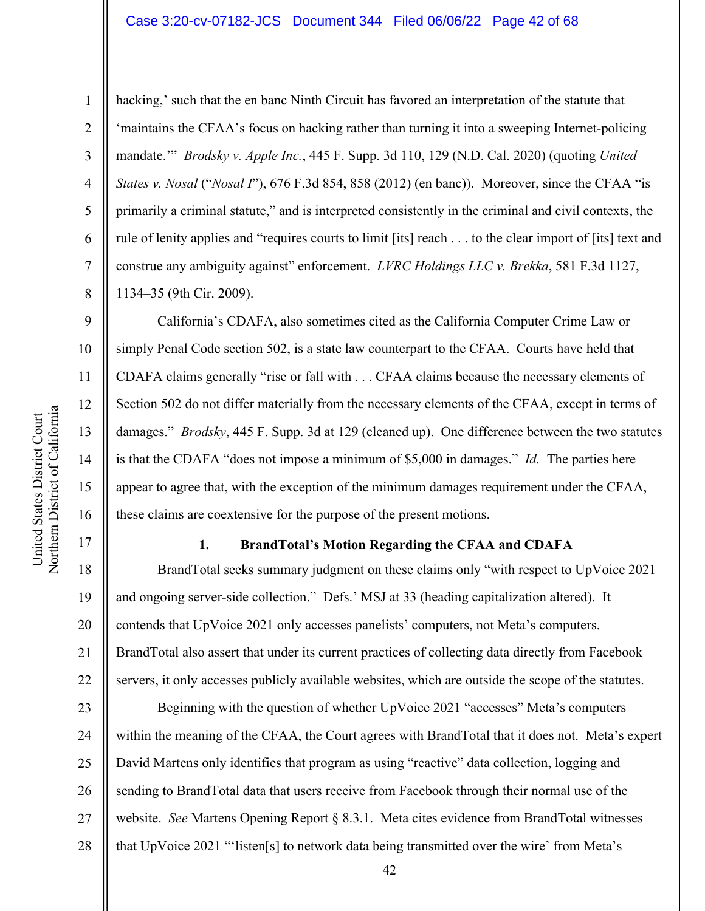hacking,' such that the en banc Ninth Circuit has favored an interpretation of the statute that 'maintains the CFAA's focus on hacking rather than turning it into a sweeping Internet-policing mandate.'" *Brodsky v. Apple Inc.*, 445 F. Supp. 3d 110, 129 (N.D. Cal. 2020) (quoting *United States v. Nosal* ("*Nosal I*"), 676 F.3d 854, 858 (2012) (en banc)). Moreover, since the CFAA "is primarily a criminal statute," and is interpreted consistently in the criminal and civil contexts, the rule of lenity applies and "requires courts to limit [its] reach . . . to the clear import of [its] text and construe any ambiguity against" enforcement. *LVRC Holdings LLC v. Brekka*, 581 F.3d 1127, 1134–35 (9th Cir. 2009).

California's CDAFA, also sometimes cited as the California Computer Crime Law or simply Penal Code section 502, is a state law counterpart to the CFAA. Courts have held that CDAFA claims generally "rise or fall with . . . CFAA claims because the necessary elements of Section 502 do not differ materially from the necessary elements of the CFAA, except in terms of damages." *Brodsky*, 445 F. Supp. 3d at 129 (cleaned up). One difference between the two statutes is that the CDAFA "does not impose a minimum of $5,000 in damages." *Id.* The parties here appear to agree that, with the exception of the minimum damages requirement under the CFAA, these claims are coextensive for the purpose of the present motions.

**1. BrandTotal's Motion Regarding the CFAA and CDAFA**

BrandTotal seeks summary judgment on these claims only "with respect to UpVoice 2021 and ongoing server-side collection." Defs.' MSJ at 33 (heading capitalization altered). It contends that UpVoice 2021 only accesses panelists' computers, not Meta's computers. BrandTotal also assert that under its current practices of collecting data directly from Facebook servers, it only accesses publicly available websites, which are outside the scope of the statutes.

Beginning with the question of whether UpVoice 2021 "accesses" Meta's computers within the meaning of the CFAA, the Court agrees with BrandTotal that it does not. Meta's expert David Martens only identifies that program as using "reactive" data collection, logging and sending to BrandTotal data that users receive from Facebook through their normal use of the website. *See* Martens Opening Report § 8.3.1. Meta cites evidence from BrandTotal witnesses that UpVoice 2021 "'listen[s] to network data being transmitted over the wire' from Meta's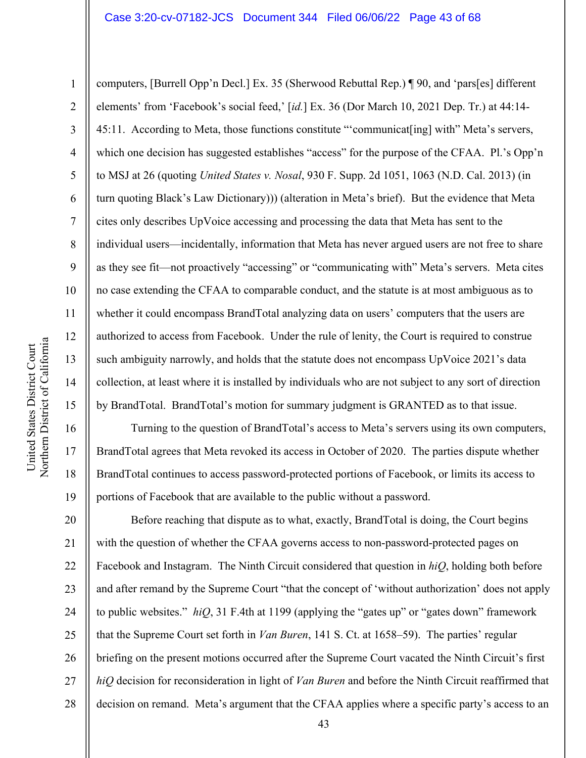computers, [Burrell Opp'n Decl.] Ex. 35 (Sherwood Rebuttal Rep.) ¶ 90, and 'pars[es] different elements' from 'Facebook's social feed,' [*id.*] Ex. 36 (Dor March 10, 2021 Dep. Tr.) at 44:14-45:11. According to Meta, those functions constitute "'communicat[ing] with" Meta's servers, which one decision has suggested establishes "access" for the purpose of the CFAA. Pl.'s Opp'n to MSJ at 26 (quoting *United States v. Nosal*, 930 F. Supp. 2d 1051, 1063 (N.D. Cal. 2013) (in turn quoting Black's Law Dictionary))) (alteration in Meta's brief). But the evidence that Meta cites only describes UpVoice accessing and processing the data that Meta has sent to the individual users—incidentally, information that Meta has never argued users are not free to share as they see fit—not proactively "accessing" or "communicating with" Meta's servers. Meta cites no case extending the CFAA to comparable conduct, and the statute is at most ambiguous as to whether it could encompass BrandTotal analyzing data on users' computers that the users are authorized to access from Facebook. Under the rule of lenity, the Court is required to construe such ambiguity narrowly, and holds that the statute does not encompass UpVoice 2021's data collection, at least where it is installed by individuals who are not subject to any sort of direction by BrandTotal. BrandTotal's motion for summary judgment is GRANTED as to that issue.

Turning to the question of BrandTotal's access to Meta's servers using its own computers, BrandTotal agrees that Meta revoked its access in October of 2020. The parties dispute whether BrandTotal continues to access password-protected portions of Facebook, or limits its access to portions of Facebook that are available to the public without a password.

Before reaching that dispute as to what, exactly, BrandTotal is doing, the Court begins with the question of whether the CFAA governs access to non-password-protected pages on Facebook and Instagram. The Ninth Circuit considered that question in *hiQ*, holding both before and after remand by the Supreme Court "that the concept of 'without authorization' does not apply to public websites." *hiQ*, 31 F.4th at 1199 (applying the "gates up" or "gates down" framework that the Supreme Court set forth in *Van Buren*, 141 S. Ct. at 1658–59). The parties' regular briefing on the present motions occurred after the Supreme Court vacated the Ninth Circuit's first *hiQ* decision for reconsideration in light of *Van Buren* and before the Ninth Circuit reaffirmed that decision on remand. Meta's argument that the CFAA applies where a specific party's access to an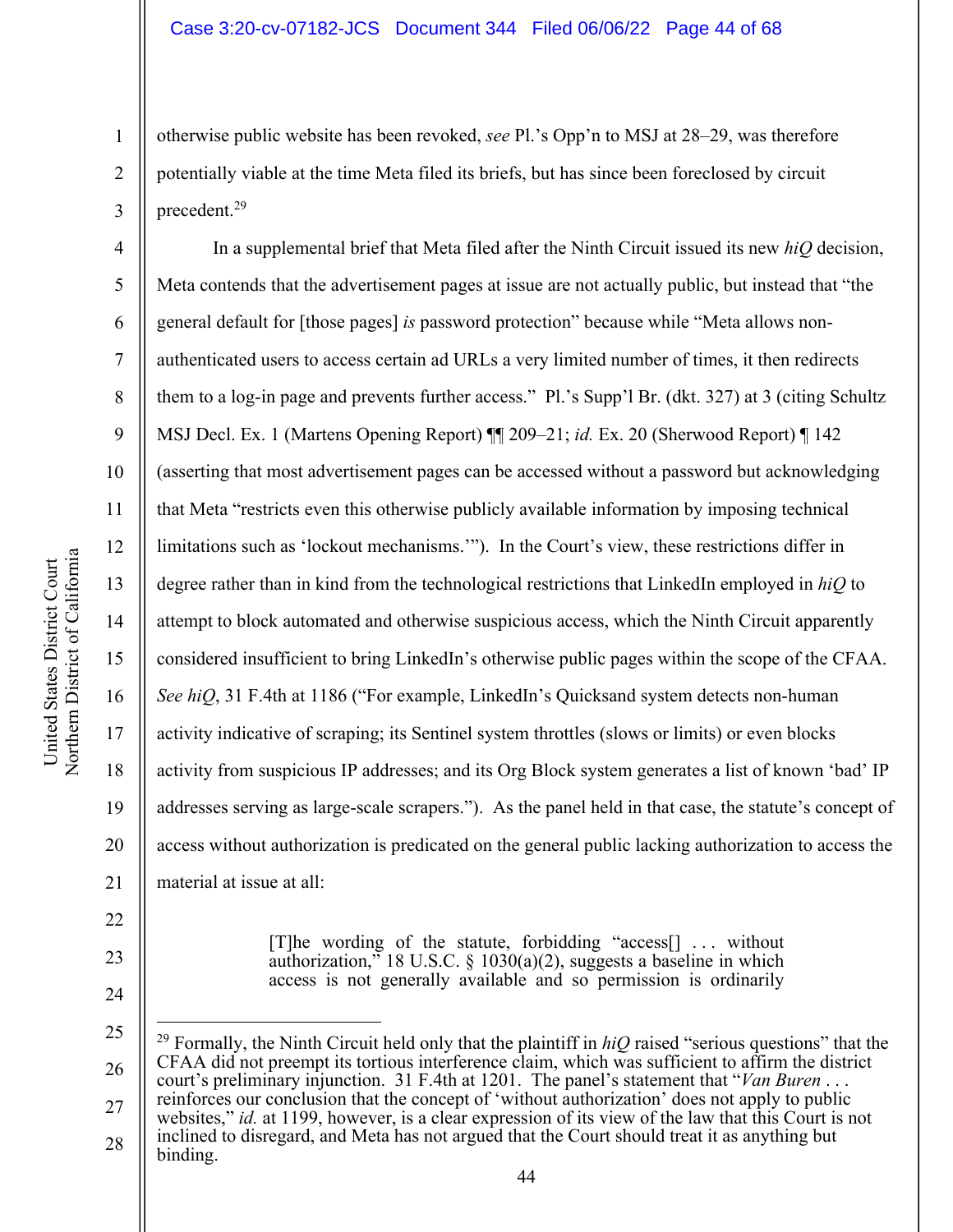otherwise public website has been revoked, *see* Pl.'s Opp'n to MSJ at 28–29, was therefore potentially viable at the time Meta filed its briefs, but has since been foreclosed by circuit precedent.[29]

In a supplemental brief that Meta filed after the Ninth Circuit issued its new *hiQ* decision, Meta contends that the advertisement pages at issue are not actually public, but instead that "the general default for [those pages] *is* password protection" because while "Meta allows non-authenticated users to access certain ad URLs a very limited number of times, it then redirects them to a log-in page and prevents further access." Pl.'s Supp'l Br. (dkt. 327) at 3 (citing Schultz MSJ Decl. Ex. 1 (Martens Opening Report) ¶¶ 209–21; *id.* Ex. 20 (Sherwood Report) ¶ 142 (asserting that most advertisement pages can be accessed without a password but acknowledging that Meta "restricts even this otherwise publicly available information by imposing technical limitations such as 'lockout mechanisms.'"). In the Court's view, these restrictions differ in degree rather than in kind from the technological restrictions that LinkedIn employed in *hiQ* to attempt to block automated and otherwise suspicious access, which the Ninth Circuit apparently considered insufficient to bring LinkedIn's otherwise public pages within the scope of the CFAA. *See hiQ*, 31 F.4th at 1186 ("For example, LinkedIn's Quicksand system detects non-human activity indicative of scraping; its Sentinel system throttles (slows or limits) or even blocks activity from suspicious IP addresses; and its Org Block system generates a list of known 'bad' IP addresses serving as large-scale scrapers."). As the panel held in that case, the statute's concept of access without authorization is predicated on the general public lacking authorization to access the material at issue at all:

> [T]he wording of the statute, forbidding "access[] . . . without authorization," 18 U.S.C. § 1030(a)(2), suggests a baseline in which access is not generally available and so permission is ordinarily

---

[29] Formally, the Ninth Circuit held only that the plaintiff in *hiQ* raised "serious questions" that the CFAA did not preempt its tortious interference claim, which was sufficient to affirm the district court's preliminary injunction. 31 F.4th at 1201. The panel's statement that "*Van Buren* . . . reinforces our conclusion that the concept of 'without authorization' does not apply to public websites," *id.* at 1199, however, is a clear expression of its view of the law that this Court is not inclined to disregard, and Meta has not argued that the Court should treat it as anything but binding.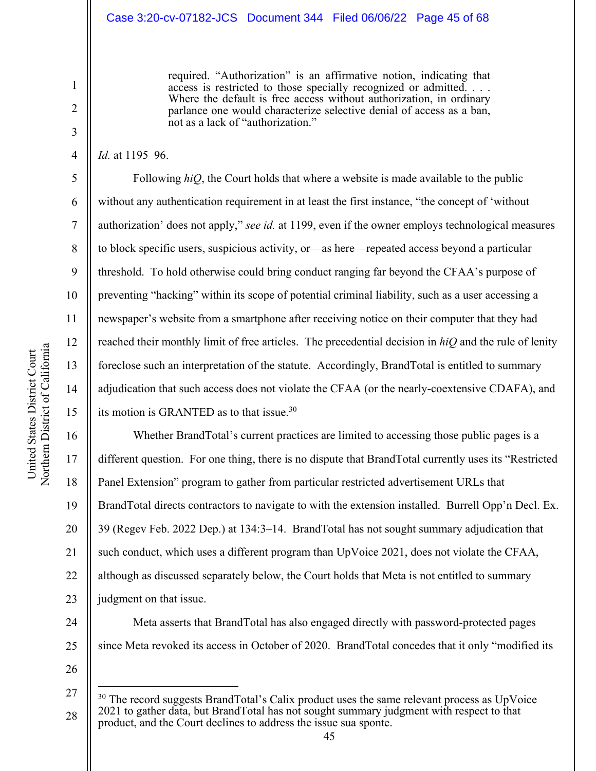> required. "Authorization" is an affirmative notion, indicating that access is restricted to those specially recognized or admitted. . . . Where the default is free access without authorization, in ordinary parlance one would characterize selective denial of access as a ban, not as a lack of "authorization."

*Id.* at 1195–96.

Following *hiQ*, the Court holds that where a website is made available to the public without any authentication requirement in at least the first instance, "the concept of 'without authorization' does not apply," *see id.* at 1199, even if the owner employs technological measures to block specific users, suspicious activity, or—as here—repeated access beyond a particular threshold. To hold otherwise could bring conduct ranging far beyond the CFAA's purpose of preventing "hacking" within its scope of potential criminal liability, such as a user accessing a newspaper's website from a smartphone after receiving notice on their computer that they had reached their monthly limit of free articles. The precedential decision in *hiQ* and the rule of lenity foreclose such an interpretation of the statute. Accordingly, BrandTotal is entitled to summary adjudication that such access does not violate the CFAA (or the nearly-coextensive CDAFA), and its motion is GRANTED as to that issue.[30]

Whether BrandTotal's current practices are limited to accessing those public pages is a different question. For one thing, there is no dispute that BrandTotal currently uses its "Restricted Panel Extension" program to gather from particular restricted advertisement URLs that BrandTotal directs contractors to navigate to with the extension installed. Burrell Opp'n Decl. Ex. 39 (Regev Feb. 2022 Dep.) at 134:3–14. BrandTotal has not sought summary adjudication that such conduct, which uses a different program than UpVoice 2021, does not violate the CFAA, although as discussed separately below, the Court holds that Meta is not entitled to summary judgment on that issue.

Meta asserts that BrandTotal has also engaged directly with password-protected pages since Meta revoked its access in October of 2020. BrandTotal concedes that it only "modified its

---

[30] The record suggests BrandTotal's Calix product uses the same relevant process as UpVoice 2021 to gather data, but BrandTotal has not sought summary judgment with respect to that product, and the Court declines to address the issue sua sponte.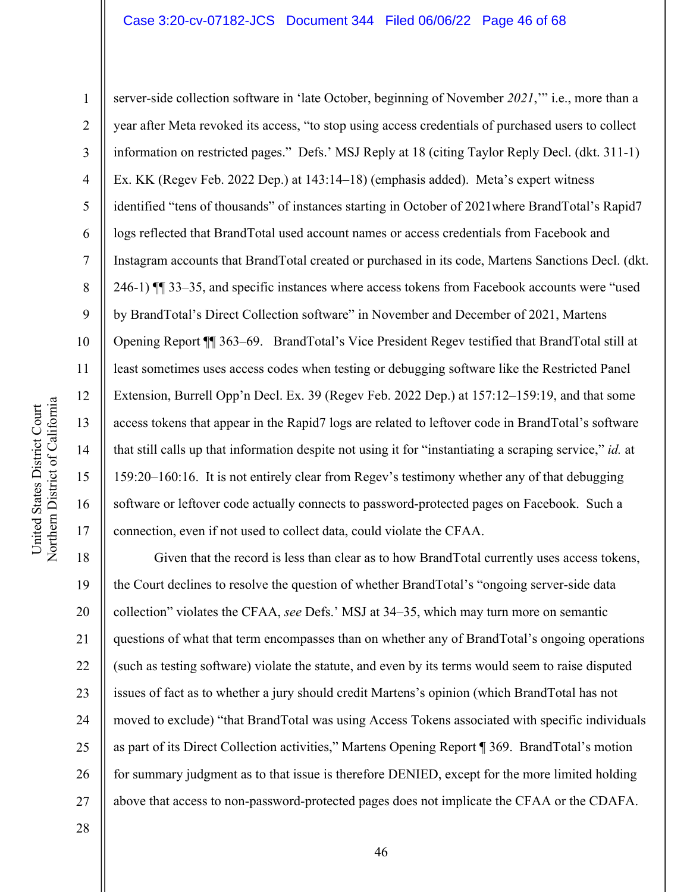server-side collection software in 'late October, beginning of November *2021*,'" i.e., more than a year after Meta revoked its access, "to stop using access credentials of purchased users to collect information on restricted pages." Defs.' MSJ Reply at 18 (citing Taylor Reply Decl. (dkt. 311-1) Ex. KK (Regev Feb. 2022 Dep.) at 143:14–18) (emphasis added). Meta's expert witness identified "tens of thousands" of instances starting in October of 2021where BrandTotal's Rapid7 logs reflected that BrandTotal used account names or access credentials from Facebook and Instagram accounts that BrandTotal created or purchased in its code, Martens Sanctions Decl. (dkt. 246-1) ¶¶ 33–35, and specific instances where access tokens from Facebook accounts were "used by BrandTotal's Direct Collection software" in November and December of 2021, Martens Opening Report ¶¶ 363–69. BrandTotal's Vice President Regev testified that BrandTotal still at least sometimes uses access codes when testing or debugging software like the Restricted Panel Extension, Burrell Opp'n Decl. Ex. 39 (Regev Feb. 2022 Dep.) at 157:12–159:19, and that some access tokens that appear in the Rapid7 logs are related to leftover code in BrandTotal's software that still calls up that information despite not using it for "instantiating a scraping service," *id.* at 159:20–160:16. It is not entirely clear from Regev's testimony whether any of that debugging software or leftover code actually connects to password-protected pages on Facebook. Such a connection, even if not used to collect data, could violate the CFAA.

Given that the record is less than clear as to how BrandTotal currently uses access tokens, the Court declines to resolve the question of whether BrandTotal's "ongoing server-side data collection" violates the CFAA, *see* Defs.' MSJ at 34–35, which may turn more on semantic questions of what that term encompasses than on whether any of BrandTotal's ongoing operations (such as testing software) violate the statute, and even by its terms would seem to raise disputed issues of fact as to whether a jury should credit Martens's opinion (which BrandTotal has not moved to exclude) "that BrandTotal was using Access Tokens associated with specific individuals as part of its Direct Collection activities," Martens Opening Report ¶ 369. BrandTotal's motion for summary judgment as to that issue is therefore DENIED, except for the more limited holding above that access to non-password-protected pages does not implicate the CFAA or the CDAFA.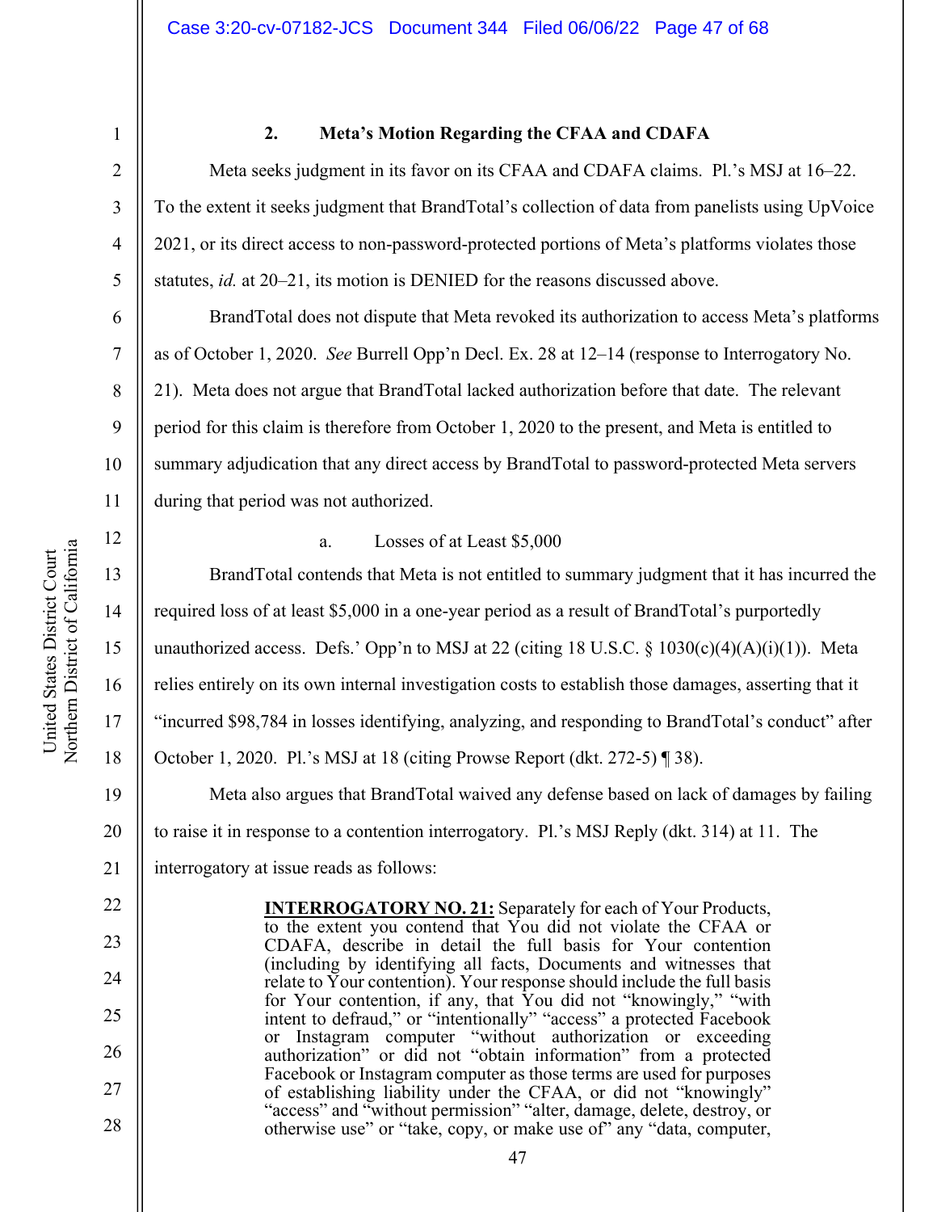### 2. Meta's Motion Regarding the CFAA and CDAFA

Meta seeks judgment in its favor on its CFAA and CDAFA claims. Pl.'s MSJ at 16–22. To the extent it seeks judgment that BrandTotal's collection of data from panelists using UpVoice 2021, or its direct access to non-password-protected portions of Meta's platforms violates those statutes, *id.* at 20–21, its motion is DENIED for the reasons discussed above.

BrandTotal does not dispute that Meta revoked its authorization to access Meta's platforms as of October 1, 2020. *See* Burrell Opp'n Decl. Ex. 28 at 12–14 (response to Interrogatory No. 21). Meta does not argue that BrandTotal lacked authorization before that date. The relevant period for this claim is therefore from October 1, 2020 to the present, and Meta is entitled to summary adjudication that any direct access by BrandTotal to password-protected Meta servers during that period was not authorized.

#### a. Losses of at Least $5,000

BrandTotal contends that Meta is not entitled to summary judgment that it has incurred the required loss of at least $5,000 in a one-year period as a result of BrandTotal's purportedly unauthorized access. Defs.' Opp'n to MSJ at 22 (citing 18 U.S.C. § 1030(c)(4)(A)(i)(1)). Meta relies entirely on its own internal investigation costs to establish those damages, asserting that it "incurred $98,784 in losses identifying, analyzing, and responding to BrandTotal's conduct" after October 1, 2020. Pl.'s MSJ at 18 (citing Prowse Report (dkt. 272-5) ¶ 38).

Meta also argues that BrandTotal waived any defense based on lack of damages by failing to raise it in response to a contention interrogatory. Pl.'s MSJ Reply (dkt. 314) at 11. The interrogatory at issue reads as follows:

> **INTERROGATORY NO. 21:** Separately for each of Your Products, to the extent you contend that You did not violate the CFAA or CDAFA, describe in detail the full basis for Your contention (including by identifying all facts, Documents and witnesses that relate to Your contention). Your response should include the full basis for Your contention, if any, that You did not "knowingly," "with intent to defraud," or "intentionally" "access" a protected Facebook or Instagram computer "without authorization or exceeding authorization" or did not "obtain information" from a protected Facebook or Instagram computer as those terms are used for purposes of establishing liability under the CFAA, or did not "knowingly" "access" and "without permission" "alter, damage, delete, destroy, or otherwise use" or "take, copy, or make use of" any "data, computer,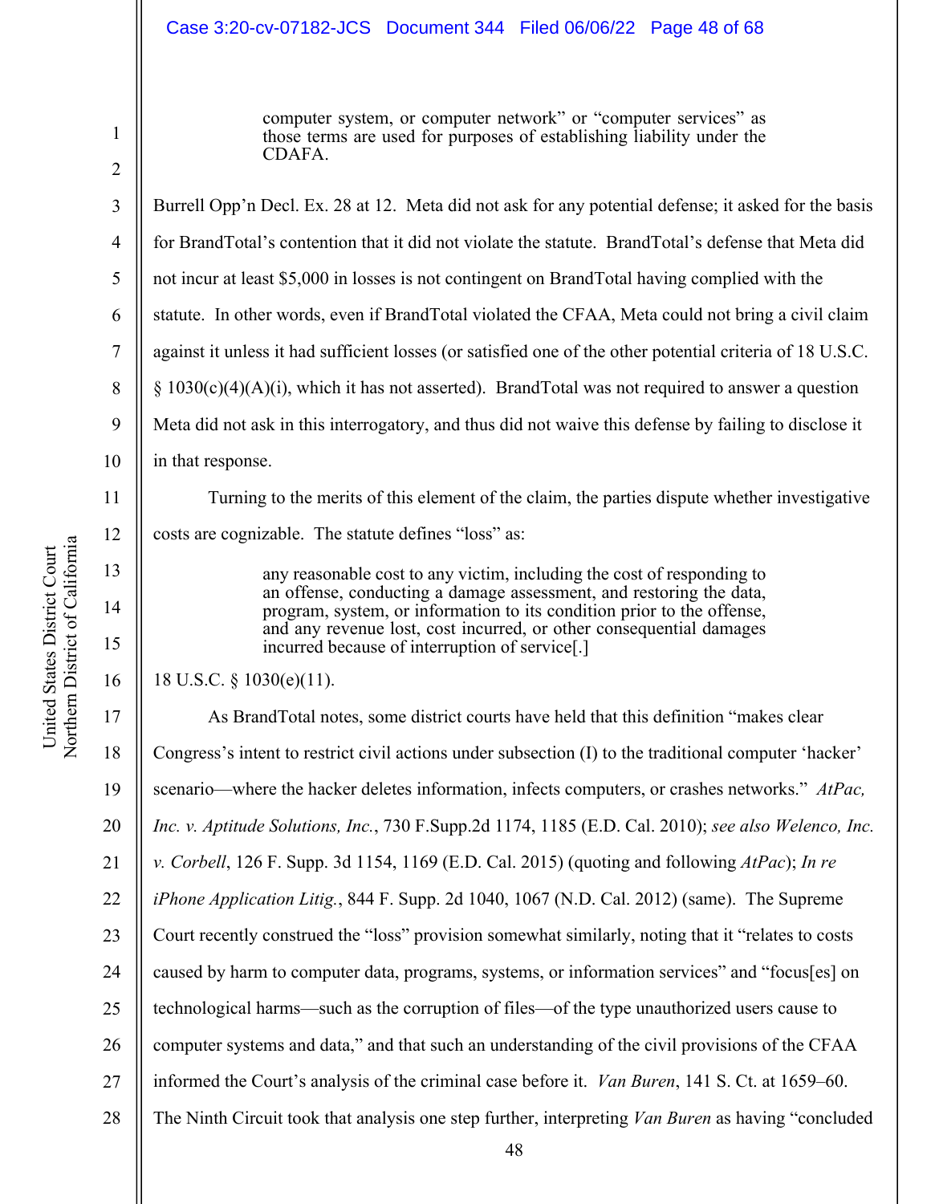> computer system, or computer network" or "computer services" as those terms are used for purposes of establishing liability under the CDAFA.

Burrell Opp'n Decl. Ex. 28 at 12. Meta did not ask for any potential defense; it asked for the basis for BrandTotal's contention that it did not violate the statute. BrandTotal's defense that Meta did not incur at least $5,000 in losses is not contingent on BrandTotal having complied with the statute. In other words, even if BrandTotal violated the CFAA, Meta could not bring a civil claim against it unless it had sufficient losses (or satisfied one of the other potential criteria of 18 U.S.C. § 1030(c)(4)(A)(i), which it has not asserted). BrandTotal was not required to answer a question Meta did not ask in this interrogatory, and thus did not waive this defense by failing to disclose it in that response.

Turning to the merits of this element of the claim, the parties dispute whether investigative costs are cognizable. The statute defines "loss" as:

> any reasonable cost to any victim, including the cost of responding to an offense, conducting a damage assessment, and restoring the data, program, system, or information to its condition prior to the offense, and any revenue lost, cost incurred, or other consequential damages incurred because of interruption of service[.]

18 U.S.C. § 1030(e)(11).

As BrandTotal notes, some district courts have held that this definition "makes clear Congress's intent to restrict civil actions under subsection (I) to the traditional computer 'hacker' scenario—where the hacker deletes information, infects computers, or crashes networks." *AtPac, Inc. v. Aptitude Solutions, Inc.*, 730 F.Supp.2d 1174, 1185 (E.D. Cal. 2010); *see also Welenco, Inc. v. Corbell*, 126 F. Supp. 3d 1154, 1169 (E.D. Cal. 2015) (quoting and following *AtPac*); *In re iPhone Application Litig.*, 844 F. Supp. 2d 1040, 1067 (N.D. Cal. 2012) (same). The Supreme Court recently construed the "loss" provision somewhat similarly, noting that it "relates to costs caused by harm to computer data, programs, systems, or information services" and "focus[es] on technological harms—such as the corruption of files—of the type unauthorized users cause to computer systems and data," and that such an understanding of the civil provisions of the CFAA informed the Court's analysis of the criminal case before it. *Van Buren*, 141 S. Ct. at 1659–60. The Ninth Circuit took that analysis one step further, interpreting *Van Buren* as having "concluded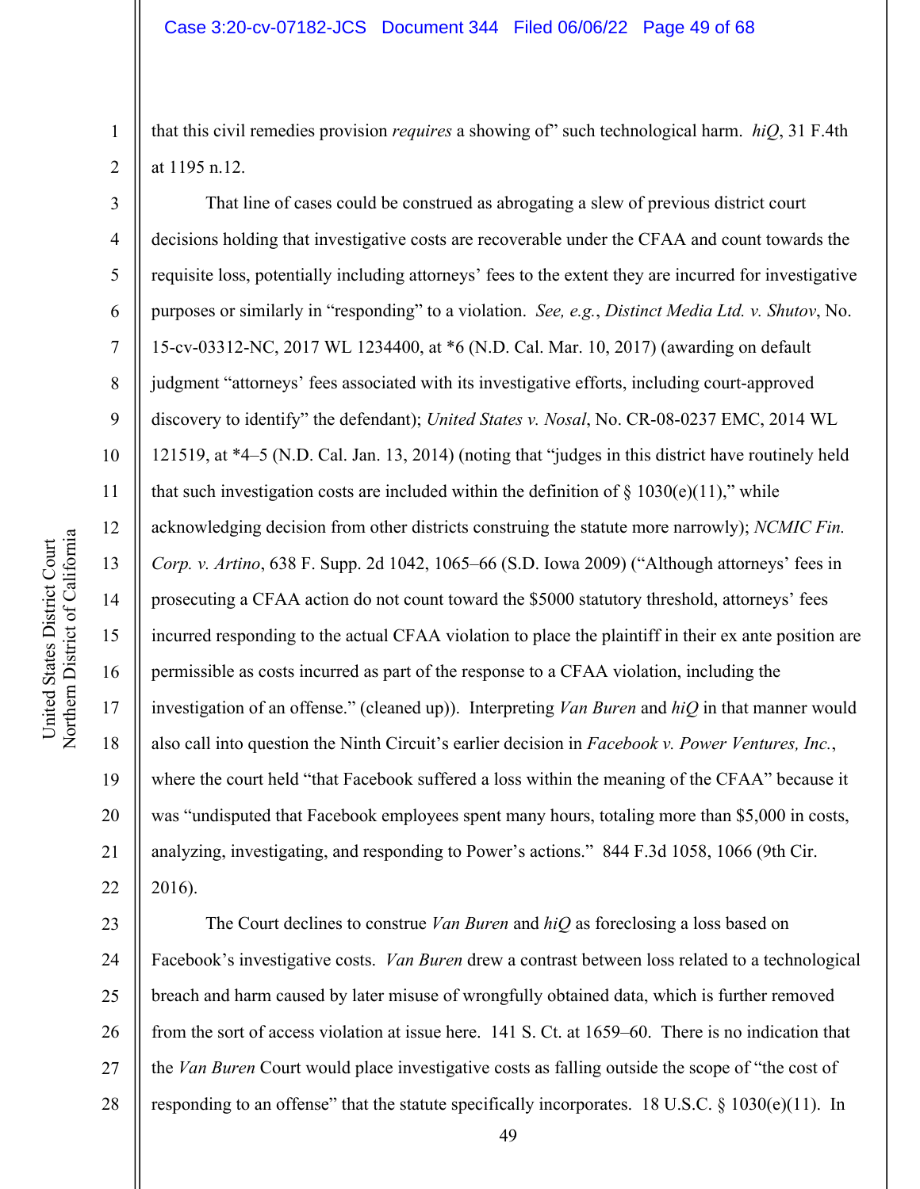that this civil remedies provision *requires* a showing of" such technological harm. *hiQ*, 31 F.4th at 1195 n.12.

That line of cases could be construed as abrogating a slew of previous district court decisions holding that investigative costs are recoverable under the CFAA and count towards the requisite loss, potentially including attorneys' fees to the extent they are incurred for investigative purposes or similarly in "responding" to a violation. *See, e.g.*, *Distinct Media Ltd. v. Shutov*, No. 15-cv-03312-NC, 2017 WL 1234400, at *6 (N.D. Cal. Mar. 10, 2017) (awarding on default judgment "attorneys' fees associated with its investigative efforts, including court-approved discovery to identify" the defendant); *United States v. Nosal*, No. CR-08-0237 EMC, 2014 WL 121519, at *4–5 (N.D. Cal. Jan. 13, 2014) (noting that "judges in this district have routinely held that such investigation costs are included within the definition of § 1030(e)(11)," while acknowledging decision from other districts construing the statute more narrowly); *NCMIC Fin. Corp. v. Artino*, 638 F. Supp. 2d 1042, 1065–66 (S.D. Iowa 2009) ("Although attorneys' fees in prosecuting a CFAA action do not count toward the $5000 statutory threshold, attorneys' fees incurred responding to the actual CFAA violation to place the plaintiff in their ex ante position are permissible as costs incurred as part of the response to a CFAA violation, including the investigation of an offense." (cleaned up)). Interpreting *Van Buren* and *hiQ* in that manner would also call into question the Ninth Circuit's earlier decision in *Facebook v. Power Ventures, Inc.*, where the court held "that Facebook suffered a loss within the meaning of the CFAA" because it was "undisputed that Facebook employees spent many hours, totaling more than $5,000 in costs, analyzing, investigating, and responding to Power's actions." 844 F.3d 1058, 1066 (9th Cir. 2016).

The Court declines to construe *Van Buren* and *hiQ* as foreclosing a loss based on Facebook's investigative costs. *Van Buren* drew a contrast between loss related to a technological breach and harm caused by later misuse of wrongfully obtained data, which is further removed from the sort of access violation at issue here. 141 S. Ct. at 1659–60. There is no indication that the *Van Buren* Court would place investigative costs as falling outside the scope of "the cost of responding to an offense" that the statute specifically incorporates. 18 U.S.C. § 1030(e)(11). In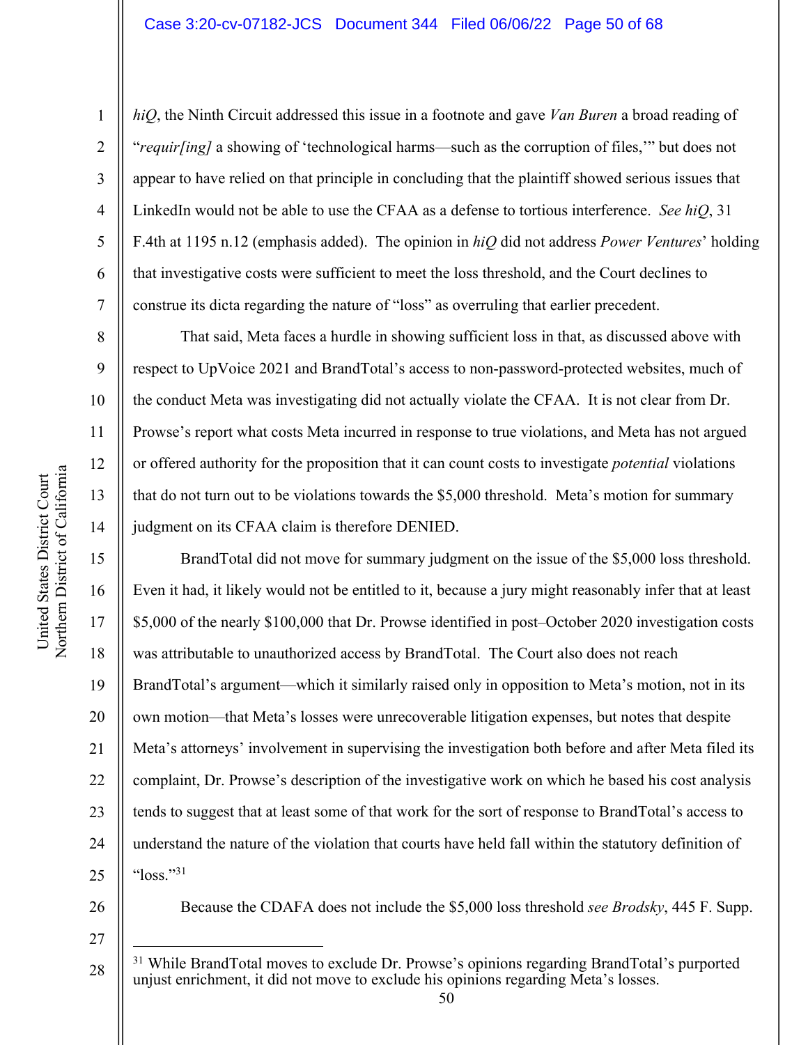*hiQ*, the Ninth Circuit addressed this issue in a footnote and gave *Van Buren* a broad reading of "*requir[ing]* a showing of 'technological harms—such as the corruption of files,'" but does not appear to have relied on that principle in concluding that the plaintiff showed serious issues that LinkedIn would not be able to use the CFAA as a defense to tortious interference. *See hiQ*, 31 F.4th at 1195 n.12 (emphasis added). The opinion in *hiQ* did not address *Power Ventures*' holding that investigative costs were sufficient to meet the loss threshold, and the Court declines to construe its dicta regarding the nature of "loss" as overruling that earlier precedent.

That said, Meta faces a hurdle in showing sufficient loss in that, as discussed above with respect to UpVoice 2021 and BrandTotal's access to non-password-protected websites, much of the conduct Meta was investigating did not actually violate the CFAA. It is not clear from Dr. Prowse's report what costs Meta incurred in response to true violations, and Meta has not argued or offered authority for the proposition that it can count costs to investigate *potential* violations that do not turn out to be violations towards the $5,000 threshold. Meta's motion for summary judgment on its CFAA claim is therefore DENIED.

BrandTotal did not move for summary judgment on the issue of the $5,000 loss threshold. Even it had, it likely would not be entitled to it, because a jury might reasonably infer that at least $5,000 of the nearly $100,000 that Dr. Prowse identified in post–October 2020 investigation costs was attributable to unauthorized access by BrandTotal. The Court also does not reach BrandTotal's argument—which it similarly raised only in opposition to Meta's motion, not in its own motion—that Meta's losses were unrecoverable litigation expenses, but notes that despite Meta's attorneys' involvement in supervising the investigation both before and after Meta filed its complaint, Dr. Prowse's description of the investigative work on which he based his cost analysis tends to suggest that at least some of that work for the sort of response to BrandTotal's access to understand the nature of the violation that courts have held fall within the statutory definition of "loss."[31]

Because the CDAFA does not include the $5,000 loss threshold *see Brodsky*, 445 F. Supp.

---

[31] While BrandTotal moves to exclude Dr. Prowse's opinions regarding BrandTotal's purported unjust enrichment, it did not move to exclude his opinions regarding Meta's losses.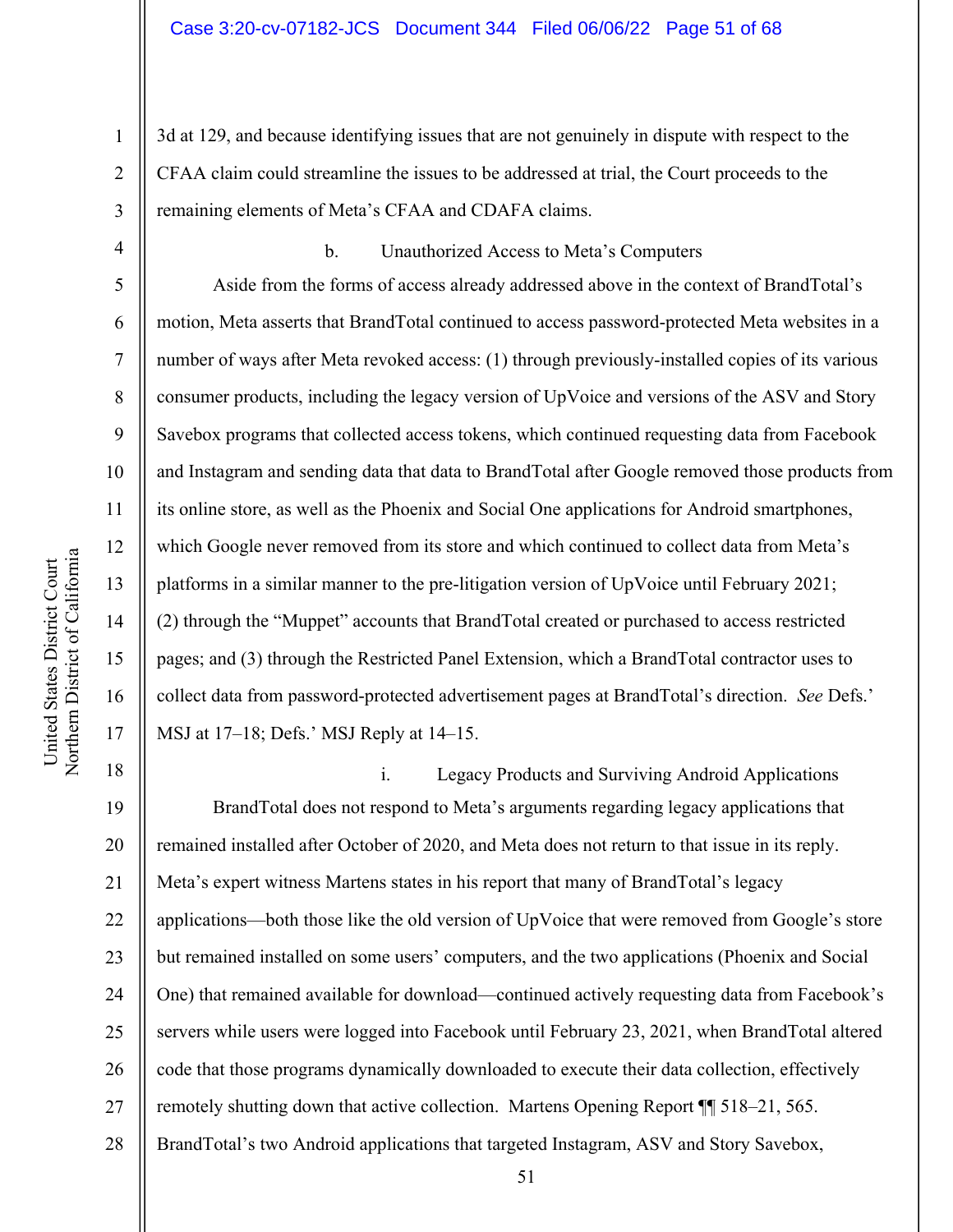3d at 129, and because identifying issues that are not genuinely in dispute with respect to the CFAA claim could streamline the issues to be addressed at trial, the Court proceeds to the remaining elements of Meta's CFAA and CDAFA claims.

b. Unauthorized Access to Meta's Computers

Aside from the forms of access already addressed above in the context of BrandTotal's motion, Meta asserts that BrandTotal continued to access password-protected Meta websites in a number of ways after Meta revoked access: (1) through previously-installed copies of its various consumer products, including the legacy version of UpVoice and versions of the ASV and Story Savebox programs that collected access tokens, which continued requesting data from Facebook and Instagram and sending data that data to BrandTotal after Google removed those products from its online store, as well as the Phoenix and Social One applications for Android smartphones, which Google never removed from its store and which continued to collect data from Meta's platforms in a similar manner to the pre-litigation version of UpVoice until February 2021; (2) through the "Muppet" accounts that BrandTotal created or purchased to access restricted pages; and (3) through the Restricted Panel Extension, which a BrandTotal contractor uses to collect data from password-protected advertisement pages at BrandTotal's direction. *See* Defs.' MSJ at 17–18; Defs.' MSJ Reply at 14–15.

i. Legacy Products and Surviving Android Applications

BrandTotal does not respond to Meta's arguments regarding legacy applications that remained installed after October of 2020, and Meta does not return to that issue in its reply. Meta's expert witness Martens states in his report that many of BrandTotal's legacy applications—both those like the old version of UpVoice that were removed from Google's store but remained installed on some users' computers, and the two applications (Phoenix and Social One) that remained available for download—continued actively requesting data from Facebook's servers while users were logged into Facebook until February 23, 2021, when BrandTotal altered code that those programs dynamically downloaded to execute their data collection, effectively remotely shutting down that active collection. Martens Opening Report ¶¶ 518–21, 565. BrandTotal's two Android applications that targeted Instagram, ASV and Story Savebox,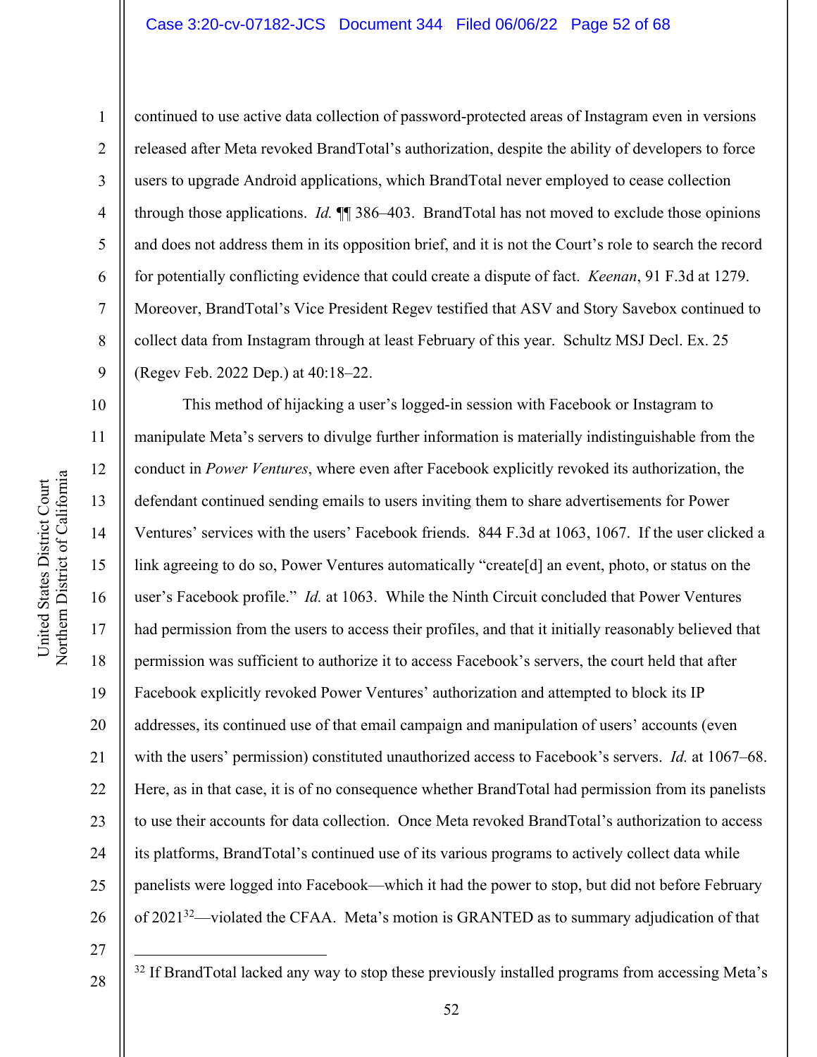continued to use active data collection of password-protected areas of Instagram even in versions released after Meta revoked BrandTotal's authorization, despite the ability of developers to force users to upgrade Android applications, which BrandTotal never employed to cease collection through those applications. *Id.* ¶¶ 386–403. BrandTotal has not moved to exclude those opinions and does not address them in its opposition brief, and it is not the Court's role to search the record for potentially conflicting evidence that could create a dispute of fact. *Keenan*, 91 F.3d at 1279. Moreover, BrandTotal's Vice President Regev testified that ASV and Story Savebox continued to collect data from Instagram through at least February of this year. Schultz MSJ Decl. Ex. 25 (Regev Feb. 2022 Dep.) at 40:18–22.

This method of hijacking a user's logged-in session with Facebook or Instagram to manipulate Meta's servers to divulge further information is materially indistinguishable from the conduct in *Power Ventures*, where even after Facebook explicitly revoked its authorization, the defendant continued sending emails to users inviting them to share advertisements for Power Ventures' services with the users' Facebook friends. 844 F.3d at 1063, 1067. If the user clicked a link agreeing to do so, Power Ventures automatically "create[d] an event, photo, or status on the user's Facebook profile." *Id.* at 1063. While the Ninth Circuit concluded that Power Ventures had permission from the users to access their profiles, and that it initially reasonably believed that permission was sufficient to authorize it to access Facebook's servers, the court held that after Facebook explicitly revoked Power Ventures' authorization and attempted to block its IP addresses, its continued use of that email campaign and manipulation of users' accounts (even with the users' permission) constituted unauthorized access to Facebook's servers. *Id.* at 1067–68. Here, as in that case, it is of no consequence whether BrandTotal had permission from its panelists to use their accounts for data collection. Once Meta revoked BrandTotal's authorization to access its platforms, BrandTotal's continued use of its various programs to actively collect data while panelists were logged into Facebook—which it had the power to stop, but did not before February of 2021[32]—violated the CFAA. Meta's motion is GRANTED as to summary adjudication of that

---

[32] If BrandTotal lacked any way to stop these previously installed programs from accessing Meta's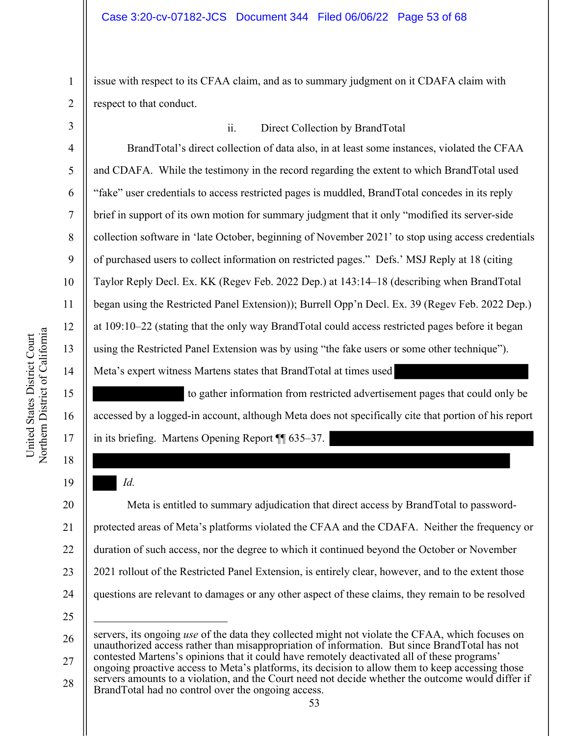issue with respect to its CFAA claim, and as to summary judgment on it CDAFA claim with respect to that conduct.

ii. Direct Collection by BrandTotal

BrandTotal's direct collection of data also, in at least some instances, violated the CFAA and CDAFA. While the testimony in the record regarding the extent to which BrandTotal used "fake" user credentials to access restricted pages is muddled, BrandTotal concedes in its reply brief in support of its own motion for summary judgment that it only "modified its server-side collection software in 'late October, beginning of November 2021' to stop using access credentials of purchased users to collect information on restricted pages." Defs.' MSJ Reply at 18 (citing Taylor Reply Decl. Ex. KK (Regev Feb. 2022 Dep.) at 143:14–18 (describing when BrandTotal began using the Restricted Panel Extension)); Burrell Opp'n Decl. Ex. 39 (Regev Feb. 2022 Dep.) at 109:10–22 (stating that the only way BrandTotal could access restricted pages before it began using the Restricted Panel Extension was by using "the fake users or some other technique"). Meta's expert witness Martens states that BrandTotal at times used [REDACTED] to gather information from restricted advertisement pages that could only be accessed by a logged-in account, although Meta does not specifically cite that portion of his report in its briefing. Martens Opening Report ¶¶ 635–37. [REDACTED] *Id.*

Meta is entitled to summary adjudication that direct access by BrandTotal to password-protected areas of Meta's platforms violated the CFAA and the CDAFA. Neither the frequency or duration of such access, nor the degree to which it continued beyond the October or November 2021 rollout of the Restricted Panel Extension, is entirely clear, however, and to the extent those questions are relevant to damages or any other aspect of these claims, they remain to be resolved

---

servers, its ongoing *use* of the data they collected might not violate the CFAA, which focuses on unauthorized access rather than misappropriation of information. But since BrandTotal has not contested Martens's opinions that it could have remotely deactivated all of these programs' ongoing proactive access to Meta's platforms, its decision to allow them to keep accessing those servers amounts to a violation, and the Court need not decide whether the outcome would differ if BrandTotal had no control over the ongoing access.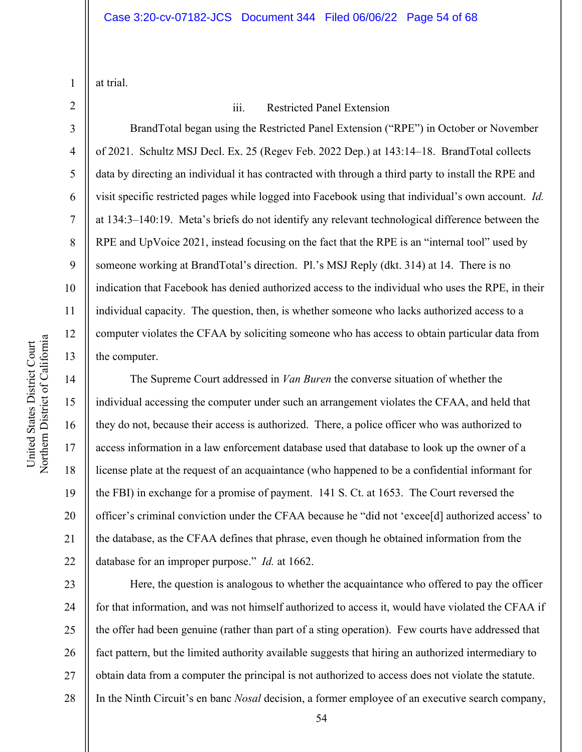at trial.

### iii. Restricted Panel Extension

BrandTotal began using the Restricted Panel Extension ("RPE") in October or November of 2021. Schultz MSJ Decl. Ex. 25 (Regev Feb. 2022 Dep.) at 143:14–18. BrandTotal collects data by directing an individual it has contracted with through a third party to install the RPE and visit specific restricted pages while logged into Facebook using that individual's own account. *Id.* at 134:3–140:19. Meta's briefs do not identify any relevant technological difference between the RPE and UpVoice 2021, instead focusing on the fact that the RPE is an "internal tool" used by someone working at BrandTotal's direction. Pl.'s MSJ Reply (dkt. 314) at 14. There is no indication that Facebook has denied authorized access to the individual who uses the RPE, in their individual capacity. The question, then, is whether someone who lacks authorized access to a computer violates the CFAA by soliciting someone who has access to obtain particular data from the computer.

The Supreme Court addressed in *Van Buren* the converse situation of whether the individual accessing the computer under such an arrangement violates the CFAA, and held that they do not, because their access is authorized. There, a police officer who was authorized to access information in a law enforcement database used that database to look up the owner of a license plate at the request of an acquaintance (who happened to be a confidential informant for the FBI) in exchange for a promise of payment. 141 S. Ct. at 1653. The Court reversed the officer's criminal conviction under the CFAA because he "did not 'excee[d] authorized access' to the database, as the CFAA defines that phrase, even though he obtained information from the database for an improper purpose." *Id.* at 1662.

Here, the question is analogous to whether the acquaintance who offered to pay the officer for that information, and was not himself authorized to access it, would have violated the CFAA if the offer had been genuine (rather than part of a sting operation). Few courts have addressed that fact pattern, but the limited authority available suggests that hiring an authorized intermediary to obtain data from a computer the principal is not authorized to access does not violate the statute. In the Ninth Circuit's en banc *Nosal* decision, a former employee of an executive search company,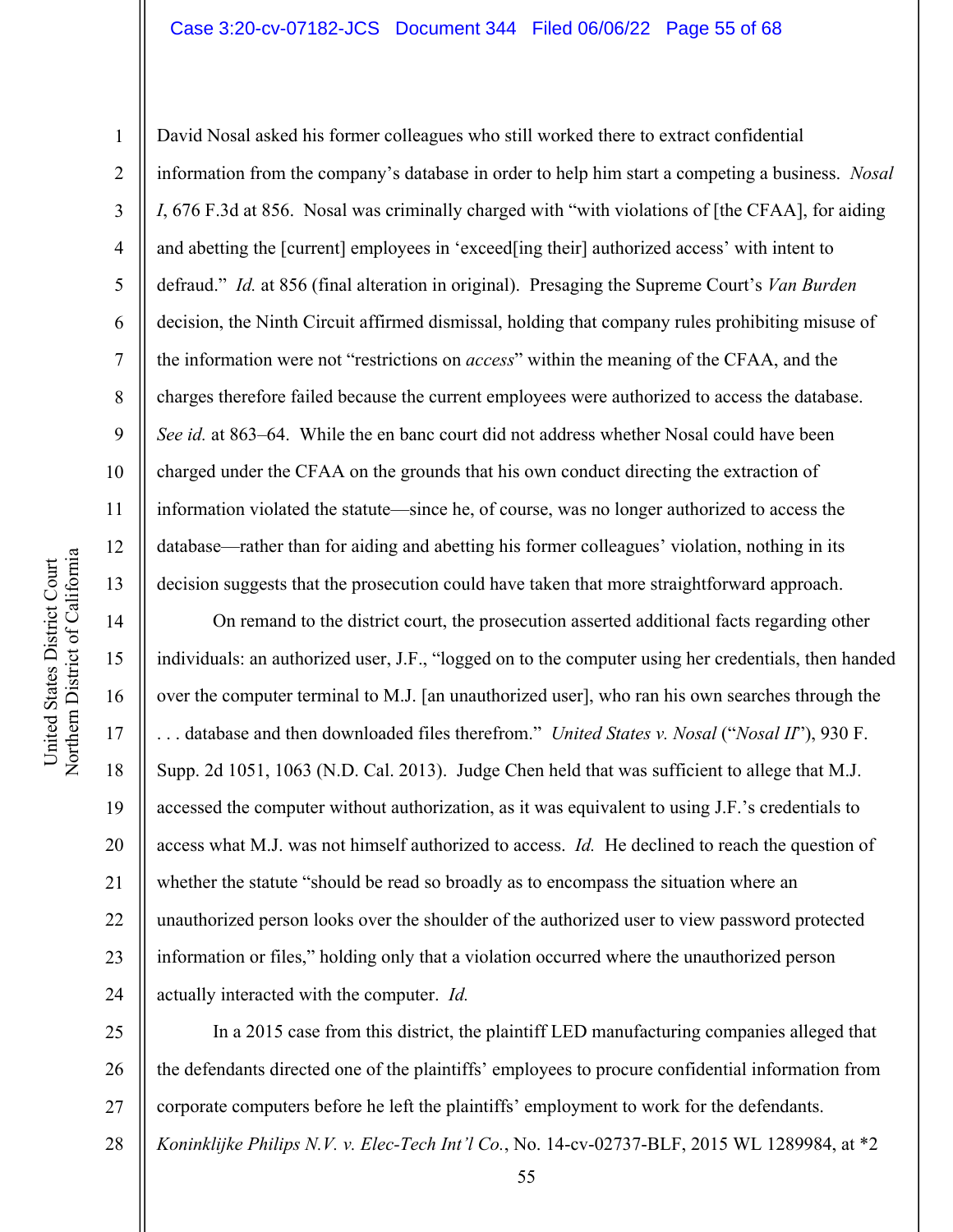David Nosal asked his former colleagues who still worked there to extract confidential information from the company's database in order to help him start a competing a business. *Nosal I*, 676 F.3d at 856. Nosal was criminally charged with "with violations of [the CFAA], for aiding and abetting the [current] employees in 'exceed[ing their] authorized access' with intent to defraud." *Id.* at 856 (final alteration in original). Presaging the Supreme Court's *Van Burden* decision, the Ninth Circuit affirmed dismissal, holding that company rules prohibiting misuse of the information were not "restrictions on *access*" within the meaning of the CFAA, and the charges therefore failed because the current employees were authorized to access the database. *See id.* at 863–64. While the en banc court did not address whether Nosal could have been charged under the CFAA on the grounds that his own conduct directing the extraction of information violated the statute—since he, of course, was no longer authorized to access the database—rather than for aiding and abetting his former colleagues' violation, nothing in its decision suggests that the prosecution could have taken that more straightforward approach.

On remand to the district court, the prosecution asserted additional facts regarding other individuals: an authorized user, J.F., "logged on to the computer using her credentials, then handed over the computer terminal to M.J. [an unauthorized user], who ran his own searches through the . . . database and then downloaded files therefrom." *United States v. Nosal* ("*Nosal II*"), 930 F. Supp. 2d 1051, 1063 (N.D. Cal. 2013). Judge Chen held that was sufficient to allege that M.J. accessed the computer without authorization, as it was equivalent to using J.F.'s credentials to access what M.J. was not himself authorized to access. *Id.* He declined to reach the question of whether the statute "should be read so broadly as to encompass the situation where an unauthorized person looks over the shoulder of the authorized user to view password protected information or files," holding only that a violation occurred where the unauthorized person actually interacted with the computer. *Id.*

In a 2015 case from this district, the plaintiff LED manufacturing companies alleged that the defendants directed one of the plaintiffs' employees to procure confidential information from corporate computers before he left the plaintiffs' employment to work for the defendants. *Koninklijke Philips N.V. v. Elec-Tech Int'l Co.*, No. 14-cv-02737-BLF, 2015 WL 1289984, at *2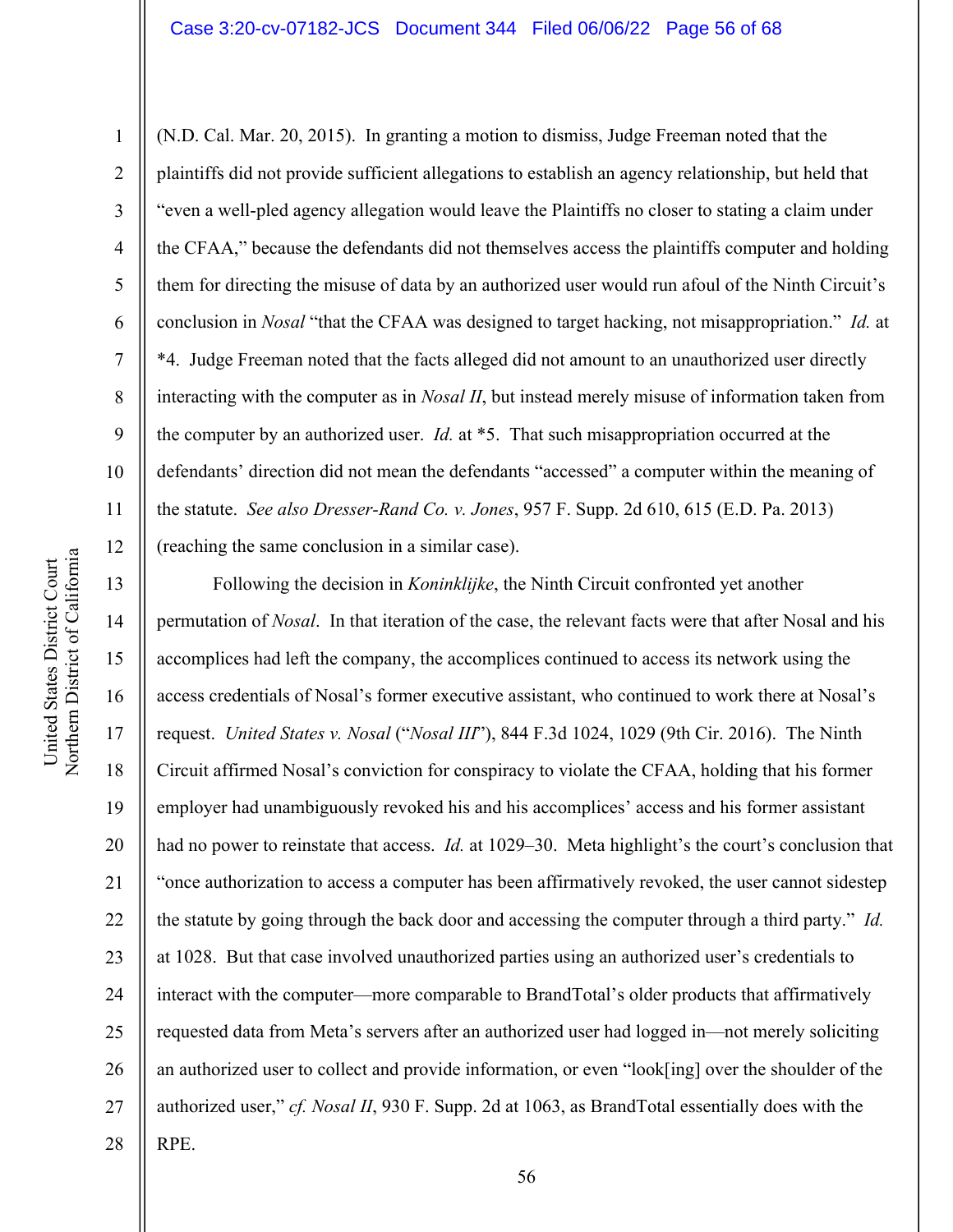(N.D. Cal. Mar. 20, 2015). In granting a motion to dismiss, Judge Freeman noted that the plaintiffs did not provide sufficient allegations to establish an agency relationship, but held that "even a well-pled agency allegation would leave the Plaintiffs no closer to stating a claim under the CFAA," because the defendants did not themselves access the plaintiffs computer and holding them for directing the misuse of data by an authorized user would run afoul of the Ninth Circuit's conclusion in *Nosal* "that the CFAA was designed to target hacking, not misappropriation." *Id.* at *4. Judge Freeman noted that the facts alleged did not amount to an unauthorized user directly interacting with the computer as in *Nosal II*, but instead merely misuse of information taken from the computer by an authorized user. *Id.* at *5. That such misappropriation occurred at the defendants' direction did not mean the defendants "accessed" a computer within the meaning of the statute. *See also Dresser-Rand Co. v. Jones*, 957 F. Supp. 2d 610, 615 (E.D. Pa. 2013) (reaching the same conclusion in a similar case).

Following the decision in *Koninklijke*, the Ninth Circuit confronted yet another permutation of *Nosal*. In that iteration of the case, the relevant facts were that after Nosal and his accomplices had left the company, the accomplices continued to access its network using the access credentials of Nosal's former executive assistant, who continued to work there at Nosal's request. *United States v. Nosal* ("*Nosal III*"), 844 F.3d 1024, 1029 (9th Cir. 2016). The Ninth Circuit affirmed Nosal's conviction for conspiracy to violate the CFAA, holding that his former employer had unambiguously revoked his and his accomplices' access and his former assistant had no power to reinstate that access. *Id.* at 1029–30. Meta highlight's the court's conclusion that "once authorization to access a computer has been affirmatively revoked, the user cannot sidestep the statute by going through the back door and accessing the computer through a third party." *Id.* at 1028. But that case involved unauthorized parties using an authorized user's credentials to interact with the computer—more comparable to BrandTotal's older products that affirmatively requested data from Meta's servers after an authorized user had logged in—not merely soliciting an authorized user to collect and provide information, or even "look[ing] over the shoulder of the authorized user," *cf. Nosal II*, 930 F. Supp. 2d at 1063, as BrandTotal essentially does with the RPE.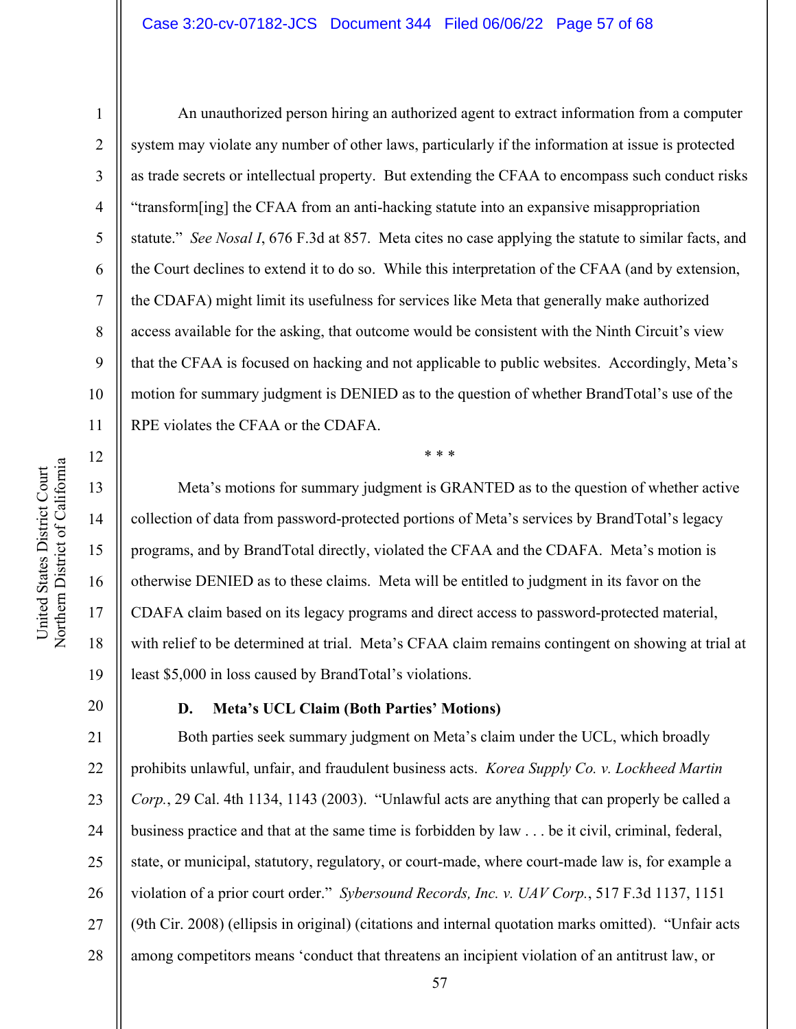An unauthorized person hiring an authorized agent to extract information from a computer system may violate any number of other laws, particularly if the information at issue is protected as trade secrets or intellectual property. But extending the CFAA to encompass such conduct risks "transform[ing] the CFAA from an anti-hacking statute into an expansive misappropriation statute." *See Nosal I*, 676 F.3d at 857. Meta cites no case applying the statute to similar facts, and the Court declines to extend it to do so. While this interpretation of the CFAA (and by extension, the CDAFA) might limit its usefulness for services like Meta that generally make authorized access available for the asking, that outcome would be consistent with the Ninth Circuit's view that the CFAA is focused on hacking and not applicable to public websites. Accordingly, Meta's motion for summary judgment is DENIED as to the question of whether BrandTotal's use of the RPE violates the CFAA or the CDAFA.

\* \* \*

Meta's motions for summary judgment is GRANTED as to the question of whether active collection of data from password-protected portions of Meta's services by BrandTotal's legacy programs, and by BrandTotal directly, violated the CFAA and the CDAFA. Meta's motion is otherwise DENIED as to these claims. Meta will be entitled to judgment in its favor on the CDAFA claim based on its legacy programs and direct access to password-protected material, with relief to be determined at trial. Meta's CFAA claim remains contingent on showing at trial at least $5,000 in loss caused by BrandTotal's violations.

### D. Meta's UCL Claim (Both Parties' Motions)

Both parties seek summary judgment on Meta's claim under the UCL, which broadly prohibits unlawful, unfair, and fraudulent business acts. *Korea Supply Co. v. Lockheed Martin Corp.*, 29 Cal. 4th 1134, 1143 (2003). "Unlawful acts are anything that can properly be called a business practice and that at the same time is forbidden by law . . . be it civil, criminal, federal, state, or municipal, statutory, regulatory, or court-made, where court-made law is, for example a violation of a prior court order." *Sybersound Records, Inc. v. UAV Corp.*, 517 F.3d 1137, 1151 (9th Cir. 2008) (ellipsis in original) (citations and internal quotation marks omitted). "Unfair acts among competitors means 'conduct that threatens an incipient violation of an antitrust law, or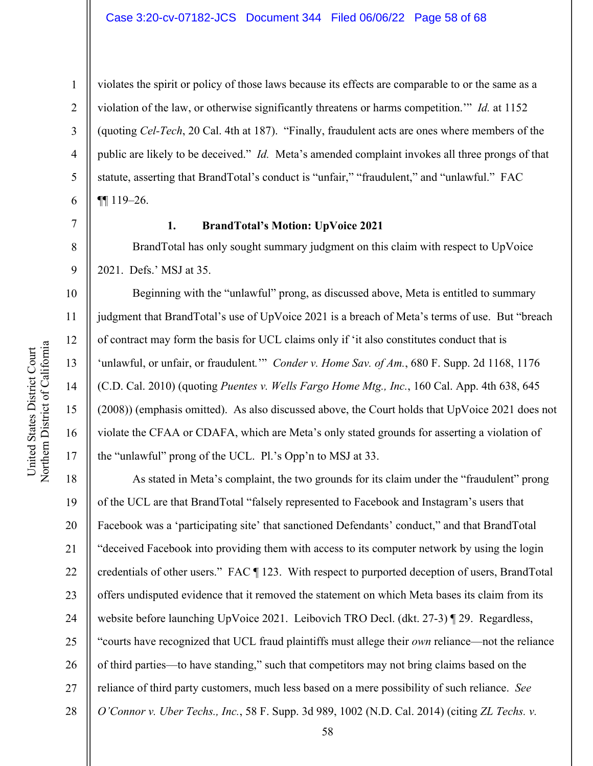violates the spirit or policy of those laws because its effects are comparable to or the same as a violation of the law, or otherwise significantly threatens or harms competition.'" *Id.* at 1152 (quoting *Cel-Tech*, 20 Cal. 4th at 187). "Finally, fraudulent acts are ones where members of the public are likely to be deceived." *Id.* Meta's amended complaint invokes all three prongs of that statute, asserting that BrandTotal's conduct is "unfair," "fraudulent," and "unlawful." FAC ¶¶ 119–26.

### 1. BrandTotal's Motion: UpVoice 2021

BrandTotal has only sought summary judgment on this claim with respect to UpVoice 2021. Defs.' MSJ at 35.

Beginning with the "unlawful" prong, as discussed above, Meta is entitled to summary judgment that BrandTotal's use of UpVoice 2021 is a breach of Meta's terms of use. But "breach of contract may form the basis for UCL claims only if 'it also constitutes conduct that is 'unlawful, or unfair, or fraudulent.'" *Conder v. Home Sav. of Am.*, 680 F. Supp. 2d 1168, 1176 (C.D. Cal. 2010) (quoting *Puentes v. Wells Fargo Home Mtg., Inc.*, 160 Cal. App. 4th 638, 645 (2008)) (emphasis omitted). As also discussed above, the Court holds that UpVoice 2021 does not violate the CFAA or CDAFA, which are Meta's only stated grounds for asserting a violation of the "unlawful" prong of the UCL. Pl.'s Opp'n to MSJ at 33.

As stated in Meta's complaint, the two grounds for its claim under the "fraudulent" prong of the UCL are that BrandTotal "falsely represented to Facebook and Instagram's users that Facebook was a 'participating site' that sanctioned Defendants' conduct," and that BrandTotal "deceived Facebook into providing them with access to its computer network by using the login credentials of other users." FAC ¶ 123. With respect to purported deception of users, BrandTotal offers undisputed evidence that it removed the statement on which Meta bases its claim from its website before launching UpVoice 2021. Leibovich TRO Decl. (dkt. 27-3) ¶ 29. Regardless, "courts have recognized that UCL fraud plaintiffs must allege their *own* reliance—not the reliance of third parties—to have standing," such that competitors may not bring claims based on the reliance of third party customers, much less based on a mere possibility of such reliance. *See O'Connor v. Uber Techs., Inc.*, 58 F. Supp. 3d 989, 1002 (N.D. Cal. 2014) (citing *ZL Techs. v.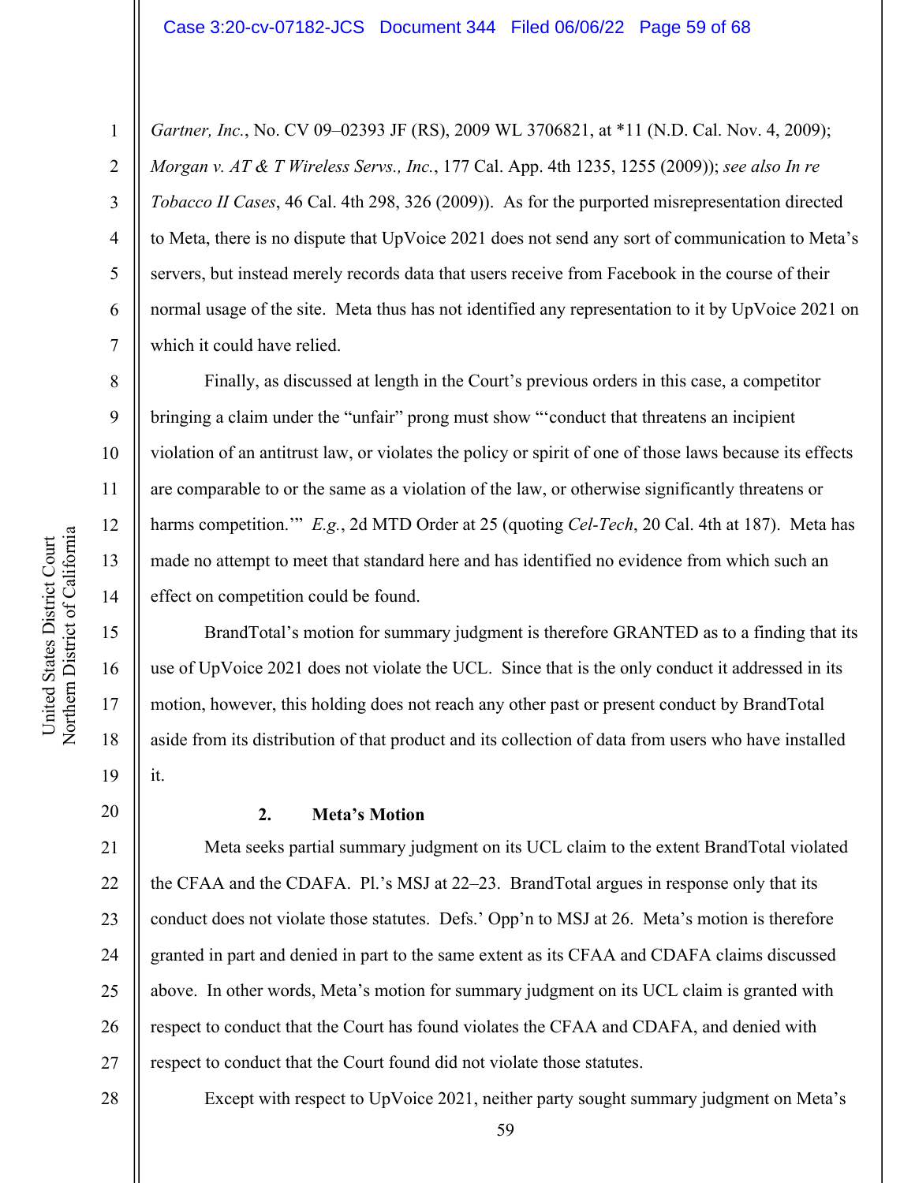*Gartner, Inc.*, No. CV 09–02393 JF (RS), 2009 WL 3706821, at *11 (N.D. Cal. Nov. 4, 2009); *Morgan v. AT & T Wireless Servs., Inc.*, 177 Cal. App. 4th 1235, 1255 (2009)); *see also In re Tobacco II Cases*, 46 Cal. 4th 298, 326 (2009)). As for the purported misrepresentation directed to Meta, there is no dispute that UpVoice 2021 does not send any sort of communication to Meta's servers, but instead merely records data that users receive from Facebook in the course of their normal usage of the site. Meta thus has not identified any representation to it by UpVoice 2021 on which it could have relied.

Finally, as discussed at length in the Court's previous orders in this case, a competitor bringing a claim under the "unfair" prong must show "'conduct that threatens an incipient violation of an antitrust law, or violates the policy or spirit of one of those laws because its effects are comparable to or the same as a violation of the law, or otherwise significantly threatens or harms competition.'" *E.g.*, 2d MTD Order at 25 (quoting *Cel-Tech*, 20 Cal. 4th at 187). Meta has made no attempt to meet that standard here and has identified no evidence from which such an effect on competition could be found.

BrandTotal's motion for summary judgment is therefore GRANTED as to a finding that its use of UpVoice 2021 does not violate the UCL. Since that is the only conduct it addressed in its motion, however, this holding does not reach any other past or present conduct by BrandTotal aside from its distribution of that product and its collection of data from users who have installed it.

**2. Meta's Motion**

Meta seeks partial summary judgment on its UCL claim to the extent BrandTotal violated the CFAA and the CDAFA. Pl.'s MSJ at 22–23. BrandTotal argues in response only that its conduct does not violate those statutes. Defs.' Opp'n to MSJ at 26. Meta's motion is therefore granted in part and denied in part to the same extent as its CFAA and CDAFA claims discussed above. In other words, Meta's motion for summary judgment on its UCL claim is granted with respect to conduct that the Court has found violates the CFAA and CDAFA, and denied with respect to conduct that the Court found did not violate those statutes.

Except with respect to UpVoice 2021, neither party sought summary judgment on Meta's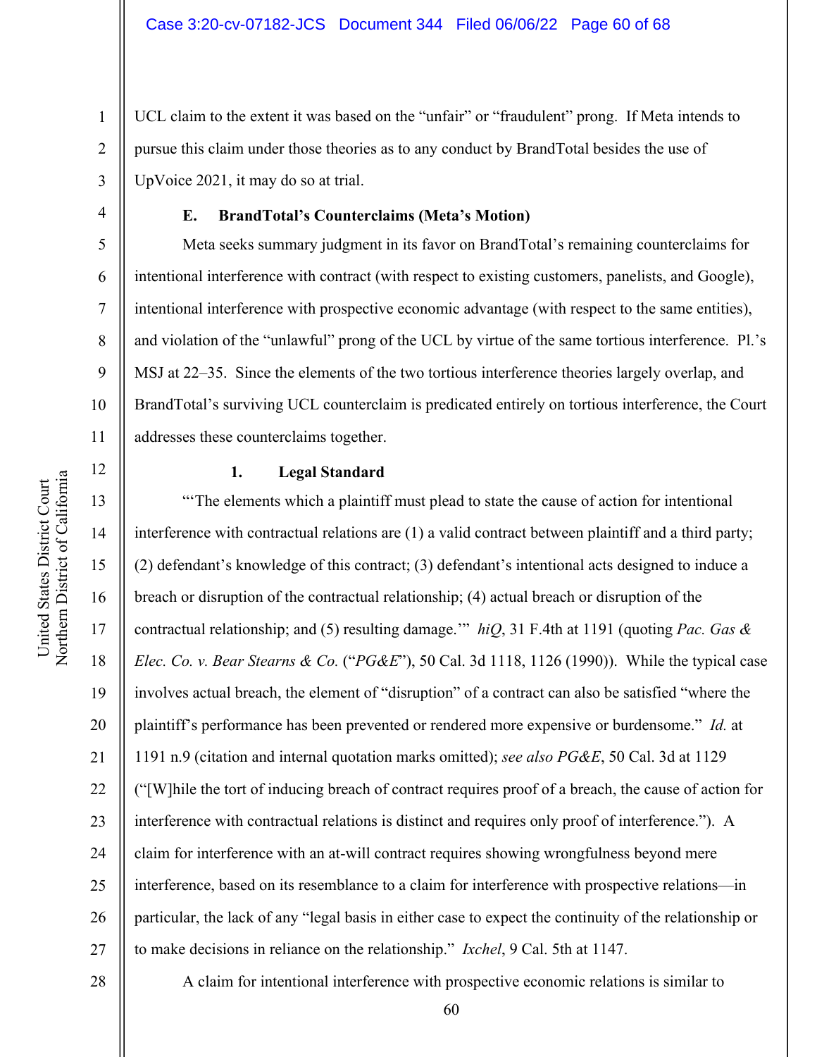UCL claim to the extent it was based on the "unfair" or "fraudulent" prong. If Meta intends to pursue this claim under those theories as to any conduct by BrandTotal besides the use of UpVoice 2021, it may do so at trial.

### E. BrandTotal's Counterclaims (Meta's Motion)

Meta seeks summary judgment in its favor on BrandTotal's remaining counterclaims for intentional interference with contract (with respect to existing customers, panelists, and Google), intentional interference with prospective economic advantage (with respect to the same entities), and violation of the "unlawful" prong of the UCL by virtue of the same tortious interference. Pl.'s MSJ at 22–35. Since the elements of the two tortious interference theories largely overlap, and BrandTotal's surviving UCL counterclaim is predicated entirely on tortious interference, the Court addresses these counterclaims together.

#### 1. Legal Standard

"'The elements which a plaintiff must plead to state the cause of action for intentional interference with contractual relations are (1) a valid contract between plaintiff and a third party; (2) defendant's knowledge of this contract; (3) defendant's intentional acts designed to induce a breach or disruption of the contractual relationship; (4) actual breach or disruption of the contractual relationship; and (5) resulting damage.'" *hiQ*, 31 F.4th at 1191 (quoting *Pac. Gas & Elec. Co. v. Bear Stearns & Co.* ("*PG&E*"), 50 Cal. 3d 1118, 1126 (1990)). While the typical case involves actual breach, the element of "disruption" of a contract can also be satisfied "where the plaintiff's performance has been prevented or rendered more expensive or burdensome." *Id.* at 1191 n.9 (citation and internal quotation marks omitted); *see also PG&E*, 50 Cal. 3d at 1129 ("[W]hile the tort of inducing breach of contract requires proof of a breach, the cause of action for interference with contractual relations is distinct and requires only proof of interference."). A claim for interference with an at-will contract requires showing wrongfulness beyond mere interference, based on its resemblance to a claim for interference with prospective relations—in particular, the lack of any "legal basis in either case to expect the continuity of the relationship or to make decisions in reliance on the relationship." *Ixchel*, 9 Cal. 5th at 1147.

A claim for intentional interference with prospective economic relations is similar to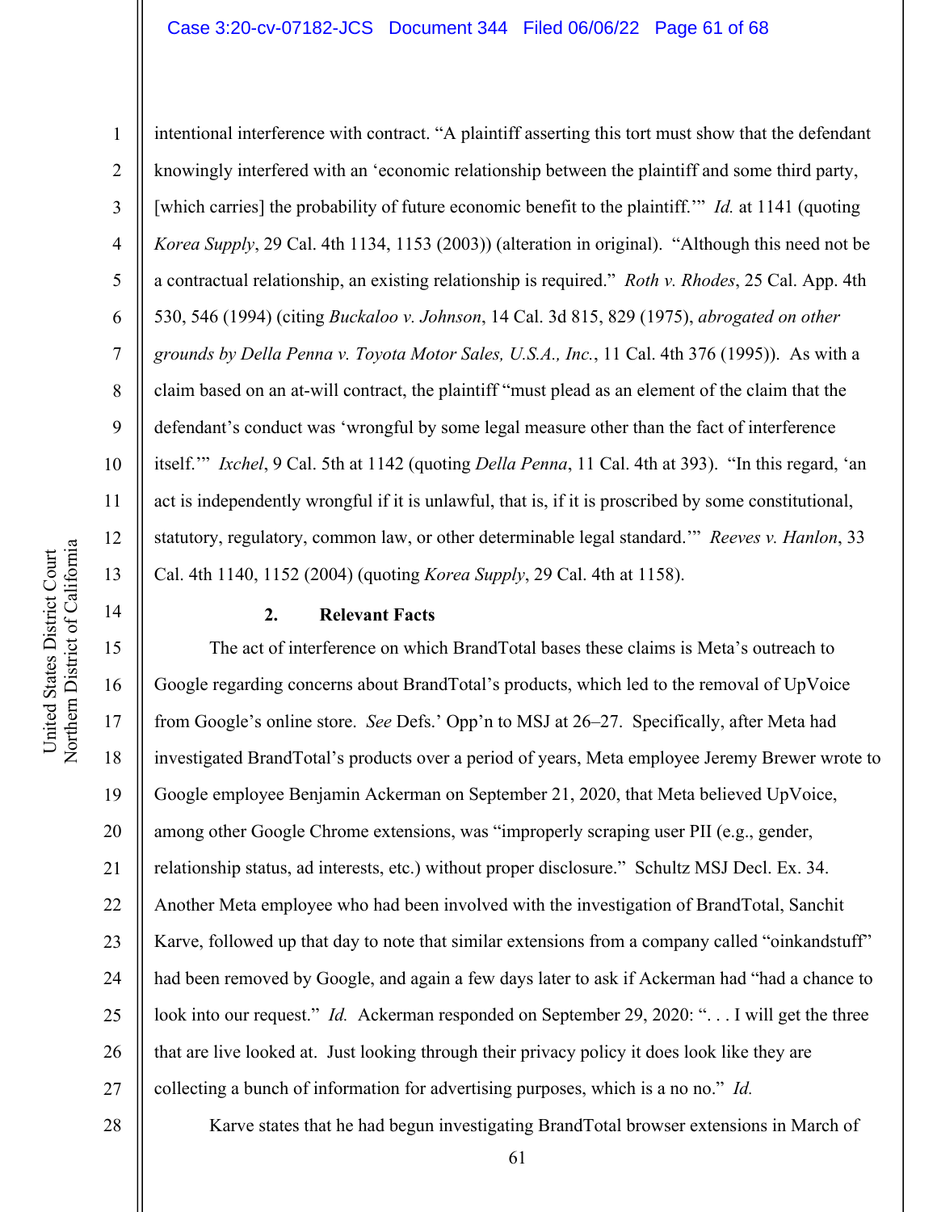intentional interference with contract. "A plaintiff asserting this tort must show that the defendant knowingly interfered with an 'economic relationship between the plaintiff and some third party, [which carries] the probability of future economic benefit to the plaintiff.'" *Id.* at 1141 (quoting *Korea Supply*, 29 Cal. 4th 1134, 1153 (2003)) (alteration in original). "Although this need not be a contractual relationship, an existing relationship is required." *Roth v. Rhodes*, 25 Cal. App. 4th 530, 546 (1994) (citing *Buckaloo v. Johnson*, 14 Cal. 3d 815, 829 (1975), *abrogated on other grounds by Della Penna v. Toyota Motor Sales, U.S.A., Inc.*, 11 Cal. 4th 376 (1995)). As with a claim based on an at-will contract, the plaintiff "must plead as an element of the claim that the defendant's conduct was 'wrongful by some legal measure other than the fact of interference itself.'" *Ixchel*, 9 Cal. 5th at 1142 (quoting *Della Penna*, 11 Cal. 4th at 393). "In this regard, 'an act is independently wrongful if it is unlawful, that is, if it is proscribed by some constitutional, statutory, regulatory, common law, or other determinable legal standard.'" *Reeves v. Hanlon*, 33 Cal. 4th 1140, 1152 (2004) (quoting *Korea Supply*, 29 Cal. 4th at 1158).

### 2. Relevant Facts

The act of interference on which BrandTotal bases these claims is Meta's outreach to Google regarding concerns about BrandTotal's products, which led to the removal of UpVoice from Google's online store. *See* Defs.' Opp'n to MSJ at 26–27. Specifically, after Meta had investigated BrandTotal's products over a period of years, Meta employee Jeremy Brewer wrote to Google employee Benjamin Ackerman on September 21, 2020, that Meta believed UpVoice, among other Google Chrome extensions, was "improperly scraping user PII (e.g., gender, relationship status, ad interests, etc.) without proper disclosure." Schultz MSJ Decl. Ex. 34. Another Meta employee who had been involved with the investigation of BrandTotal, Sanchit Karve, followed up that day to note that similar extensions from a company called "oinkandstuff" had been removed by Google, and again a few days later to ask if Ackerman had "had a chance to look into our request." *Id.* Ackerman responded on September 29, 2020: ". . . I will get the three that are live looked at. Just looking through their privacy policy it does look like they are collecting a bunch of information for advertising purposes, which is a no no." *Id.*

Karve states that he had begun investigating BrandTotal browser extensions in March of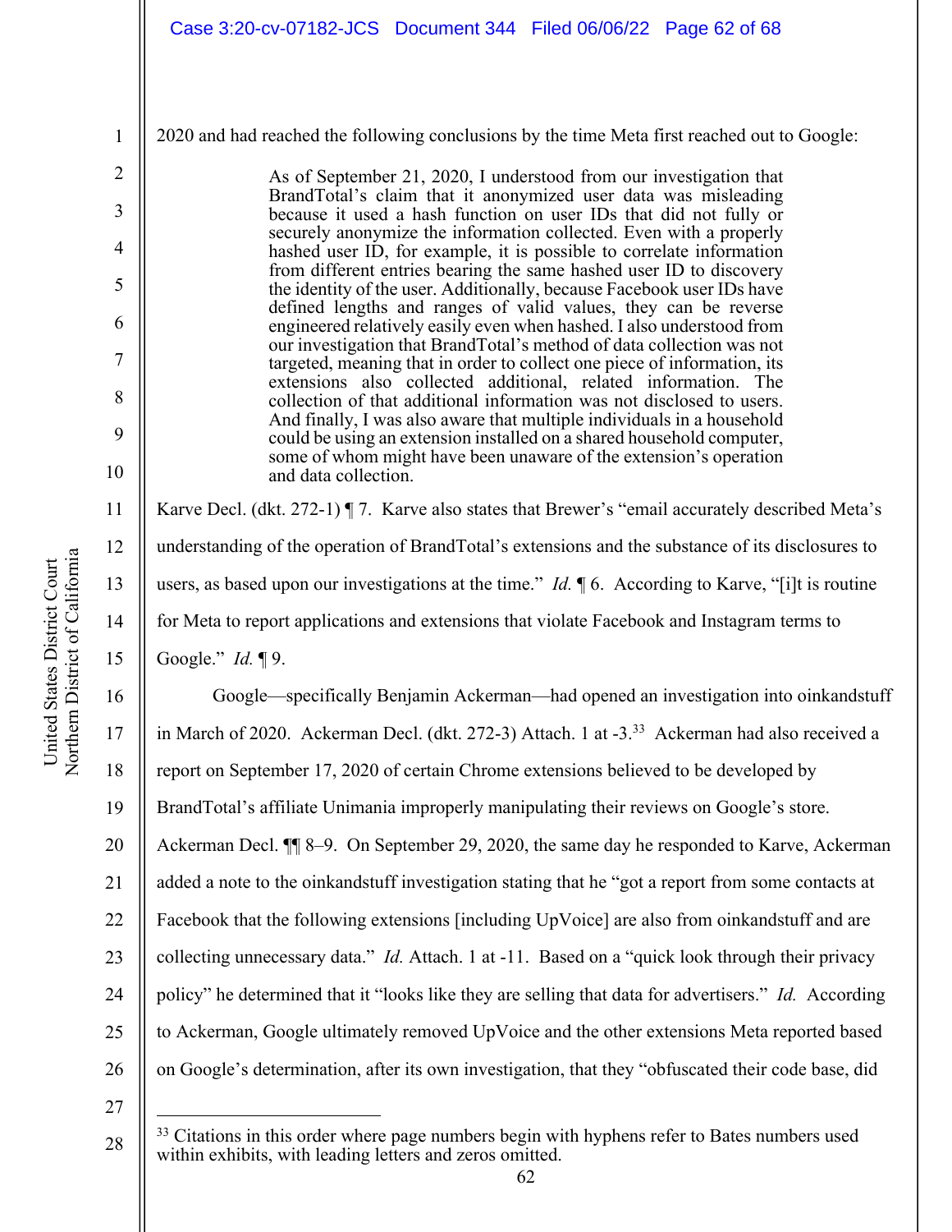2020 and had reached the following conclusions by the time Meta first reached out to Google:

> As of September 21, 2020, I understood from our investigation that BrandTotal's claim that it anonymized user data was misleading because it used a hash function on user IDs that did not fully or securely anonymize the information collected. Even with a properly hashed user ID, for example, it is possible to correlate information from different entries bearing the same hashed user ID to discovery the identity of the user. Additionally, because Facebook user IDs have defined lengths and ranges of valid values, they can be reverse engineered relatively easily even when hashed. I also understood from our investigation that BrandTotal's method of data collection was not targeted, meaning that in order to collect one piece of information, its extensions also collected additional, related information. The collection of that additional information was not disclosed to users. And finally, I was also aware that multiple individuals in a household could be using an extension installed on a shared household computer, some of whom might have been unaware of the extension's operation and data collection.

Karve Decl. (dkt. 272-1) ¶ 7. Karve also states that Brewer's "email accurately described Meta's understanding of the operation of BrandTotal's extensions and the substance of its disclosures to users, as based upon our investigations at the time." *Id.* ¶ 6. According to Karve, "[i]t is routine for Meta to report applications and extensions that violate Facebook and Instagram terms to Google." *Id.* ¶ 9.

Google—specifically Benjamin Ackerman—had opened an investigation into oinkandstuff in March of 2020. Ackerman Decl. (dkt. 272-3) Attach. 1 at -3.[33] Ackerman had also received a report on September 17, 2020 of certain Chrome extensions believed to be developed by BrandTotal's affiliate Unimania improperly manipulating their reviews on Google's store. Ackerman Decl. ¶¶ 8–9. On September 29, 2020, the same day he responded to Karve, Ackerman added a note to the oinkandstuff investigation stating that he "got a report from some contacts at Facebook that the following extensions [including UpVoice] are also from oinkandstuff and are collecting unnecessary data." *Id.* Attach. 1 at -11. Based on a "quick look through their privacy policy" he determined that it "looks like they are selling that data for advertisers." *Id.* According to Ackerman, Google ultimately removed UpVoice and the other extensions Meta reported based on Google's determination, after its own investigation, that they "obfuscated their code base, did

[33] Citations in this order where page numbers begin with hyphens refer to Bates numbers used within exhibits, with leading letters and zeros omitted.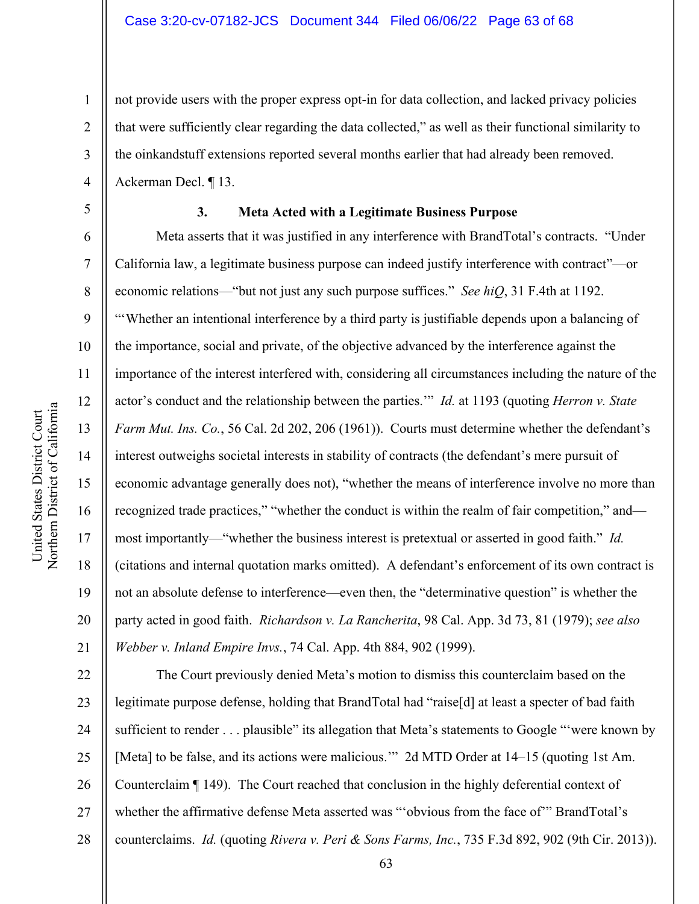not provide users with the proper express opt-in for data collection, and lacked privacy policies that were sufficiently clear regarding the data collected," as well as their functional similarity to the oinkandstuff extensions reported several months earlier that had already been removed. Ackerman Decl. ¶ 13.

### 3. Meta Acted with a Legitimate Business Purpose

Meta asserts that it was justified in any interference with BrandTotal's contracts. "Under California law, a legitimate business purpose can indeed justify interference with contract"—or economic relations—"but not just any such purpose suffices." *See hiQ*, 31 F.4th at 1192. "'Whether an intentional interference by a third party is justifiable depends upon a balancing of the importance, social and private, of the objective advanced by the interference against the importance of the interest interfered with, considering all circumstances including the nature of the actor's conduct and the relationship between the parties.'" *Id.* at 1193 (quoting *Herron v. State Farm Mut. Ins. Co.*, 56 Cal. 2d 202, 206 (1961)). Courts must determine whether the defendant's interest outweighs societal interests in stability of contracts (the defendant's mere pursuit of economic advantage generally does not), "whether the means of interference involve no more than recognized trade practices," "whether the conduct is within the realm of fair competition," and—most importantly—"whether the business interest is pretextual or asserted in good faith." *Id.* (citations and internal quotation marks omitted). A defendant's enforcement of its own contract is not an absolute defense to interference—even then, the "determinative question" is whether the party acted in good faith. *Richardson v. La Rancherita*, 98 Cal. App. 3d 73, 81 (1979); *see also Webber v. Inland Empire Invs.*, 74 Cal. App. 4th 884, 902 (1999).

The Court previously denied Meta's motion to dismiss this counterclaim based on the legitimate purpose defense, holding that BrandTotal had "raise[d] at least a specter of bad faith sufficient to render . . . plausible" its allegation that Meta's statements to Google "'were known by [Meta] to be false, and its actions were malicious.'" 2d MTD Order at 14–15 (quoting 1st Am. Counterclaim ¶ 149). The Court reached that conclusion in the highly deferential context of whether the affirmative defense Meta asserted was "'obvious from the face of'" BrandTotal's counterclaims. *Id.* (quoting *Rivera v. Peri & Sons Farms, Inc.*, 735 F.3d 892, 902 (9th Cir. 2013)).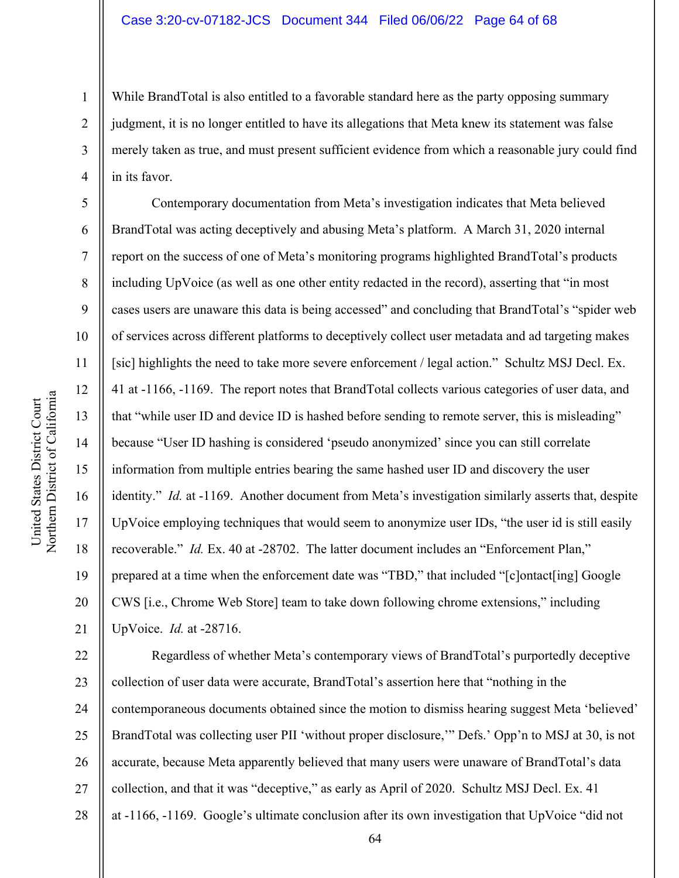While BrandTotal is also entitled to a favorable standard here as the party opposing summary judgment, it is no longer entitled to have its allegations that Meta knew its statement was false merely taken as true, and must present sufficient evidence from which a reasonable jury could find in its favor.

Contemporary documentation from Meta's investigation indicates that Meta believed BrandTotal was acting deceptively and abusing Meta's platform. A March 31, 2020 internal report on the success of one of Meta's monitoring programs highlighted BrandTotal's products including UpVoice (as well as one other entity redacted in the record), asserting that "in most cases users are unaware this data is being accessed" and concluding that BrandTotal's "spider web of services across different platforms to deceptively collect user metadata and ad targeting makes [sic] highlights the need to take more severe enforcement / legal action." Schultz MSJ Decl. Ex. 41 at -1166, -1169. The report notes that BrandTotal collects various categories of user data, and that "while user ID and device ID is hashed before sending to remote server, this is misleading" because "User ID hashing is considered 'pseudo anonymized' since you can still correlate information from multiple entries bearing the same hashed user ID and discovery the user identity." *Id.* at -1169. Another document from Meta's investigation similarly asserts that, despite UpVoice employing techniques that would seem to anonymize user IDs, "the user id is still easily recoverable." *Id.* Ex. 40 at -28702. The latter document includes an "Enforcement Plan," prepared at a time when the enforcement date was "TBD," that included "[c]ontact[ing] Google CWS [i.e., Chrome Web Store] team to take down following chrome extensions," including UpVoice. *Id.* at -28716.

Regardless of whether Meta's contemporary views of BrandTotal's purportedly deceptive collection of user data were accurate, BrandTotal's assertion here that "nothing in the contemporaneous documents obtained since the motion to dismiss hearing suggest Meta 'believed' BrandTotal was collecting user PII 'without proper disclosure,'" Defs.' Opp'n to MSJ at 30, is not accurate, because Meta apparently believed that many users were unaware of BrandTotal's data collection, and that it was "deceptive," as early as April of 2020. Schultz MSJ Decl. Ex. 41 at -1166, -1169. Google's ultimate conclusion after its own investigation that UpVoice "did not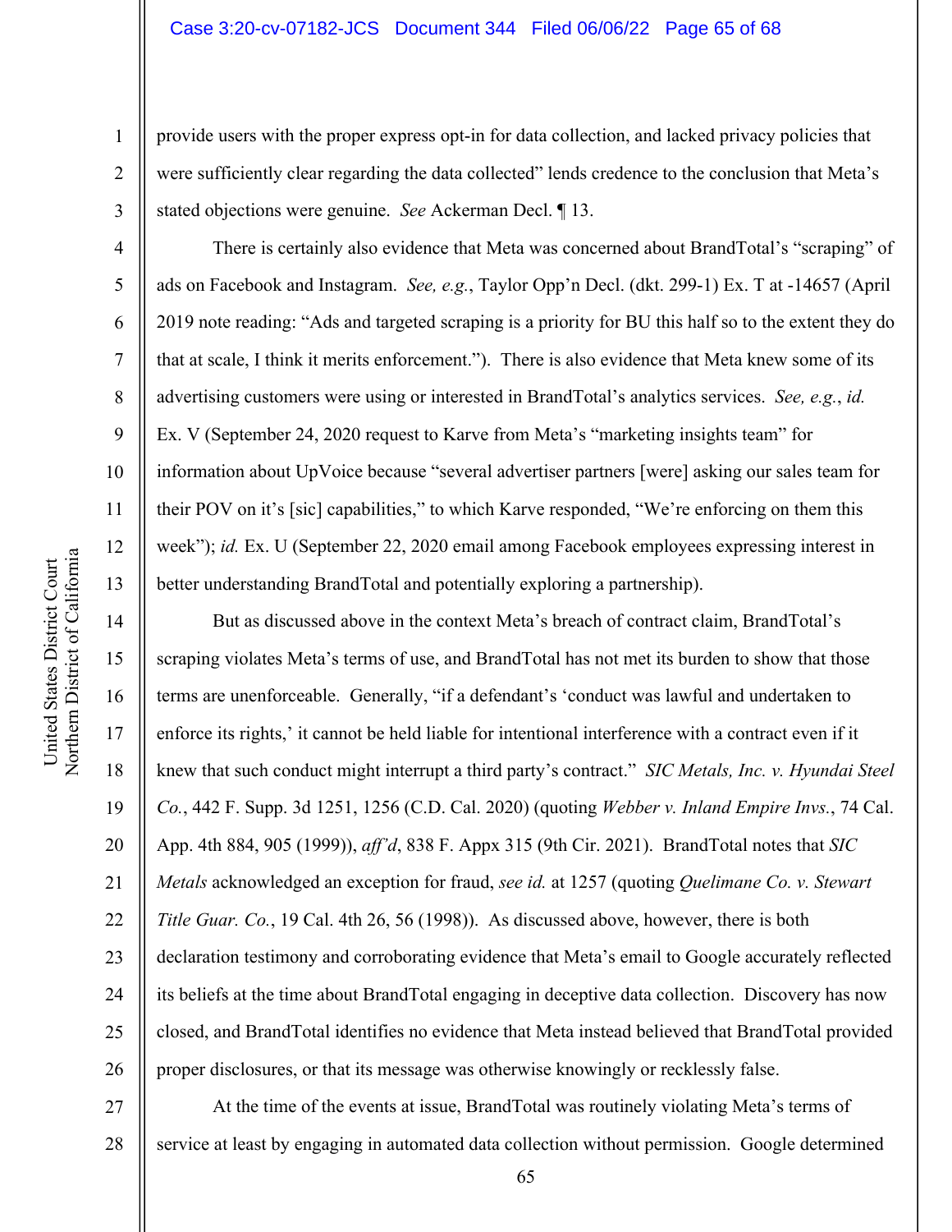provide users with the proper express opt-in for data collection, and lacked privacy policies that were sufficiently clear regarding the data collected" lends credence to the conclusion that Meta's stated objections were genuine. *See* Ackerman Decl. ¶ 13.

There is certainly also evidence that Meta was concerned about BrandTotal's "scraping" of ads on Facebook and Instagram. *See, e.g.*, Taylor Opp'n Decl. (dkt. 299-1) Ex. T at -14657 (April 2019 note reading: "Ads and targeted scraping is a priority for BU this half so to the extent they do that at scale, I think it merits enforcement."). There is also evidence that Meta knew some of its advertising customers were using or interested in BrandTotal's analytics services. *See, e.g.*, *id.* Ex. V (September 24, 2020 request to Karve from Meta's "marketing insights team" for information about UpVoice because "several advertiser partners [were] asking our sales team for their POV on it's [sic] capabilities," to which Karve responded, "We're enforcing on them this week"); *id.* Ex. U (September 22, 2020 email among Facebook employees expressing interest in better understanding BrandTotal and potentially exploring a partnership).

But as discussed above in the context Meta's breach of contract claim, BrandTotal's scraping violates Meta's terms of use, and BrandTotal has not met its burden to show that those terms are unenforceable. Generally, "if a defendant's 'conduct was lawful and undertaken to enforce its rights,' it cannot be held liable for intentional interference with a contract even if it knew that such conduct might interrupt a third party's contract." *SIC Metals, Inc. v. Hyundai Steel Co.*, 442 F. Supp. 3d 1251, 1256 (C.D. Cal. 2020) (quoting *Webber v. Inland Empire Invs.*, 74 Cal. App. 4th 884, 905 (1999)), *aff'd*, 838 F. Appx 315 (9th Cir. 2021). BrandTotal notes that *SIC Metals* acknowledged an exception for fraud, *see id.* at 1257 (quoting *Quelimane Co. v. Stewart Title Guar. Co.*, 19 Cal. 4th 26, 56 (1998)). As discussed above, however, there is both declaration testimony and corroborating evidence that Meta's email to Google accurately reflected its beliefs at the time about BrandTotal engaging in deceptive data collection. Discovery has now closed, and BrandTotal identifies no evidence that Meta instead believed that BrandTotal provided proper disclosures, or that its message was otherwise knowingly or recklessly false.

At the time of the events at issue, BrandTotal was routinely violating Meta's terms of service at least by engaging in automated data collection without permission. Google determined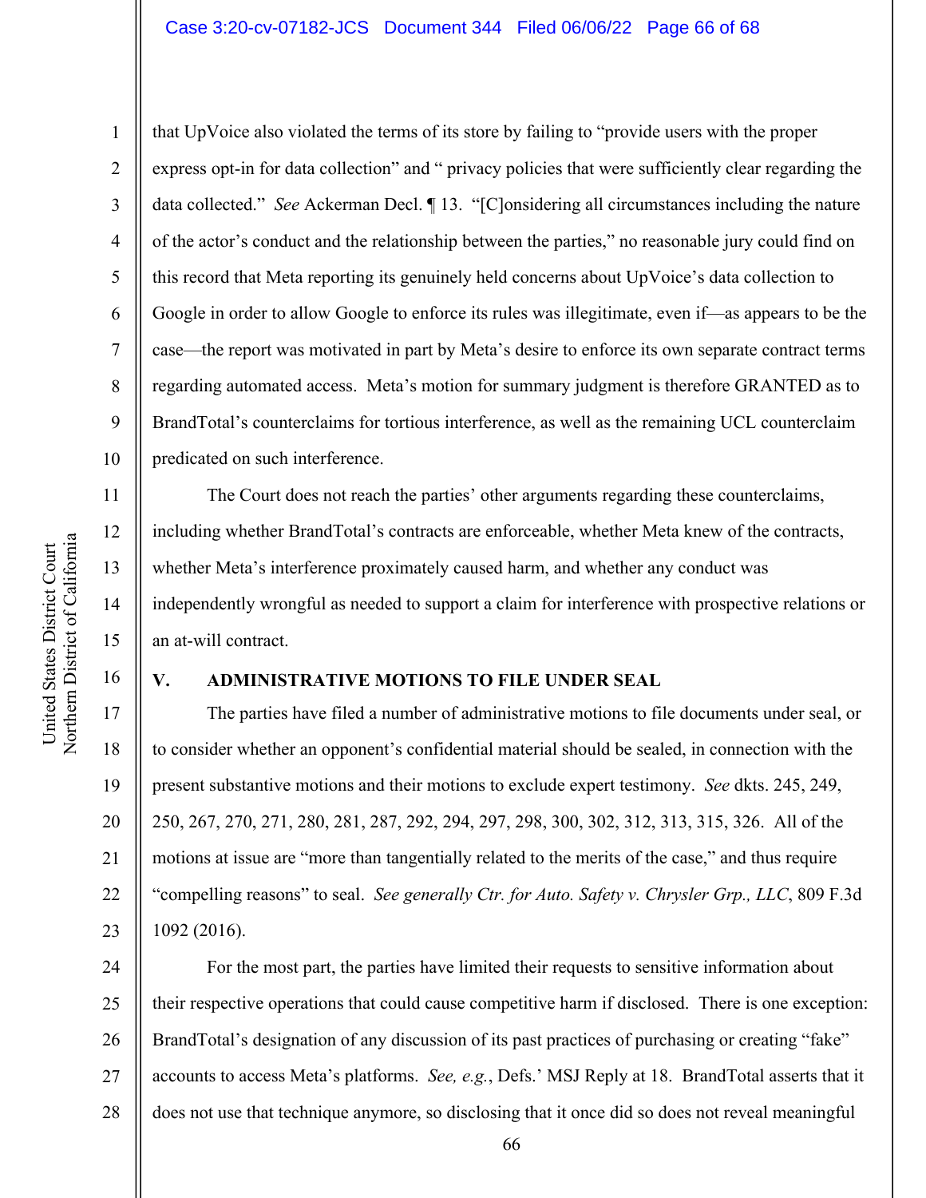that UpVoice also violated the terms of its store by failing to "provide users with the proper express opt-in for data collection" and " privacy policies that were sufficiently clear regarding the data collected." *See* Ackerman Decl. ¶ 13. "[C]onsidering all circumstances including the nature of the actor's conduct and the relationship between the parties," no reasonable jury could find on this record that Meta reporting its genuinely held concerns about UpVoice's data collection to Google in order to allow Google to enforce its rules was illegitimate, even if—as appears to be the case—the report was motivated in part by Meta's desire to enforce its own separate contract terms regarding automated access. Meta's motion for summary judgment is therefore GRANTED as to BrandTotal's counterclaims for tortious interference, as well as the remaining UCL counterclaim predicated on such interference.

The Court does not reach the parties' other arguments regarding these counterclaims, including whether BrandTotal's contracts are enforceable, whether Meta knew of the contracts, whether Meta's interference proximately caused harm, and whether any conduct was independently wrongful as needed to support a claim for interference with prospective relations or an at-will contract.

## V. ADMINISTRATIVE MOTIONS TO FILE UNDER SEAL

The parties have filed a number of administrative motions to file documents under seal, or to consider whether an opponent's confidential material should be sealed, in connection with the present substantive motions and their motions to exclude expert testimony. *See* dkts. 245, 249, 250, 267, 270, 271, 280, 281, 287, 292, 294, 297, 298, 300, 302, 312, 313, 315, 326. All of the motions at issue are "more than tangentially related to the merits of the case," and thus require "compelling reasons" to seal. *See generally Ctr. for Auto. Safety v. Chrysler Grp., LLC*, 809 F.3d 1092 (2016).

For the most part, the parties have limited their requests to sensitive information about their respective operations that could cause competitive harm if disclosed. There is one exception: BrandTotal's designation of any discussion of its past practices of purchasing or creating "fake" accounts to access Meta's platforms. *See, e.g.*, Defs.' MSJ Reply at 18. BrandTotal asserts that it does not use that technique anymore, so disclosing that it once did so does not reveal meaningful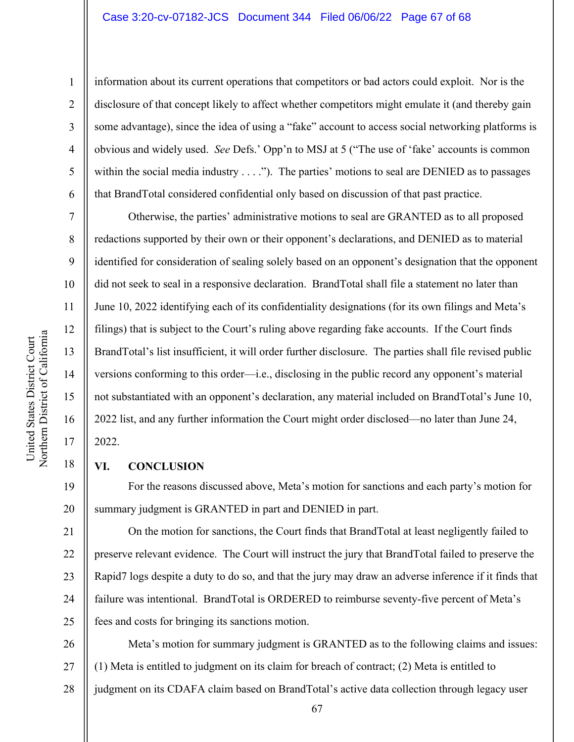information about its current operations that competitors or bad actors could exploit. Nor is the disclosure of that concept likely to affect whether competitors might emulate it (and thereby gain some advantage), since the idea of using a "fake" account to access social networking platforms is obvious and widely used. *See* Defs.' Opp'n to MSJ at 5 ("The use of 'fake' accounts is common within the social media industry . . . ."). The parties' motions to seal are DENIED as to passages that BrandTotal considered confidential only based on discussion of that past practice.

Otherwise, the parties' administrative motions to seal are GRANTED as to all proposed redactions supported by their own or their opponent's declarations, and DENIED as to material identified for consideration of sealing solely based on an opponent's designation that the opponent did not seek to seal in a responsive declaration. BrandTotal shall file a statement no later than June 10, 2022 identifying each of its confidentiality designations (for its own filings and Meta's filings) that is subject to the Court's ruling above regarding fake accounts. If the Court finds BrandTotal's list insufficient, it will order further disclosure. The parties shall file revised public versions conforming to this order—i.e., disclosing in the public record any opponent's material not substantiated with an opponent's declaration, any material included on BrandTotal's June 10, 2022 list, and any further information the Court might order disclosed—no later than June 24, 2022.

## VI. CONCLUSION

For the reasons discussed above, Meta's motion for sanctions and each party's motion for summary judgment is GRANTED in part and DENIED in part.

On the motion for sanctions, the Court finds that BrandTotal at least negligently failed to preserve relevant evidence. The Court will instruct the jury that BrandTotal failed to preserve the Rapid7 logs despite a duty to do so, and that the jury may draw an adverse inference if it finds that failure was intentional. BrandTotal is ORDERED to reimburse seventy-five percent of Meta's fees and costs for bringing its sanctions motion.

Meta's motion for summary judgment is GRANTED as to the following claims and issues: (1) Meta is entitled to judgment on its claim for breach of contract; (2) Meta is entitled to judgment on its CDAFA claim based on BrandTotal's active data collection through legacy user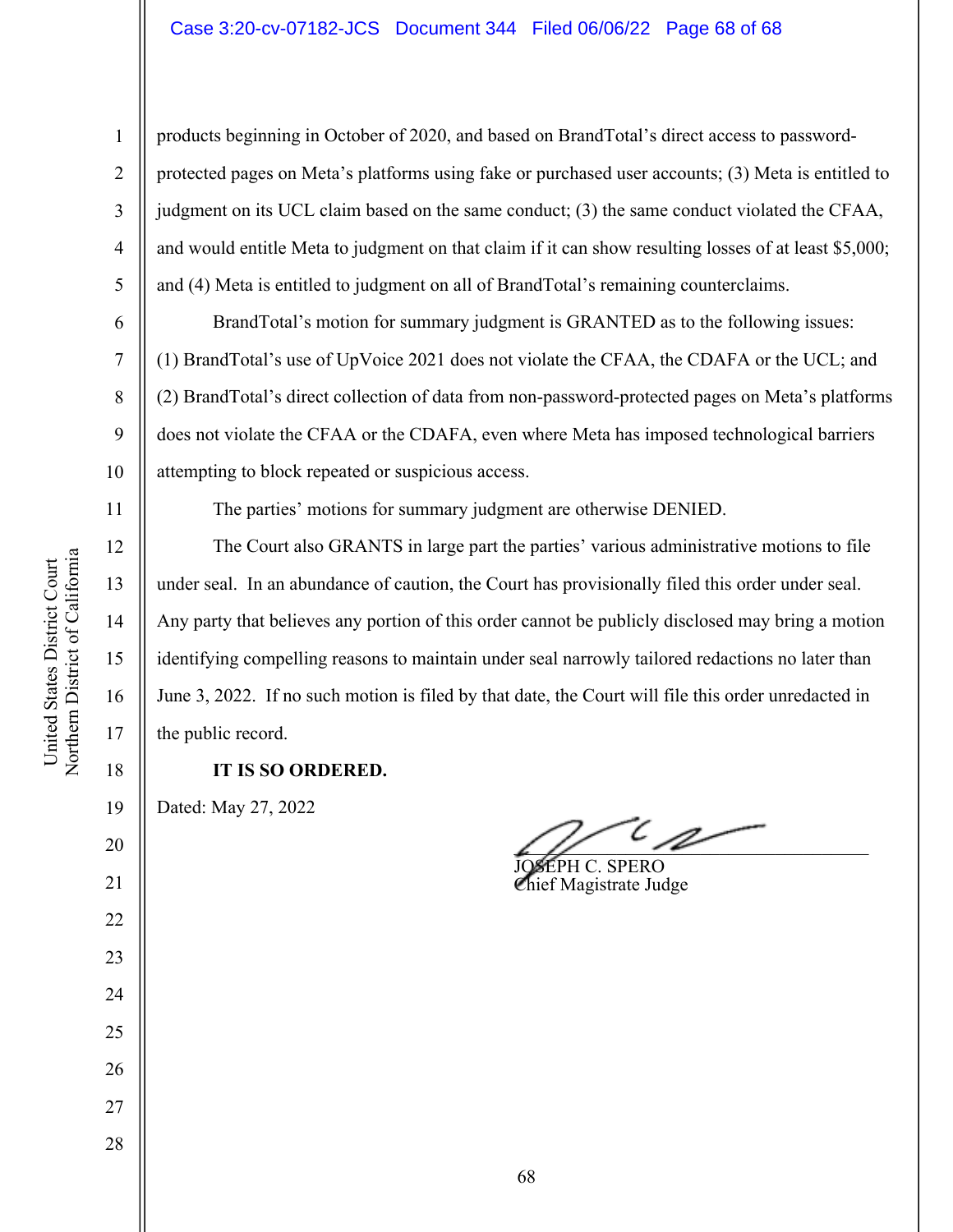products beginning in October of 2020, and based on BrandTotal's direct access to password-protected pages on Meta's platforms using fake or purchased user accounts; (3) Meta is entitled to judgment on its UCL claim based on the same conduct; (3) the same conduct violated the CFAA, and would entitle Meta to judgment on that claim if it can show resulting losses of at least $5,000; and (4) Meta is entitled to judgment on all of BrandTotal's remaining counterclaims.

BrandTotal's motion for summary judgment is GRANTED as to the following issues: (1) BrandTotal's use of UpVoice 2021 does not violate the CFAA, the CDAFA or the UCL; and (2) BrandTotal's direct collection of data from non-password-protected pages on Meta's platforms does not violate the CFAA or the CDAFA, even where Meta has imposed technological barriers attempting to block repeated or suspicious access.

The parties' motions for summary judgment are otherwise DENIED.

The Court also GRANTS in large part the parties' various administrative motions to file under seal. In an abundance of caution, the Court has provisionally filed this order under seal. Any party that believes any portion of this order cannot be publicly disclosed may bring a motion identifying compelling reasons to maintain under seal narrowly tailored redactions no later than June 3, 2022. If no such motion is filed by that date, the Court will file this order unredacted in the public record.

**IT IS SO ORDERED.**

Dated: May 27, 2022

JOSEPH C. SPERO
Chief Magistrate Judge